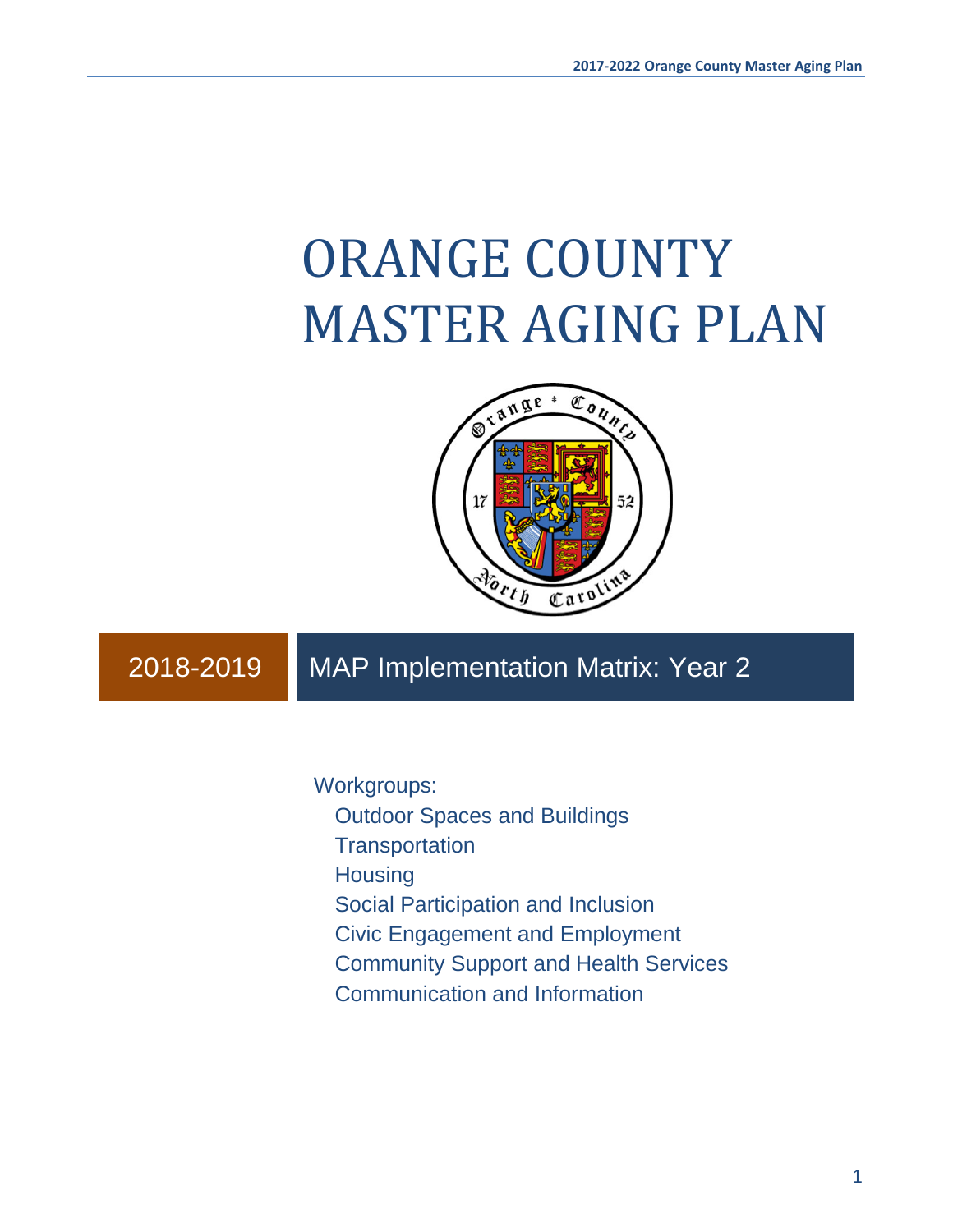# ORANGE COUNTY MASTER AGING PLAN

## 2018-2019 MAP Implementation Matrix: Year 2

Workgroups:

- Outdoor Spaces and Buildings
- Transportation
- Housing
- Social Participation and Inclusion
- Civic Engagement and Employment
- Community Support and Health Services
- Communication and Information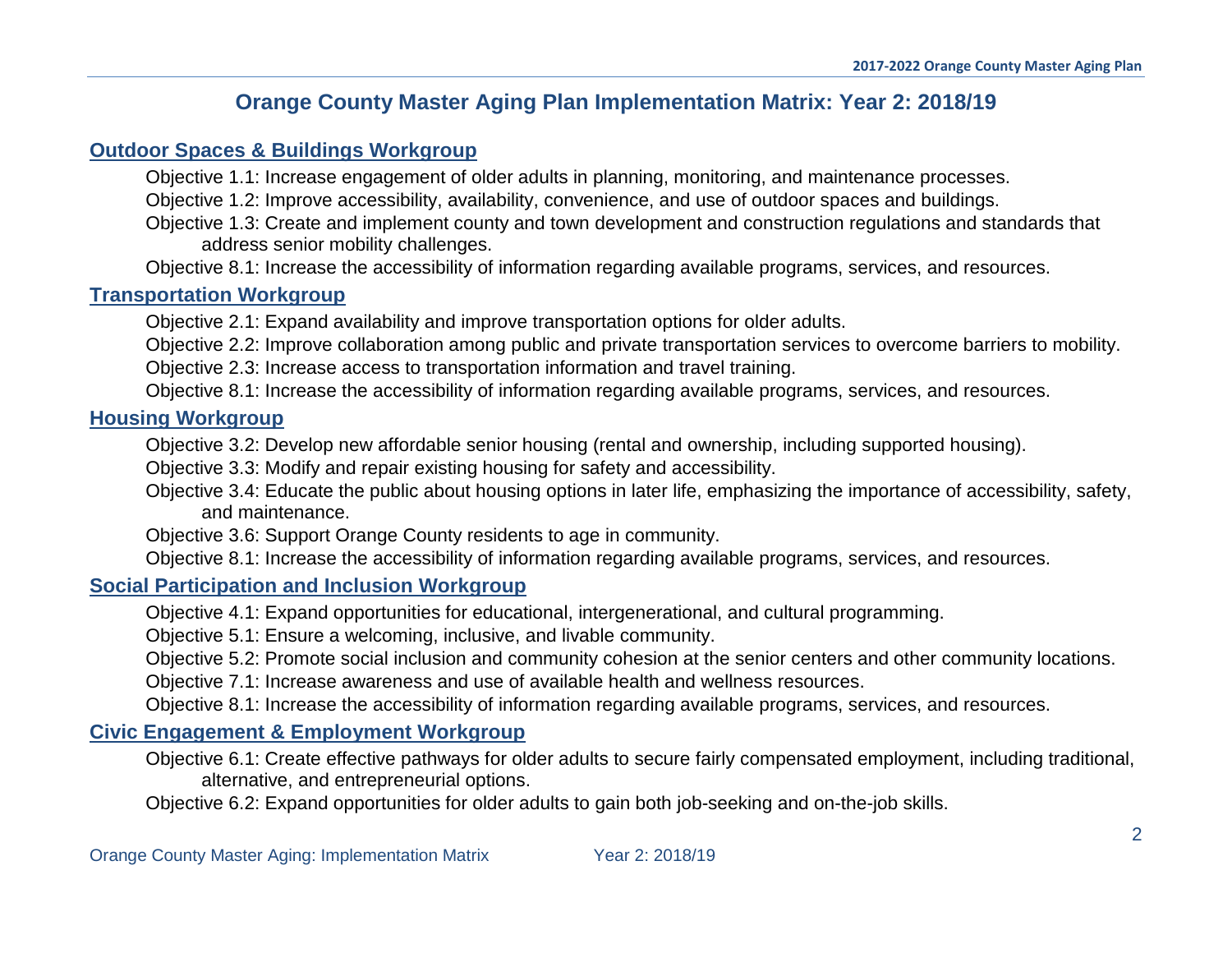# Orange County Master Aging Plan Implementation Matrix: Year 2: 2018/19

## Outdoor Spaces & Buildings Workgroup

Objective 1.1: Increase engagement of older adults in planning, monitoring, and maintenance processes.

Objective 1.2: Improve accessibility, availability, convenience, and use of outdoor spaces and buildings.

Objective 1.3: Create and implement county and town development and construction regulations and standards that address senior mobility challenges.

Objective 8.1: Increase the accessibility of information regarding available programs, services, and resources.

## Transportation Workgroup

Objective 2.1: Expand availability and improve transportation options for older adults.

Objective 2.2: Improve collaboration among public and private transportation services to overcome barriers to mobility.

Objective 2.3: Increase access to transportation information and travel training.

Objective 8.1: Increase the accessibility of information regarding available programs, services, and resources.

## Housing Workgroup

Objective 3.2: Develop new affordable senior housing (rental and ownership, including supported housing).

Objective 3.3: Modify and repair existing housing for safety and accessibility.

Objective 3.4: Educate the public about housing options in later life, emphasizing the importance of accessibility, safety, and maintenance.

Objective 3.6: Support Orange County residents to age in community.

Objective 8.1: Increase the accessibility of information regarding available programs, services, and resources.

## Social Participation and Inclusion Workgroup

Objective 4.1: Expand opportunities for educational, intergenerational, and cultural programming.

Objective 5.1: Ensure a welcoming, inclusive, and livable community.

Objective 5.2: Promote social inclusion and community cohesion at the senior centers and other community locations.

Objective 7.1: Increase awareness and use of available health and wellness resources.

Objective 8.1: Increase the accessibility of information regarding available programs, services, and resources.

## Civic Engagement & Employment Workgroup

Objective 6.1: Create effective pathways for older adults to secure fairly compensated employment, including traditional, alternative, and entrepreneurial options.

Objective 6.2: Expand opportunities for older adults to gain both job-seeking and on-the-job skills.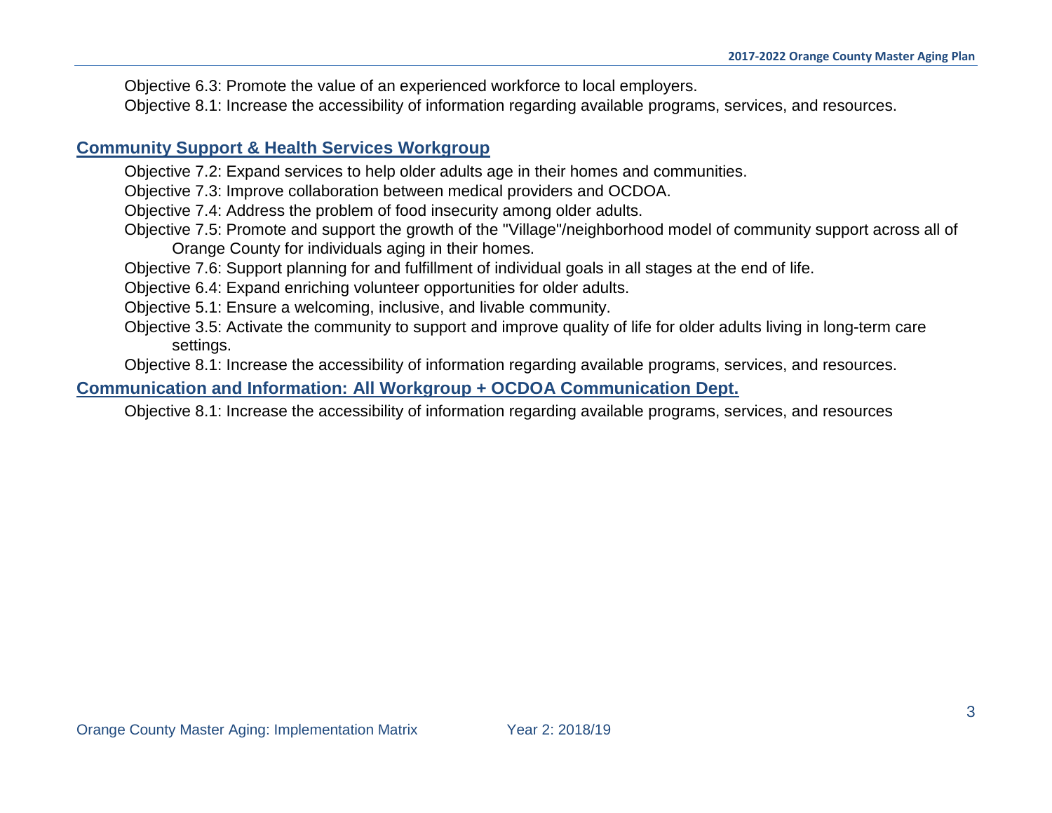Objective 6.3: Promote the value of an experienced workforce to local employers.

Objective 8.1: Increase the accessibility of information regarding available programs, services, and resources.

## Community Support & Health Services Workgroup

Objective 7.2: Expand services to help older adults age in their homes and communities.

Objective 7.3: Improve collaboration between medical providers and OCDOA.

Objective 7.4: Address the problem of food insecurity among older adults.

Objective 7.5: Promote and support the growth of the "Village"/neighborhood model of community support across all of Orange County for individuals aging in their homes.

Objective 7.6: Support planning for and fulfillment of individual goals in all stages at the end of life.

Objective 6.4: Expand enriching volunteer opportunities for older adults.

Objective 5.1: Ensure a welcoming, inclusive, and livable community.

Objective 3.5: Activate the community to support and improve quality of life for older adults living in long-term care settings.

Objective 8.1: Increase the accessibility of information regarding available programs, services, and resources.

## Communication and Information: All Workgroup + OCDOA Communication Dept.

Objective 8.1: Increase the accessibility of information regarding available programs, services, and resources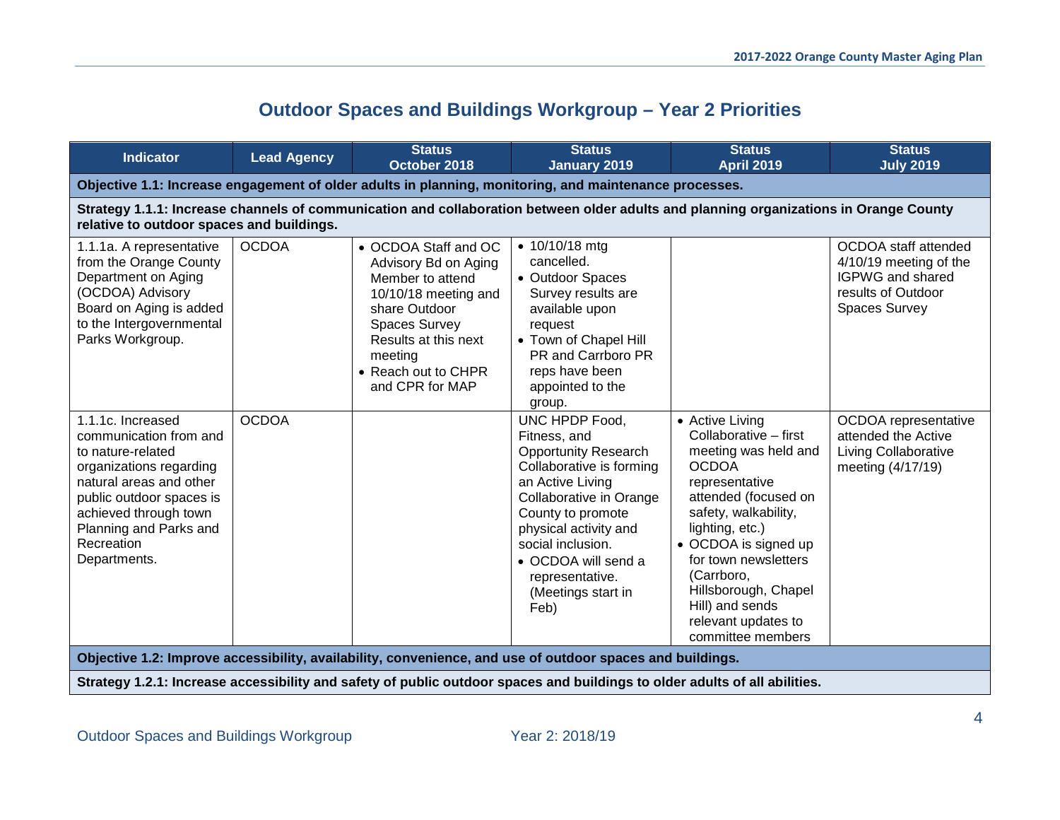# Outdoor Spaces and Buildings Workgroup – Year 2 Priorities

| Indicator | Lead Agency | Status October 2018 | Status January 2019 | Status April 2019 | Status July 2019 |
|---|---|---|---|---|---|
| **Objective 1.1: Increase engagement of older adults in planning, monitoring, and maintenance processes.** | | | | | |
| **Strategy 1.1.1: Increase channels of communication and collaboration between older adults and planning organizations in Orange County relative to outdoor spaces and buildings.** | | | | | |
| 1.1.1a. A representative from the Orange County Department on Aging (OCDOA) Advisory Board on Aging is added to the Intergovernmental Parks Workgroup. | OCDOA | • OCDOA Staff and OC Advisory Bd on Aging Member to attend 10/10/18 meeting and share Outdoor Spaces Survey Results at this next meeting<br>• Reach out to CHPR and CPR for MAP | • 10/10/18 mtg cancelled.<br>• Outdoor Spaces Survey results are available upon request<br>• Town of Chapel Hill PR and Carrboro PR reps have been appointed to the group. | | OCDOA staff attended 4/10/19 meeting of the IGPWG and shared results of Outdoor Spaces Survey |
| 1.1.1c. Increased communication from and to nature-related organizations regarding natural areas and other public outdoor spaces is achieved through town Planning and Parks and Recreation Departments. | OCDOA | | UNC HPDP Food, Fitness, and Opportunity Research Collaborative is forming an Active Living Collaborative in Orange County to promote physical activity and social inclusion.<br>• OCDOA will send a representative. (Meetings start in Feb) | • Active Living Collaborative – first meeting was held and OCDOA representative attended (focused on safety, walkability, lighting, etc.)<br>• OCDOA is signed up for town newsletters (Carrboro, Hillsborough, Chapel Hill) and sends relevant updates to committee members | OCDOA representative attended the Active Living Collaborative meeting (4/17/19) |
| **Objective 1.2: Improve accessibility, availability, convenience, and use of outdoor spaces and buildings.** | | | | | |
| **Strategy 1.2.1: Increase accessibility and safety of public outdoor spaces and buildings to older adults of all abilities.** | | | | | |

Outdoor Spaces and Buildings Workgroup	Year 2: 2018/19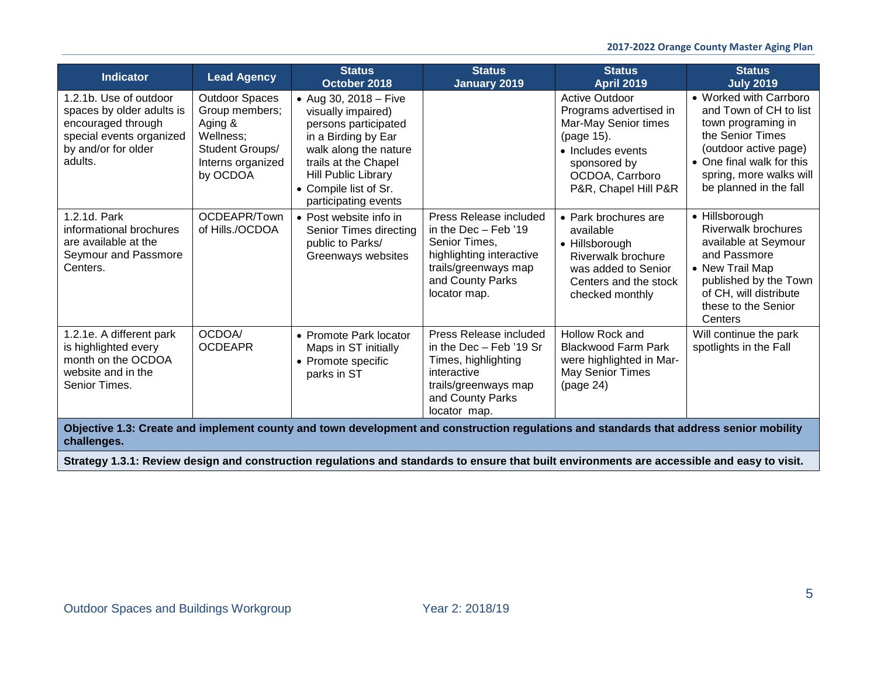| Indicator | Lead Agency | Status October 2018 | Status January 2019 | Status April 2019 | Status July 2019 |
|---|---|---|---|---|---|
| 1.2.1b. Use of outdoor spaces by older adults is encouraged through special events organized by and/or for older adults. | Outdoor Spaces Group members; Aging & Wellness; Student Groups/ Interns organized by OCDOA | • Aug 30, 2018 – Five visually impaired) persons participated in a Birding by Ear walk along the nature trails at the Chapel Hill Public Library<br>• Compile list of Sr. participating events | | Active Outdoor Programs advertised in Mar-May Senior times (page 15).<br>• Includes events sponsored by OCDOA, Carrboro P&R, Chapel Hill P&R | • Worked with Carrboro and Town of CH to list town programing in the Senior Times (outdoor active page)<br>• One final walk for this spring, more walks will be planned in the fall |
| 1.2.1d. Park informational brochures are available at the Seymour and Passmore Centers. | OCDEAPR/Town of Hills./OCDOA | • Post website info in Senior Times directing public to Parks/ Greenways websites | Press Release included in the Dec – Feb '19 Senior Times, highlighting interactive trails/greenways map and County Parks locator map. | • Park brochures are available<br>• Hillsborough Riverwalk brochure was added to Senior Centers and the stock checked monthly | • Hillsborough Riverwalk brochures available at Seymour and Passmore<br>• New Trail Map published by the Town of CH, will distribute these to the Senior Centers |
| 1.2.1e. A different park is highlighted every month on the OCDOA website and in the Senior Times. | OCDOA/ OCDEAPR | • Promote Park locator Maps in ST initially<br>• Promote specific parks in ST | Press Release included in the Dec – Feb '19 Sr Times, highlighting interactive trails/greenways map and County Parks locator map. | Hollow Rock and Blackwood Farm Park were highlighted in Mar-May Senior Times (page 24) | Will continue the park spotlights in the Fall |
| **Objective 1.3: Create and implement county and town development and construction regulations and standards that address senior mobility challenges.** | | | | | |
| **Strategy 1.3.1: Review design and construction regulations and standards to ensure that built environments are accessible and easy to visit.** | | | | | |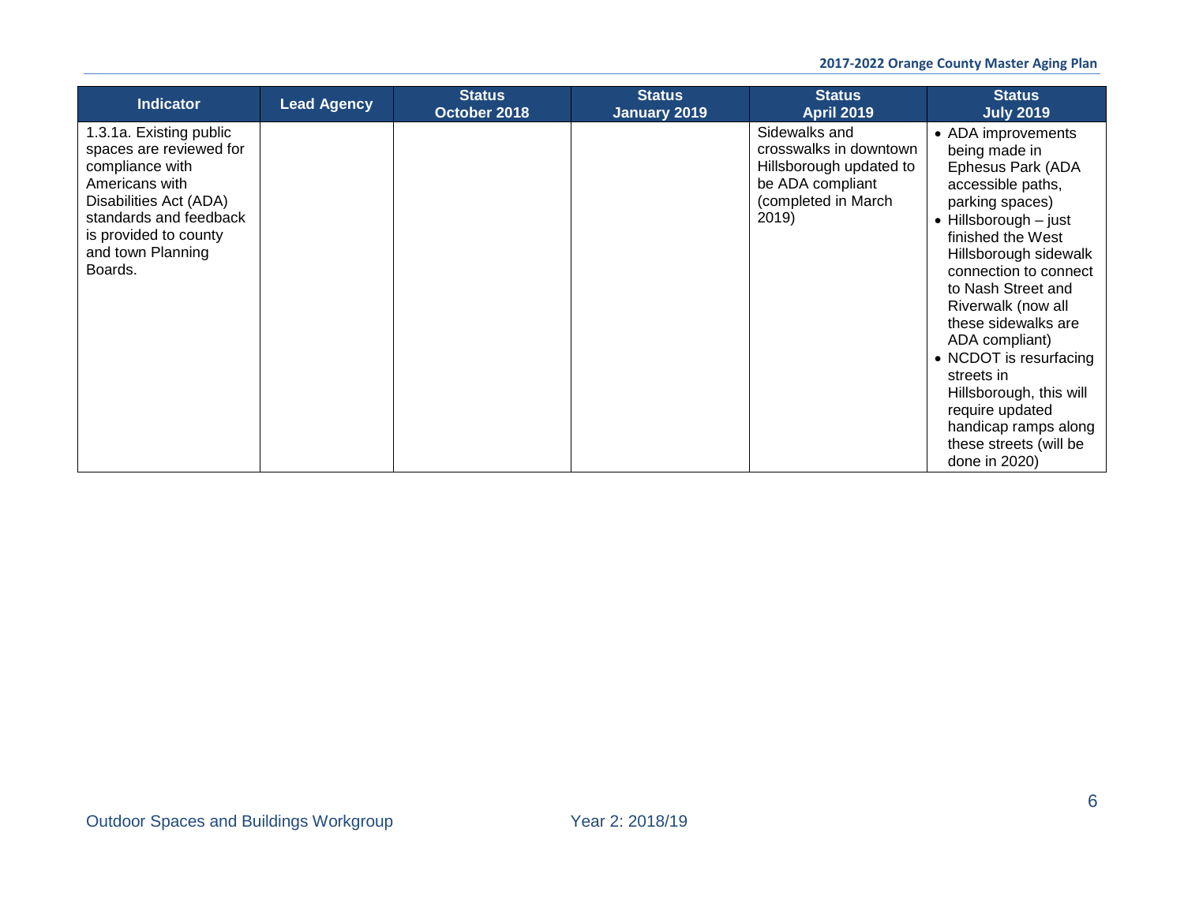| Indicator | Lead Agency | Status October 2018 | Status January 2019 | Status April 2019 | Status July 2019 |
|---|---|---|---|---|---|
| 1.3.1a. Existing public spaces are reviewed for compliance with Americans with Disabilities Act (ADA) standards and feedback is provided to county and town Planning Boards. | | | | Sidewalks and crosswalks in downtown Hillsborough updated to be ADA compliant (completed in March 2019) | • ADA improvements being made in Ephesus Park (ADA accessible paths, parking spaces)<br>• Hillsborough – just finished the West Hillsborough sidewalk connection to connect to Nash Street and Riverwalk (now all these sidewalks are ADA compliant)<br>• NCDOT is resurfacing streets in Hillsborough, this will require updated handicap ramps along these streets (will be done in 2020) |

Outdoor Spaces and Buildings Workgroup    Year 2: 2018/19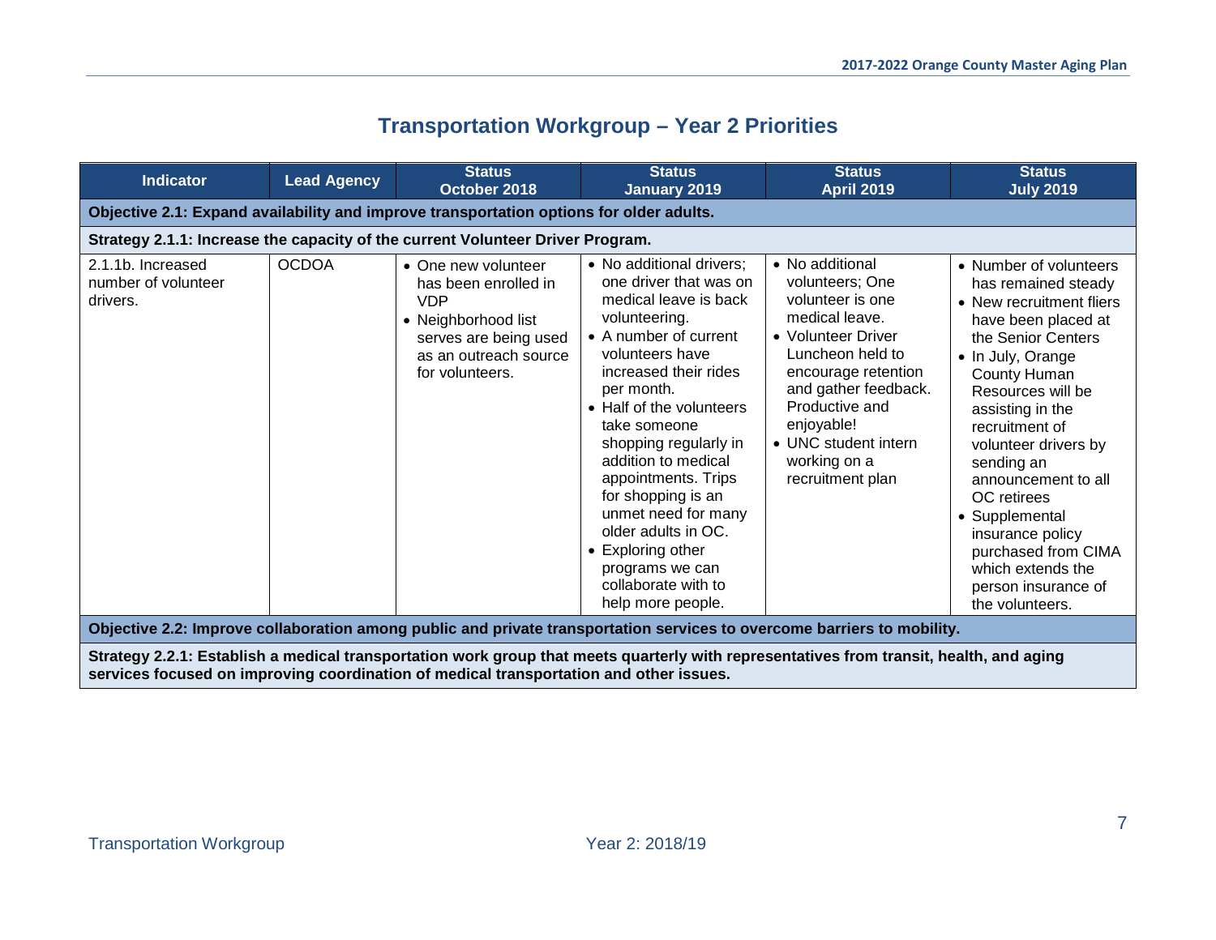# Transportation Workgroup – Year 2 Priorities

| Indicator | Lead Agency | Status October 2018 | Status January 2019 | Status April 2019 | Status July 2019 |
|---|---|---|---|---|---|
| **Objective 2.1: Expand availability and improve transportation options for older adults.** | | | | | |
| **Strategy 2.1.1: Increase the capacity of the current Volunteer Driver Program.** | | | | | |
| 2.1.1b. Increased number of volunteer drivers. | OCDOA | • One new volunteer has been enrolled in VDP<br>• Neighborhood list serves are being used as an outreach source for volunteers. | • No additional drivers; one driver that was on medical leave is back volunteering.<br>• A number of current volunteers have increased their rides per month.<br>• Half of the volunteers take someone shopping regularly in addition to medical appointments. Trips for shopping is an unmet need for many older adults in OC.<br>• Exploring other programs we can collaborate with to help more people. | • No additional volunteers; One volunteer is one medical leave.<br>• Volunteer Driver Luncheon held to encourage retention and gather feedback. Productive and enjoyable!<br>• UNC student intern working on a recruitment plan | • Number of volunteers has remained steady<br>• New recruitment fliers have been placed at the Senior Centers<br>• In July, Orange County Human Resources will be assisting in the recruitment of volunteer drivers by sending an announcement to all OC retirees<br>• Supplemental insurance policy purchased from CIMA which extends the person insurance of the volunteers. |
| **Objective 2.2: Improve collaboration among public and private transportation services to overcome barriers to mobility.** | | | | | |
| **Strategy 2.2.1: Establish a medical transportation work group that meets quarterly with representatives from transit, health, and aging services focused on improving coordination of medical transportation and other issues.** | | | | | |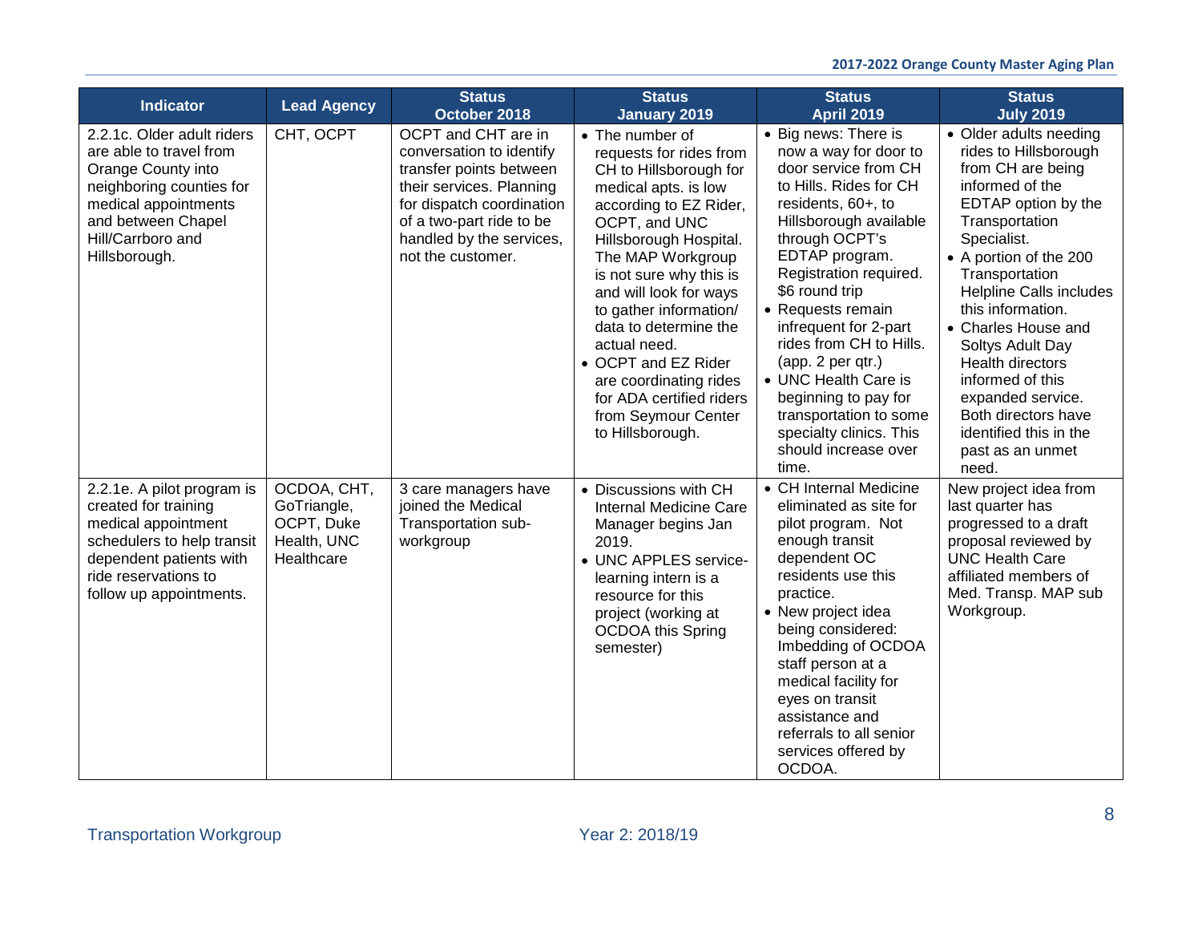| Indicator | Lead Agency | Status October 2018 | Status January 2019 | Status April 2019 | Status July 2019 |
|---|---|---|---|---|---|
| 2.2.1c. Older adult riders are able to travel from Orange County into neighboring counties for medical appointments and between Chapel Hill/Carrboro and Hillsborough. | CHT, OCPT | OCPT and CHT are in conversation to identify transfer points between their services. Planning for dispatch coordination of a two-part ride to be handled by the services, not the customer. | • The number of requests for rides from CH to Hillsborough for medical apts. is low according to EZ Rider, OCPT, and UNC Hillsborough Hospital. The MAP Workgroup is not sure why this is and will look for ways to gather information/ data to determine the actual need.<br>• OCPT and EZ Rider are coordinating rides for ADA certified riders from Seymour Center to Hillsborough. | • Big news: There is now a way for door to door service from CH to Hills. Rides for CH residents, 60+, to Hillsborough available through OCPT's EDTAP program. Registration required. $6 round trip<br>• Requests remain infrequent for 2-part rides from CH to Hills. (app. 2 per qtr.)<br>• UNC Health Care is beginning to pay for transportation to some specialty clinics. This should increase over time. | • Older adults needing rides to Hillsborough from CH are being informed of the EDTAP option by the Transportation Specialist.<br>• A portion of the 200 Transportation Helpline Calls includes this information.<br>• Charles House and Soltys Adult Day Health directors informed of this expanded service. Both directors have identified this in the past as an unmet need. |
| 2.2.1e. A pilot program is created for training medical appointment schedulers to help transit dependent patients with ride reservations to follow up appointments. | OCDOA, CHT, GoTriangle, OCPT, Duke Health, UNC Healthcare | 3 care managers have joined the Medical Transportation sub-workgroup | • Discussions with CH Internal Medicine Care Manager begins Jan 2019.<br>• UNC APPLES service-learning intern is a resource for this project (working at OCDOA this Spring semester) | • CH Internal Medicine eliminated as site for pilot program. Not enough transit dependent OC residents use this practice.<br>• New project idea being considered: Imbedding of OCDOA staff person at a medical facility for eyes on transit assistance and referrals to all senior services offered by OCDOA. | New project idea from last quarter has progressed to a draft proposal reviewed by UNC Health Care affiliated members of Med. Transp. MAP sub Workgroup. |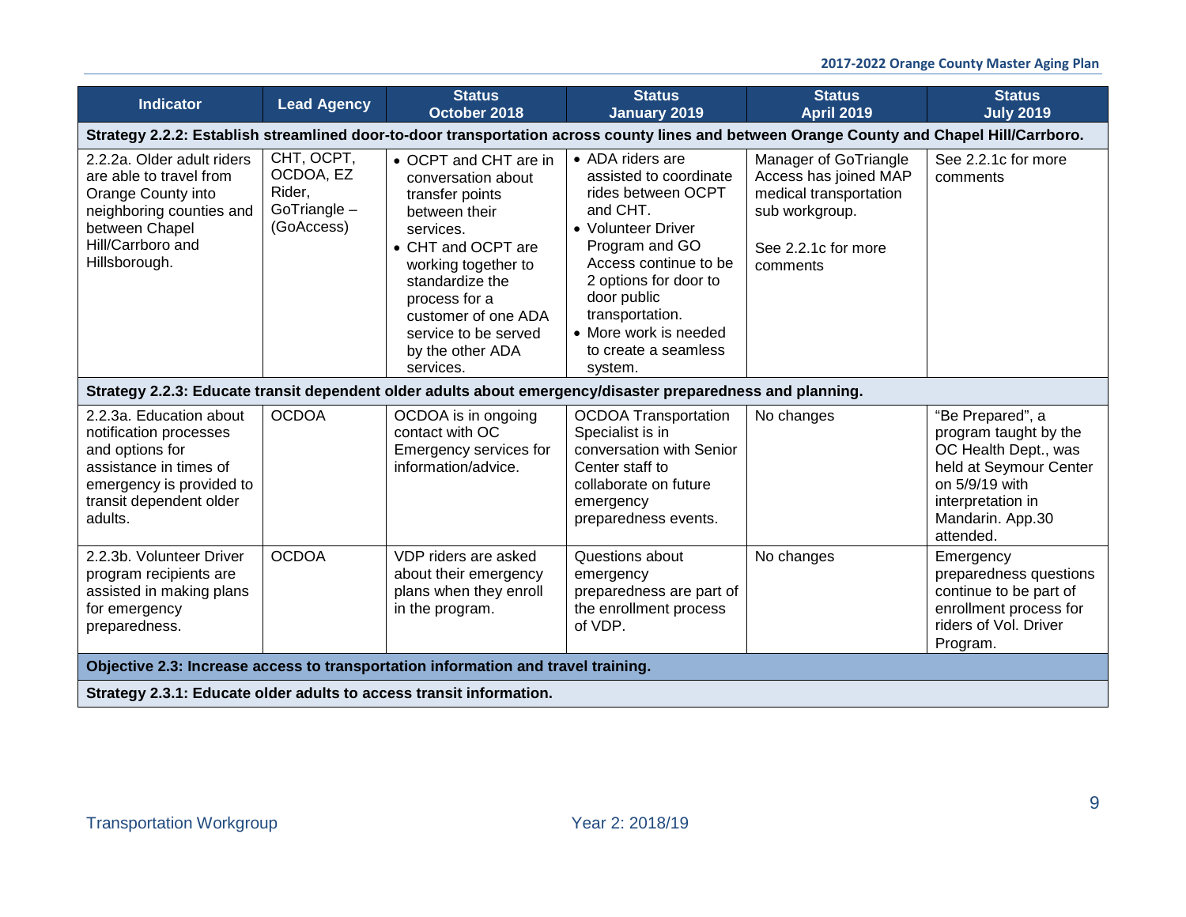| Indicator | Lead Agency | Status October 2018 | Status January 2019 | Status April 2019 | Status July 2019 |
|---|---|---|---|---|---|
| **Strategy 2.2.2: Establish streamlined door-to-door transportation across county lines and between Orange County and Chapel Hill/Carrboro.** | | | | | |
| 2.2.2a. Older adult riders are able to travel from Orange County into neighboring counties and between Chapel Hill/Carrboro and Hillsborough. | CHT, OCPT, OCDOA, EZ Rider, GoTriangle – (GoAccess) | • OCPT and CHT are in conversation about transfer points between their services.<br>• CHT and OCPT are working together to standardize the process for a customer of one ADA service to be served by the other ADA services. | • ADA riders are assisted to coordinate rides between OCPT and CHT.<br>• Volunteer Driver Program and GO Access continue to be 2 options for door to door public transportation.<br>• More work is needed to create a seamless system. | Manager of GoTriangle Access has joined MAP medical transportation sub workgroup.<br><br>See 2.2.1c for more comments | See 2.2.1c for more comments |
| **Strategy 2.2.3: Educate transit dependent older adults about emergency/disaster preparedness and planning.** | | | | | |
| 2.2.3a. Education about notification processes and options for assistance in times of emergency is provided to transit dependent older adults. | OCDOA | OCDOA is in ongoing contact with OC Emergency services for information/advice. | OCDOA Transportation Specialist is in conversation with Senior Center staff to collaborate on future emergency preparedness events. | No changes | "Be Prepared", a program taught by the OC Health Dept., was held at Seymour Center on 5/9/19 with interpretation in Mandarin. App.30 attended. |
| 2.2.3b. Volunteer Driver program recipients are assisted in making plans for emergency preparedness. | OCDOA | VDP riders are asked about their emergency plans when they enroll in the program. | Questions about emergency preparedness are part of the enrollment process of VDP. | No changes | Emergency preparedness questions continue to be part of enrollment process for riders of Vol. Driver Program. |
| **Objective 2.3: Increase access to transportation information and travel training.** | | | | | |
| **Strategy 2.3.1: Educate older adults to access transit information.** | | | | | |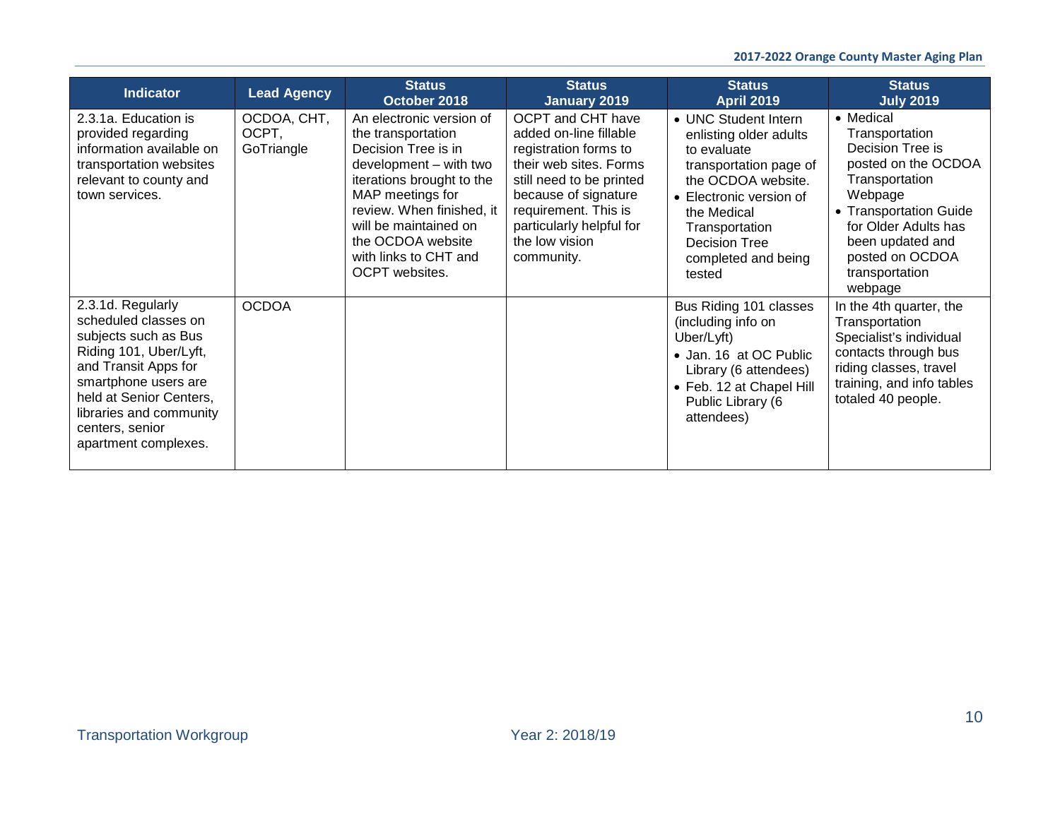| Indicator | Lead Agency | Status October 2018 | Status January 2019 | Status April 2019 | Status July 2019 |
|---|---|---|---|---|---|
| 2.3.1a. Education is provided regarding information available on transportation websites relevant to county and town services. | OCDOA, CHT, OCPT, GoTriangle | An electronic version of the transportation Decision Tree is in development – with two iterations brought to the MAP meetings for review. When finished, it will be maintained on the OCDOA website with links to CHT and OCPT websites. | OCPT and CHT have added on-line fillable registration forms to their web sites. Forms still need to be printed because of signature requirement. This is particularly helpful for the low vision community. | • UNC Student Intern enlisting older adults to evaluate transportation page of the OCDOA website.<br>• Electronic version of the Medical Transportation Decision Tree completed and being tested | • Medical Transportation Decision Tree is posted on the OCDOA Transportation Webpage<br>• Transportation Guide for Older Adults has been updated and posted on OCDOA transportation webpage |
| 2.3.1d. Regularly scheduled classes on subjects such as Bus Riding 101, Uber/Lyft, and Transit Apps for smartphone users are held at Senior Centers, libraries and community centers, senior apartment complexes. | OCDOA | | | Bus Riding 101 classes (including info on Uber/Lyft)<br>• Jan. 16 at OC Public Library (6 attendees)<br>• Feb. 12 at Chapel Hill Public Library (6 attendees) | In the 4th quarter, the Transportation Specialist's individual contacts through bus riding classes, travel training, and info tables totaled 40 people. |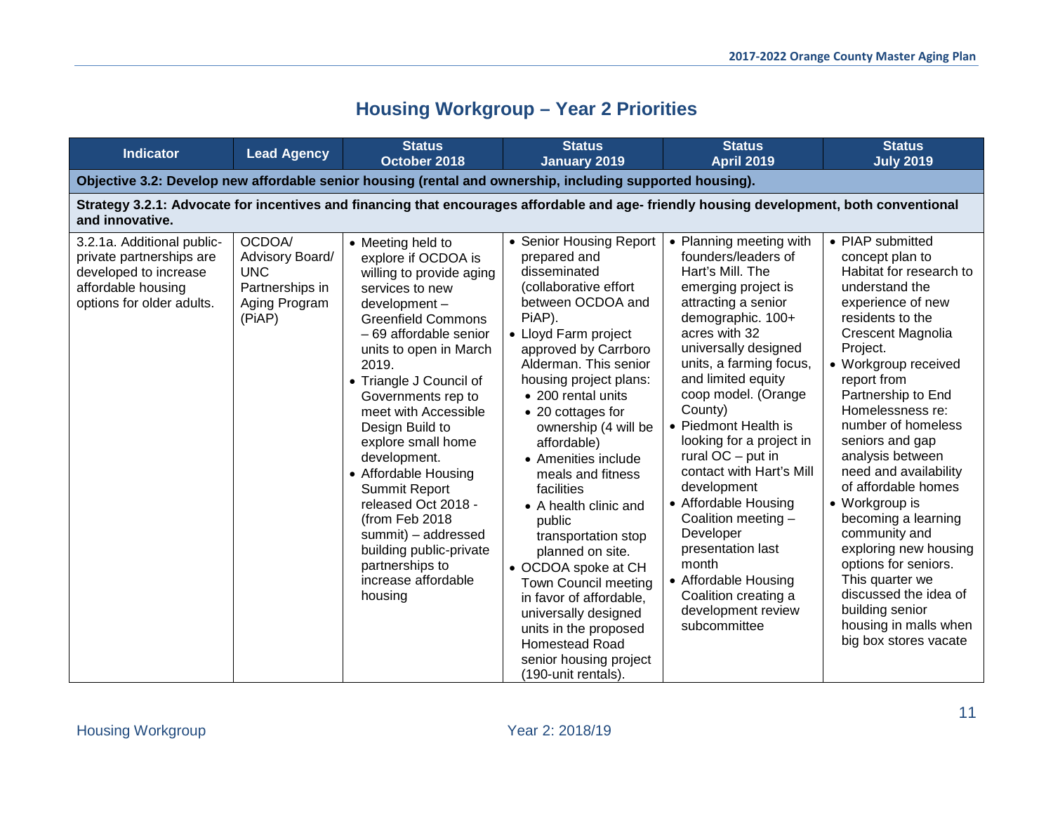# Housing Workgroup – Year 2 Priorities

| Indicator | Lead Agency | Status October 2018 | Status January 2019 | Status April 2019 | Status July 2019 |
|---|---|---|---|---|---|
| **Objective 3.2: Develop new affordable senior housing (rental and ownership, including supported housing).** | | | | | |
| **Strategy 3.2.1: Advocate for incentives and financing that encourages affordable and age- friendly housing development, both conventional and innovative.** | | | | | |
| 3.2.1a. Additional public-private partnerships are developed to increase affordable housing options for older adults. | OCDOA/ Advisory Board/ UNC Partnerships in Aging Program (PiAP) | • Meeting held to explore if OCDOA is willing to provide aging services to new development – Greenfield Commons – 69 affordable senior units to open in March 2019.<br>• Triangle J Council of Governments rep to meet with Accessible Design Build to explore small home development.<br>• Affordable Housing Summit Report released Oct 2018 - (from Feb 2018 summit) – addressed building public-private partnerships to increase affordable housing | • Senior Housing Report prepared and disseminated (collaborative effort between OCDOA and PiAP).<br>• Lloyd Farm project approved by Carrboro Alderman. This senior housing project plans:<br>  • 200 rental units<br>  • 20 cottages for ownership (4 will be affordable)<br>  • Amenities include meals and fitness facilities<br>  • A health clinic and public transportation stop planned on site.<br>• OCDOA spoke at CH Town Council meeting in favor of affordable, universally designed units in the proposed Homestead Road senior housing project (190-unit rentals). | • Planning meeting with founders/leaders of Hart's Mill. The emerging project is attracting a senior demographic. 100+ acres with 32 universally designed units, a farming focus, and limited equity coop model. (Orange County)<br>• Piedmont Health is looking for a project in rural OC – put in contact with Hart's Mill development<br>• Affordable Housing Coalition meeting – Developer presentation last month<br>• Affordable Housing Coalition creating a development review subcommittee | • PIAP submitted concept plan to Habitat for research to understand the experience of new residents to the Crescent Magnolia Project.<br>• Workgroup received report from Partnership to End Homelessness re: number of homeless seniors and gap analysis between need and availability of affordable homes<br>• Workgroup is becoming a learning community and exploring new housing options for seniors. This quarter we discussed the idea of building senior housing in malls when big box stores vacate |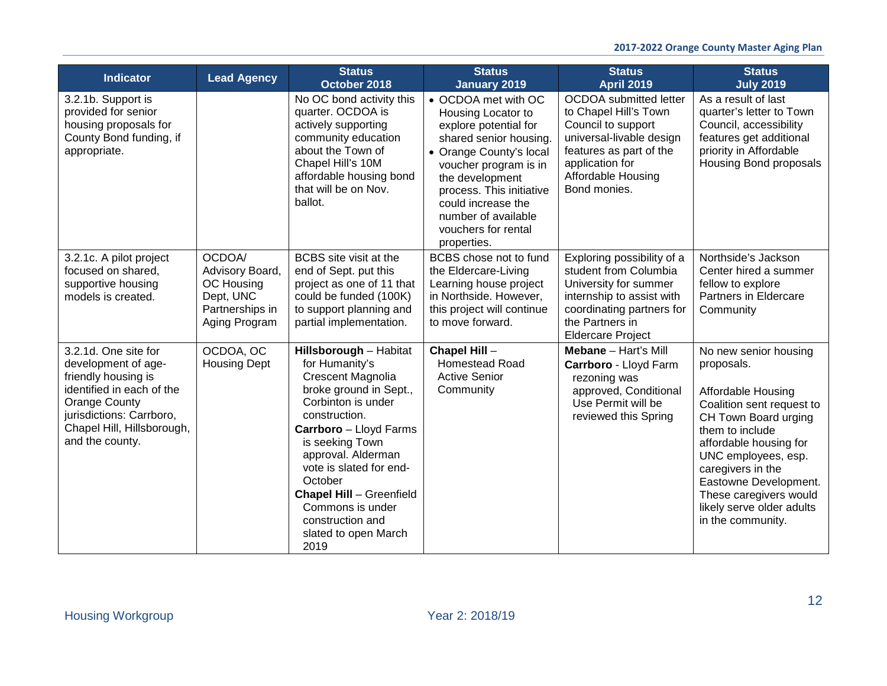| Indicator | Lead Agency | Status October 2018 | Status January 2019 | Status April 2019 | Status July 2019 |
|---|---|---|---|---|---|
| 3.2.1b. Support is provided for senior housing proposals for County Bond funding, if appropriate. | | No OC bond activity this quarter. OCDOA is actively supporting community education about the Town of Chapel Hill's 10M affordable housing bond that will be on Nov. ballot. | • OCDOA met with OC Housing Locator to explore potential for shared senior housing.<br>• Orange County's local voucher program is in the development process. This initiative could increase the number of available vouchers for rental properties. | OCDOA submitted letter to Chapel Hill's Town Council to support universal-livable design features as part of the application for Affordable Housing Bond monies. | As a result of last quarter's letter to Town Council, accessibility features get additional priority in Affordable Housing Bond proposals |
| 3.2.1c. A pilot project focused on shared, supportive housing models is created. | OCDOA/ Advisory Board, OC Housing Dept, UNC Partnerships in Aging Program | BCBS site visit at the end of Sept. put this project as one of 11 that could be funded (100K) to support planning and partial implementation. | BCBS chose not to fund the Eldercare-Living Learning house project in Northside. However, this project will continue to move forward. | Exploring possibility of a student from Columbia University for summer internship to assist with coordinating partners for the Partners in Eldercare Project | Northside's Jackson Center hired a summer fellow to explore Partners in Eldercare Community |
| 3.2.1d. One site for development of age-friendly housing is identified in each of the Orange County jurisdictions: Carrboro, Chapel Hill, Hillsborough, and the county. | OCDOA, OC Housing Dept | **Hillsborough** – Habitat for Humanity's Crescent Magnolia broke ground in Sept., Corbinton is under construction.<br>**Carrboro** – Lloyd Farms is seeking Town approval. Alderman vote is slated for end-October<br>**Chapel Hill** – Greenfield Commons is under construction and slated to open March 2019 | **Chapel Hill** – Homestead Road Active Senior Community | **Mebane** – Hart's Mill<br>**Carrboro** - Lloyd Farm rezoning was approved, Conditional Use Permit will be reviewed this Spring | No new senior housing proposals.<br><br>Affordable Housing Coalition sent request to CH Town Board urging them to include affordable housing for UNC employees, esp. caregivers in the Eastowne Development. These caregivers would likely serve older adults in the community. |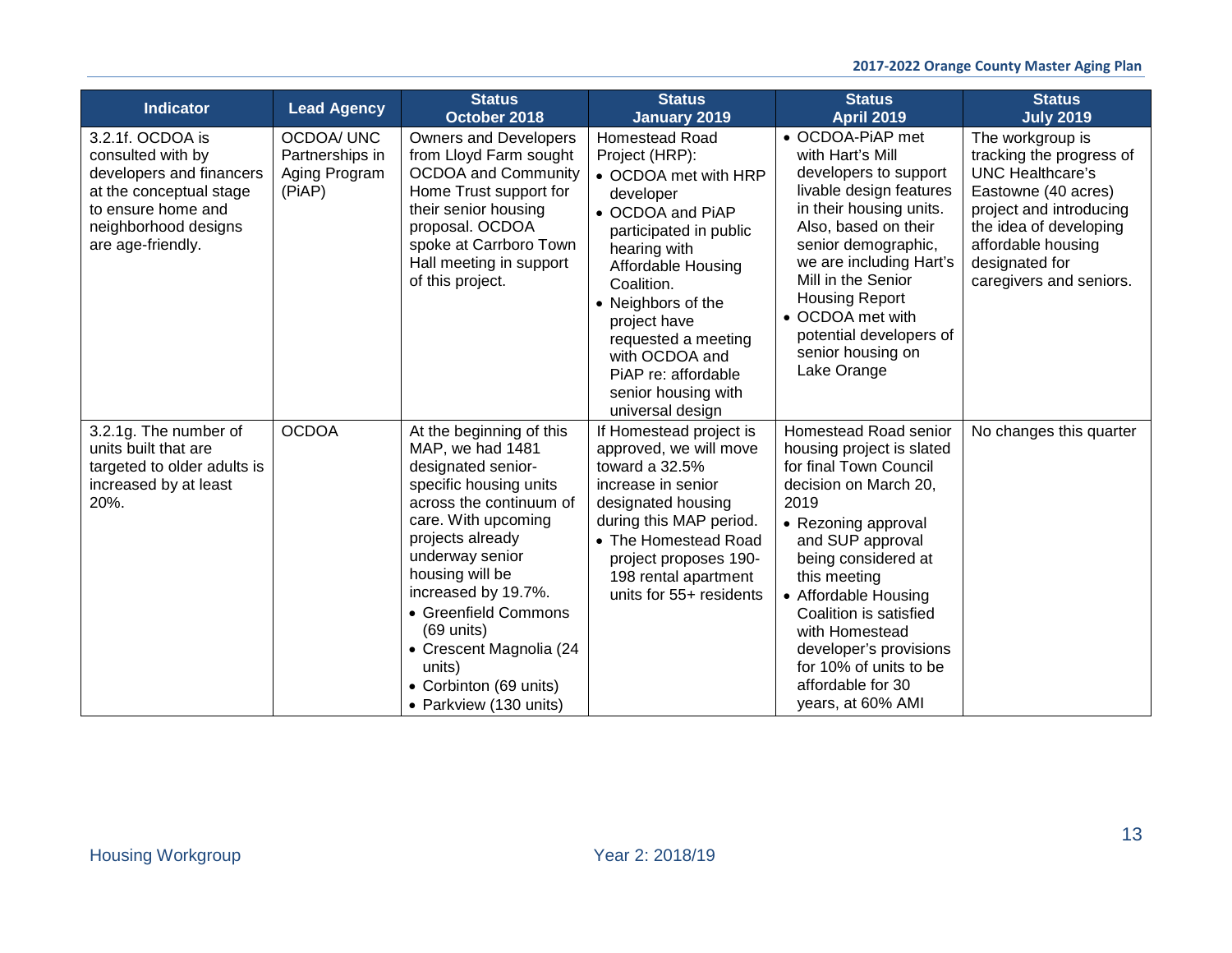| Indicator | Lead Agency | Status October 2018 | Status January 2019 | Status April 2019 | Status July 2019 |
|---|---|---|---|---|---|
| 3.2.1f. OCDOA is consulted with by developers and financers at the conceptual stage to ensure home and neighborhood designs are age-friendly. | OCDOA/ UNC Partnerships in Aging Program (PiAP) | Owners and Developers from Lloyd Farm sought OCDOA and Community Home Trust support for their senior housing proposal. OCDOA spoke at Carrboro Town Hall meeting in support of this project. | Homestead Road Project (HRP): • OCDOA met with HRP developer • OCDOA and PiAP participated in public hearing with Affordable Housing Coalition. • Neighbors of the project have requested a meeting with OCDOA and PiAP re: affordable senior housing with universal design | • OCDOA-PiAP met with Hart's Mill developers to support livable design features in their housing units. Also, based on their senior demographic, we are including Hart's Mill in the Senior Housing Report • OCDOA met with potential developers of senior housing on Lake Orange | The workgroup is tracking the progress of UNC Healthcare's Eastowne (40 acres) project and introducing the idea of developing affordable housing designated for caregivers and seniors. |
| 3.2.1g. The number of units built that are targeted to older adults is increased by at least 20%. | OCDOA | At the beginning of this MAP, we had 1481 designated senior-specific housing units across the continuum of care. With upcoming projects already underway senior housing will be increased by 19.7%. • Greenfield Commons (69 units) • Crescent Magnolia (24 units) • Corbinton (69 units) • Parkview (130 units) | If Homestead project is approved, we will move toward a 32.5% increase in senior designated housing during this MAP period. • The Homestead Road project proposes 190-198 rental apartment units for 55+ residents | Homestead Road senior housing project is slated for final Town Council decision on March 20, 2019 • Rezoning approval and SUP approval being considered at this meeting • Affordable Housing Coalition is satisfied with Homestead developer's provisions for 10% of units to be affordable for 30 years, at 60% AMI | No changes this quarter |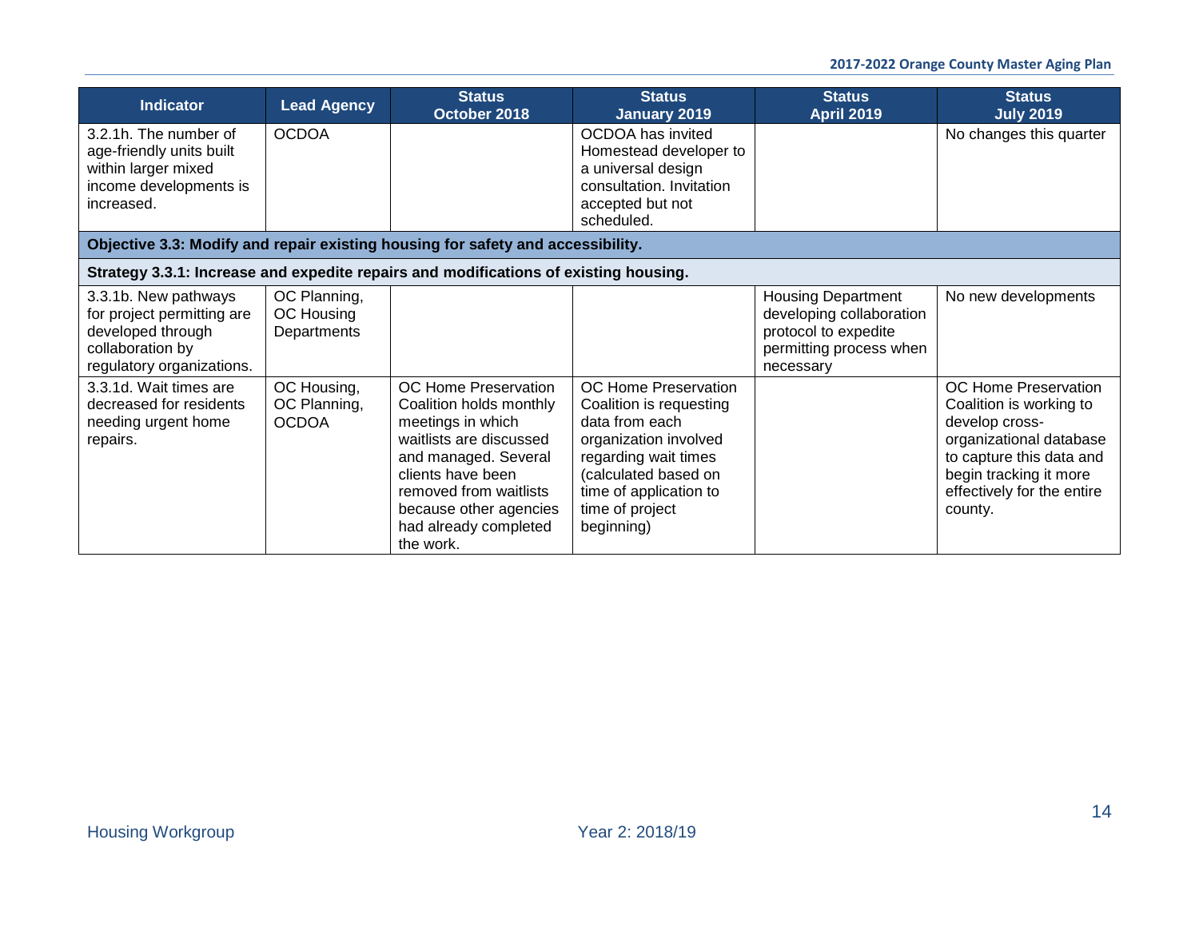| Indicator | Lead Agency | Status October 2018 | Status January 2019 | Status April 2019 | Status July 2019 |
|---|---|---|---|---|---|
| 3.2.1h. The number of age-friendly units built within larger mixed income developments is increased. | OCDOA | | OCDOA has invited Homestead developer to a universal design consultation. Invitation accepted but not scheduled. | | No changes this quarter |
| **Objective 3.3: Modify and repair existing housing for safety and accessibility.** | | | | | |
| **Strategy 3.3.1: Increase and expedite repairs and modifications of existing housing.** | | | | | |
| 3.3.1b. New pathways for project permitting are developed through collaboration by regulatory organizations. | OC Planning, OC Housing Departments | | | Housing Department developing collaboration protocol to expedite permitting process when necessary | No new developments |
| 3.3.1d. Wait times are decreased for residents needing urgent home repairs. | OC Housing, OC Planning, OCDOA | OC Home Preservation Coalition holds monthly meetings in which waitlists are discussed and managed. Several clients have been removed from waitlists because other agencies had already completed the work. | OC Home Preservation Coalition is requesting data from each organization involved regarding wait times (calculated based on time of application to time of project beginning) | | OC Home Preservation Coalition is working to develop cross-organizational database to capture this data and begin tracking it more effectively for the entire county. |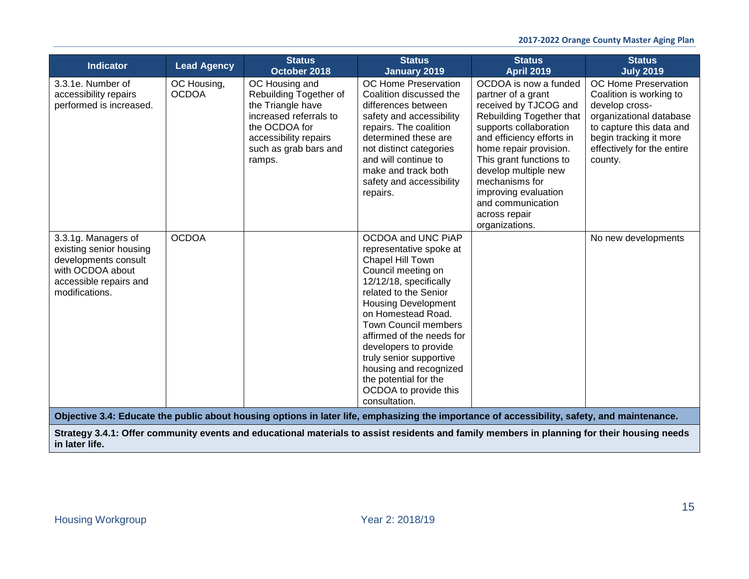| Indicator | Lead Agency | Status October 2018 | Status January 2019 | Status April 2019 | Status July 2019 |
|---|---|---|---|---|---|
| 3.3.1e. Number of accessibility repairs performed is increased. | OC Housing, OCDOA | OC Housing and Rebuilding Together of the Triangle have increased referrals to the OCDOA for accessibility repairs such as grab bars and ramps. | OC Home Preservation Coalition discussed the differences between safety and accessibility repairs. The coalition determined these are not distinct categories and will continue to make and track both safety and accessibility repairs. | OCDOA is now a funded partner of a grant received by TJCOG and Rebuilding Together that supports collaboration and efficiency efforts in home repair provision. This grant functions to develop multiple new mechanisms for improving evaluation and communication across repair organizations. | OC Home Preservation Coalition is working to develop cross-organizational database to capture this data and begin tracking it more effectively for the entire county. |
| 3.3.1g. Managers of existing senior housing developments consult with OCDOA about accessible repairs and modifications. | OCDOA | | OCDOA and UNC PiAP representative spoke at Chapel Hill Town Council meeting on 12/12/18, specifically related to the Senior Housing Development on Homestead Road. Town Council members affirmed of the needs for developers to provide truly senior supportive housing and recognized the potential for the OCDOA to provide this consultation. | | No new developments |
| **Objective 3.4: Educate the public about housing options in later life, emphasizing the importance of accessibility, safety, and maintenance.** | | | | | |
| **Strategy 3.4.1: Offer community events and educational materials to assist residents and family members in planning for their housing needs in later life.** | | | | | |

Housing Workgroup — Year 2: 2018/19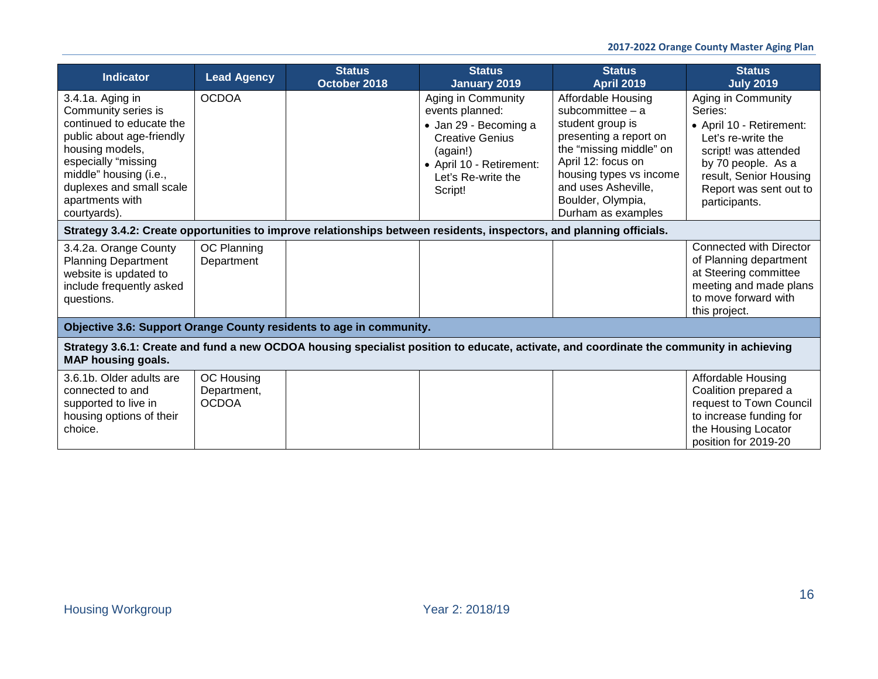| Indicator | Lead Agency | Status October 2018 | Status January 2019 | Status April 2019 | Status July 2019 |
|---|---|---|---|---|---|
| 3.4.1a. Aging in Community series is continued to educate the public about age-friendly housing models, especially "missing middle" housing (i.e., duplexes and small scale apartments with courtyards). | OCDOA | | Aging in Community events planned:<br>• Jan 29 - Becoming a Creative Genius (again!)<br>• April 10 - Retirement: Let's Re-write the Script! | Affordable Housing subcommittee – a student group is presenting a report on the "missing middle" on April 12: focus on housing types vs income and uses Asheville, Boulder, Olympia, Durham as examples | Aging in Community Series:<br>• April 10 - Retirement: Let's re-write the script! was attended by 70 people. As a result, Senior Housing Report was sent out to participants. |
| **Strategy 3.4.2: Create opportunities to improve relationships between residents, inspectors, and planning officials.** | | | | | |
| 3.4.2a. Orange County Planning Department website is updated to include frequently asked questions. | OC Planning Department | | | | Connected with Director of Planning department at Steering committee meeting and made plans to move forward with this project. |
| **Objective 3.6: Support Orange County residents to age in community.** | | | | | |
| **Strategy 3.6.1: Create and fund a new OCDOA housing specialist position to educate, activate, and coordinate the community in achieving MAP housing goals.** | | | | | |
| 3.6.1b. Older adults are connected to and supported to live in housing options of their choice. | OC Housing Department, OCDOA | | | | Affordable Housing Coalition prepared a request to Town Council to increase funding for the Housing Locator position for 2019-20 |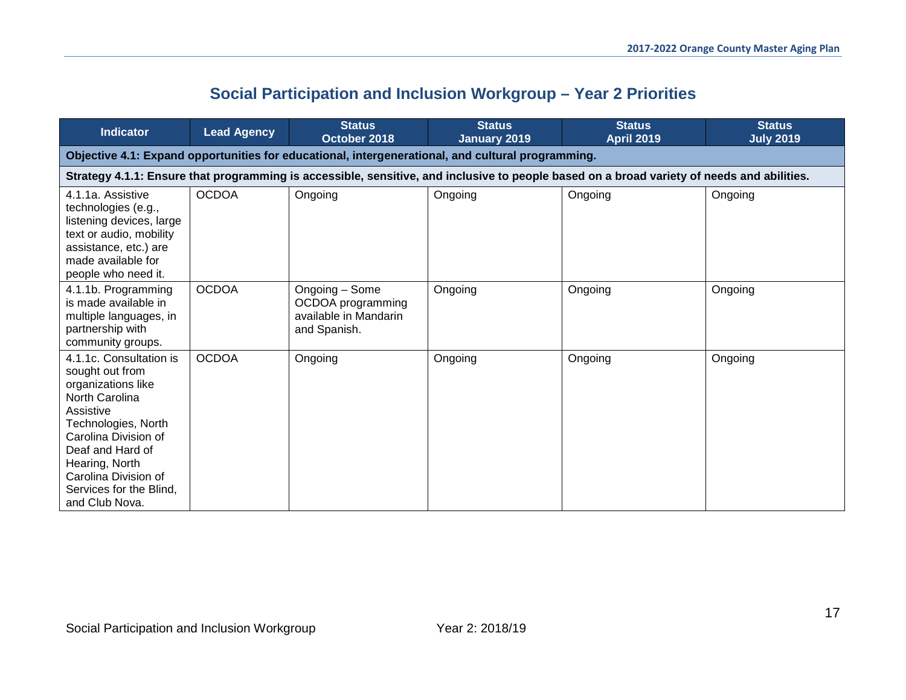## Social Participation and Inclusion Workgroup – Year 2 Priorities

| Indicator | Lead Agency | Status October 2018 | Status January 2019 | Status April 2019 | Status July 2019 |
|---|---|---|---|---|---|
| **Objective 4.1: Expand opportunities for educational, intergenerational, and cultural programming.** | | | | | |
| **Strategy 4.1.1: Ensure that programming is accessible, sensitive, and inclusive to people based on a broad variety of needs and abilities.** | | | | | |
| 4.1.1a. Assistive technologies (e.g., listening devices, large text or audio, mobility assistance, etc.) are made available for people who need it. | OCDOA | Ongoing | Ongoing | Ongoing | Ongoing |
| 4.1.1b. Programming is made available in multiple languages, in partnership with community groups. | OCDOA | Ongoing – Some OCDOA programming available in Mandarin and Spanish. | Ongoing | Ongoing | Ongoing |
| 4.1.1c. Consultation is sought out from organizations like North Carolina Assistive Technologies, North Carolina Division of Deaf and Hard of Hearing, North Carolina Division of Services for the Blind, and Club Nova. | OCDOA | Ongoing | Ongoing | Ongoing | Ongoing |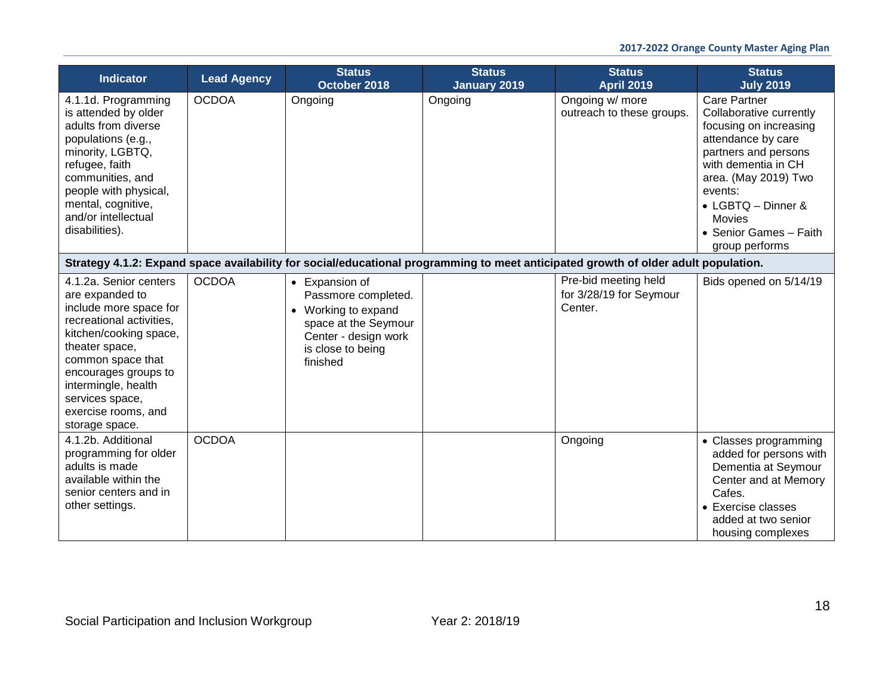| Indicator | Lead Agency | Status October 2018 | Status January 2019 | Status April 2019 | Status July 2019 |
|---|---|---|---|---|---|
| 4.1.1d. Programming is attended by older adults from diverse populations (e.g., minority, LGBTQ, refugee, faith communities, and people with physical, mental, cognitive, and/or intellectual disabilities). | OCDOA | Ongoing | Ongoing | Ongoing w/ more outreach to these groups. | Care Partner Collaborative currently focusing on increasing attendance by care partners and persons with dementia in CH area. (May 2019) Two events: • LGBTQ – Dinner & Movies • Senior Games – Faith group performs |
| **Strategy 4.1.2: Expand space availability for social/educational programming to meet anticipated growth of older adult population.** | | | | | |
| 4.1.2a. Senior centers are expanded to include more space for recreational activities, kitchen/cooking space, theater space, common space that encourages groups to intermingle, health services space, exercise rooms, and storage space. | OCDOA | • Expansion of Passmore completed. • Working to expand space at the Seymour Center - design work is close to being finished | | Pre-bid meeting held for 3/28/19 for Seymour Center. | Bids opened on 5/14/19 |
| 4.1.2b. Additional programming for older adults is made available within the senior centers and in other settings. | OCDOA | | | Ongoing | • Classes programming added for persons with Dementia at Seymour Center and at Memory Cafes. • Exercise classes added at two senior housing complexes |

Social Participation and Inclusion Workgroup — Year 2: 2018/19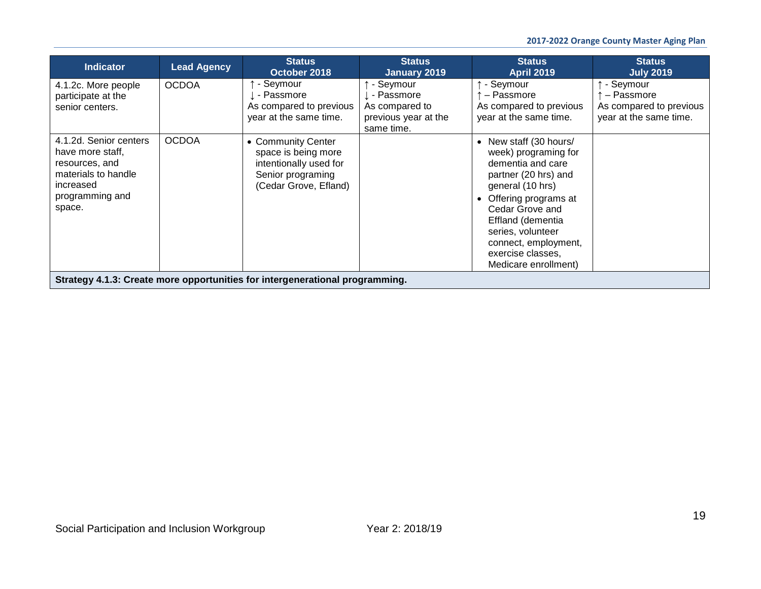| Indicator | Lead Agency | Status October 2018 | Status January 2019 | Status April 2019 | Status July 2019 |
|---|---|---|---|---|---|
| 4.1.2c. More people participate at the senior centers. | OCDOA | ↑ - Seymour<br>↓ - Passmore<br>As compared to previous year at the same time. | ↑ - Seymour<br>↓ - Passmore<br>As compared to previous year at the same time. | ↑ - Seymour<br>↑ – Passmore<br>As compared to previous year at the same time. | ↑ - Seymour<br>↑ – Passmore<br>As compared to previous year at the same time. |
| 4.1.2d. Senior centers have more staff, resources, and materials to handle increased programming and space. | OCDOA | • Community Center space is being more intentionally used for Senior programing (Cedar Grove, Efland) | | • New staff (30 hours/ week) programing for dementia and care partner (20 hrs) and general (10 hrs)<br>• Offering programs at Cedar Grove and Effland (dementia series, volunteer connect, employment, exercise classes, Medicare enrollment) | |
| **Strategy 4.1.3: Create more opportunities for intergenerational programming.** | | | | | |

Social Participation and Inclusion Workgroup Year 2: 2018/19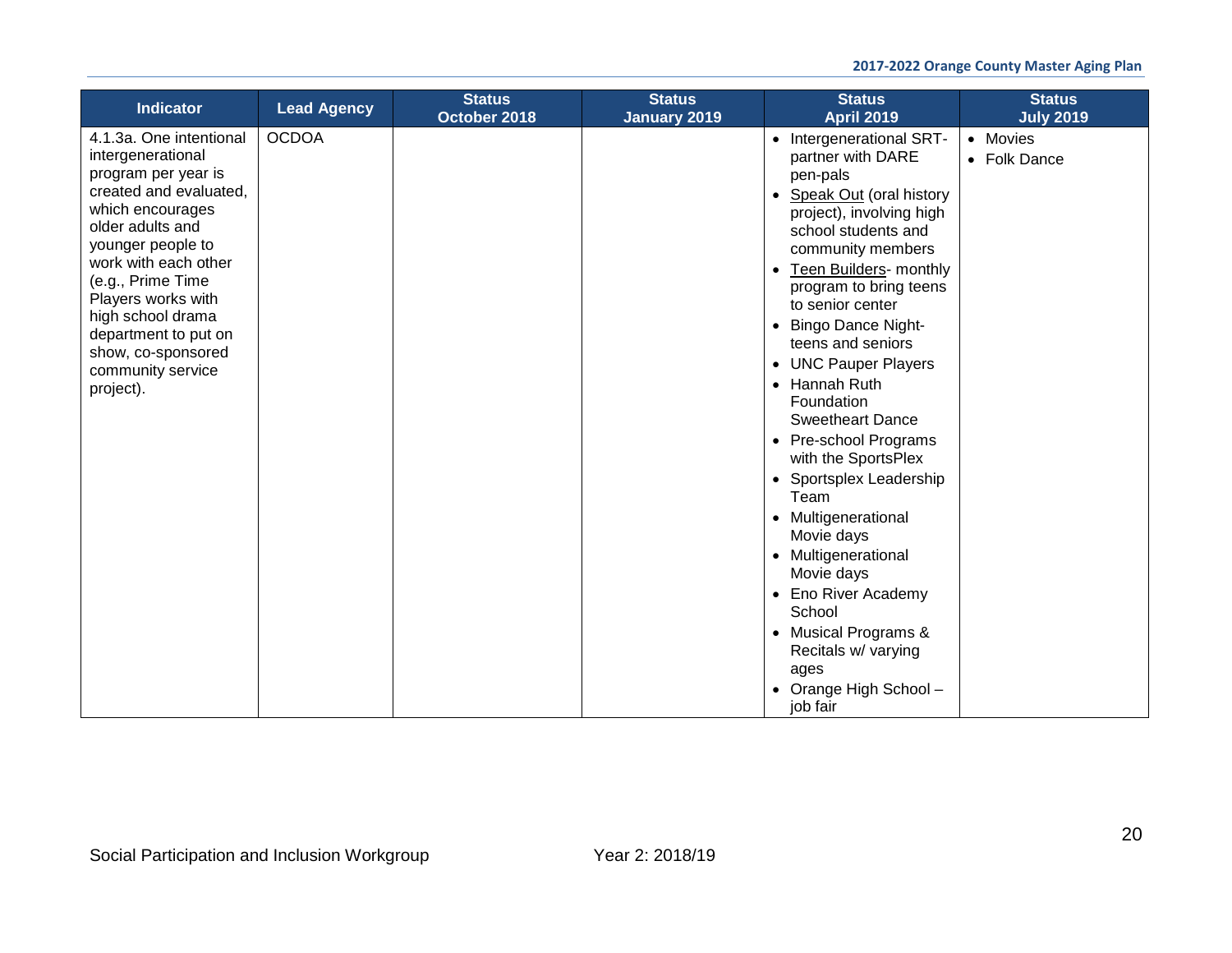| Indicator | Lead Agency | Status October 2018 | Status January 2019 | Status April 2019 | Status July 2019 |
|---|---|---|---|---|---|
| 4.1.3a. One intentional intergenerational program per year is created and evaluated, which encourages older adults and younger people to work with each other (e.g., Prime Time Players works with high school drama department to put on show, co-sponsored community service project). | OCDOA | | | • Intergenerational SRT- partner with DARE pen-pals<br>• Speak Out (oral history project), involving high school students and community members<br>• Teen Builders- monthly program to bring teens to senior center<br>• Bingo Dance Night- teens and seniors<br>• UNC Pauper Players<br>• Hannah Ruth Foundation Sweetheart Dance<br>• Pre-school Programs with the SportsPlex<br>• Sportsplex Leadership Team<br>• Multigenerational Movie days<br>• Multigenerational Movie days<br>• Eno River Academy School<br>• Musical Programs & Recitals w/ varying ages<br>• Orange High School – job fair | • Movies<br>• Folk Dance |

Social Participation and Inclusion Workgroup Year 2: 2018/19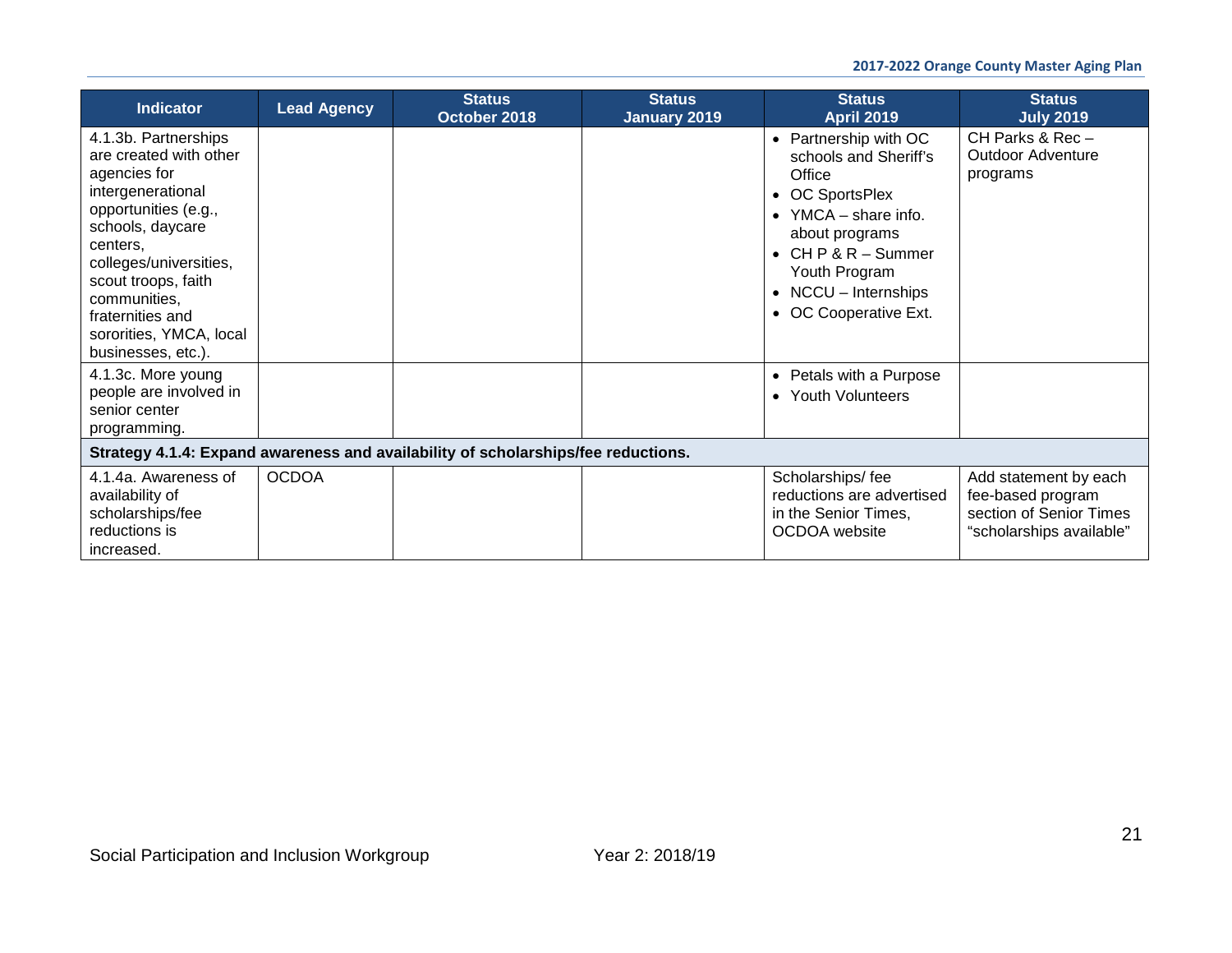| Indicator | Lead Agency | Status October 2018 | Status January 2019 | Status April 2019 | Status July 2019 |
|---|---|---|---|---|---|
| 4.1.3b. Partnerships are created with other agencies for intergenerational opportunities (e.g., schools, daycare centers, colleges/universities, scout troops, faith communities, fraternities and sororities, YMCA, local businesses, etc.). | | | | • Partnership with OC schools and Sheriff's Office<br>• OC SportsPlex<br>• YMCA – share info. about programs<br>• CH P & R – Summer Youth Program<br>• NCCU – Internships<br>• OC Cooperative Ext. | CH Parks & Rec – Outdoor Adventure programs |
| 4.1.3c. More young people are involved in senior center programming. | | | | • Petals with a Purpose<br>• Youth Volunteers | |
| **Strategy 4.1.4: Expand awareness and availability of scholarships/fee reductions.** | | | | | |
| 4.1.4a. Awareness of availability of scholarships/fee reductions is increased. | OCDOA | | | Scholarships/ fee reductions are advertised in the Senior Times, OCDOA website | Add statement by each fee-based program section of Senior Times "scholarships available" |

Social Participation and Inclusion Workgroup    Year 2: 2018/19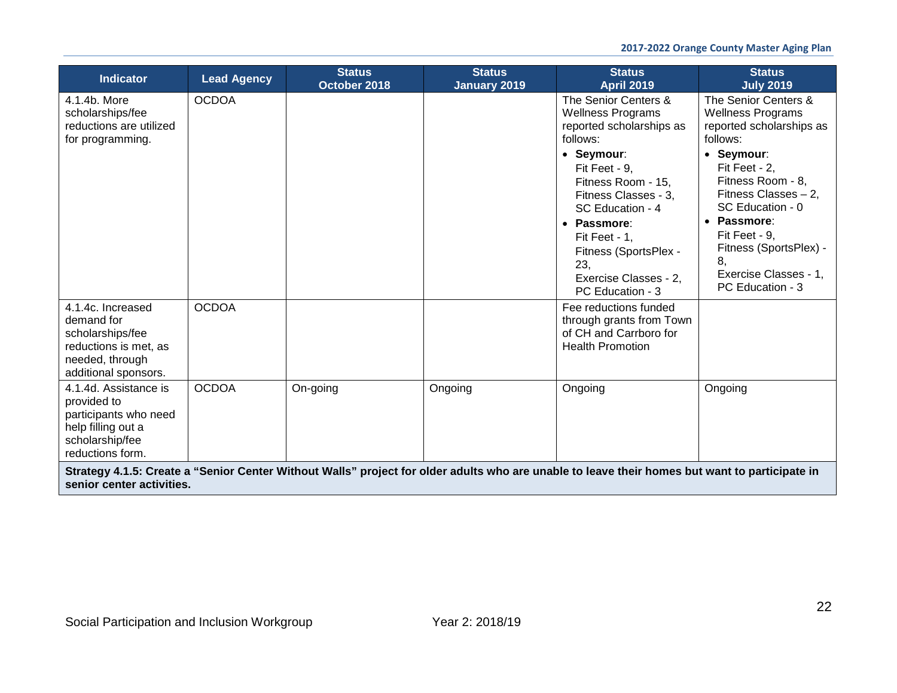| Indicator | Lead Agency | Status October 2018 | Status January 2019 | Status April 2019 | Status July 2019 |
|---|---|---|---|---|---|
| 4.1.4b. More scholarships/fee reductions are utilized for programming. | OCDOA | | | The Senior Centers & Wellness Programs reported scholarships as follows: • **Seymour**: Fit Feet - 9, Fitness Room - 15, Fitness Classes - 3, SC Education - 4 • **Passmore**: Fit Feet - 1, Fitness (SportsPlex - 23, Exercise Classes - 2, PC Education - 3 | The Senior Centers & Wellness Programs reported scholarships as follows: • **Seymour**: Fit Feet - 2, Fitness Room - 8, Fitness Classes – 2, SC Education - 0 • **Passmore**: Fit Feet - 9, Fitness (SportsPlex) - 8, Exercise Classes - 1, PC Education - 3 |
| 4.1.4c. Increased demand for scholarships/fee reductions is met, as needed, through additional sponsors. | OCDOA | | | Fee reductions funded through grants from Town of CH and Carrboro for Health Promotion | |
| 4.1.4d. Assistance is provided to participants who need help filling out a scholarship/fee reductions form. | OCDOA | On-going | Ongoing | Ongoing | Ongoing |
| **Strategy 4.1.5: Create a "Senior Center Without Walls" project for older adults who are unable to leave their homes but want to participate in senior center activities.** | | | | | |

Social Participation and Inclusion Workgroup Year 2: 2018/19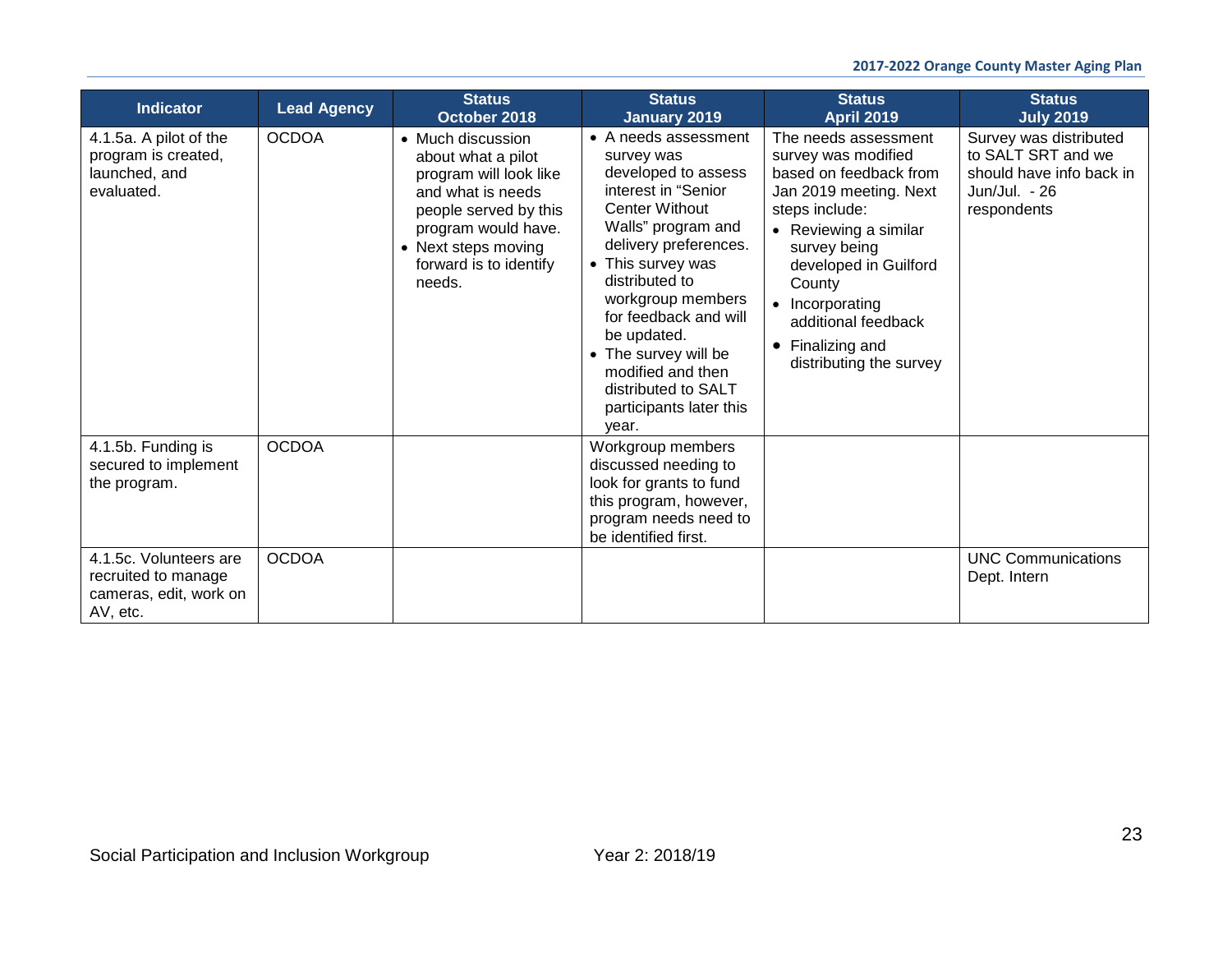| Indicator | Lead Agency | Status October 2018 | Status January 2019 | Status April 2019 | Status July 2019 |
|---|---|---|---|---|---|
| 4.1.5a. A pilot of the program is created, launched, and evaluated. | OCDOA | • Much discussion about what a pilot program will look like and what is needs people served by this program would have.<br>• Next steps moving forward is to identify needs. | • A needs assessment survey was developed to assess interest in "Senior Center Without Walls" program and delivery preferences.<br>• This survey was distributed to workgroup members for feedback and will be updated.<br>• The survey will be modified and then distributed to SALT participants later this year. | The needs assessment survey was modified based on feedback from Jan 2019 meeting. Next steps include:<br>• Reviewing a similar survey being developed in Guilford County<br>• Incorporating additional feedback<br>• Finalizing and distributing the survey | Survey was distributed to SALT SRT and we should have info back in Jun/Jul. - 26 respondents |
| 4.1.5b. Funding is secured to implement the program. | OCDOA | | Workgroup members discussed needing to look for grants to fund this program, however, program needs need to be identified first. | | |
| 4.1.5c. Volunteers are recruited to manage cameras, edit, work on AV, etc. | OCDOA | | | | UNC Communications Dept. Intern |

Social Participation and Inclusion Workgroup Year 2: 2018/19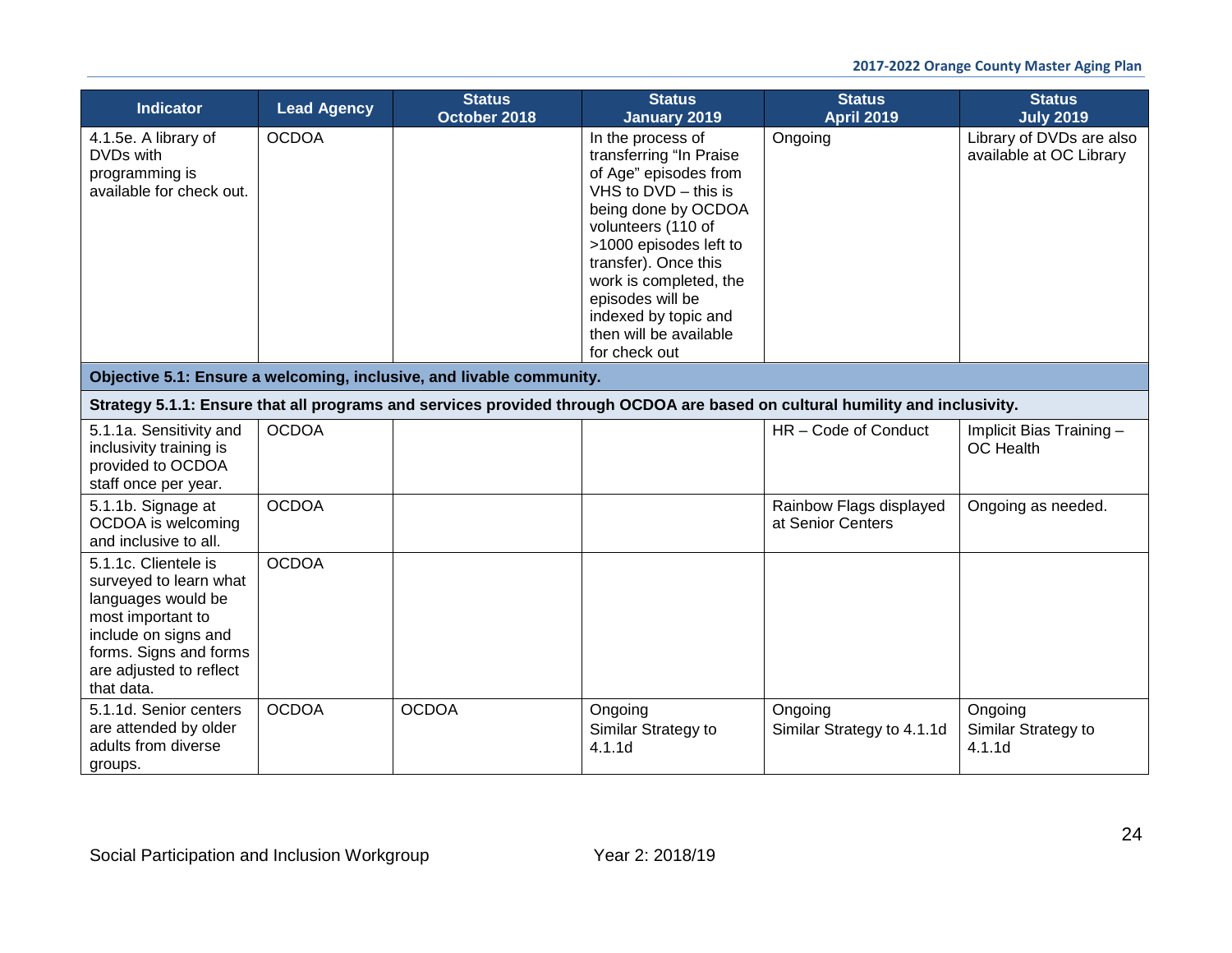| Indicator | Lead Agency | Status October 2018 | Status January 2019 | Status April 2019 | Status July 2019 |
|---|---|---|---|---|---|
| 4.1.5e. A library of DVDs with programming is available for check out. | OCDOA | | In the process of transferring "In Praise of Age" episodes from VHS to DVD – this is being done by OCDOA volunteers (110 of >1000 episodes left to transfer). Once this work is completed, the episodes will be indexed by topic and then will be available for check out | Ongoing | Library of DVDs are also available at OC Library |
| **Objective 5.1: Ensure a welcoming, inclusive, and livable community.** | | | | | |
| **Strategy 5.1.1: Ensure that all programs and services provided through OCDOA are based on cultural humility and inclusivity.** | | | | | |
| 5.1.1a. Sensitivity and inclusivity training is provided to OCDOA staff once per year. | OCDOA | | | HR – Code of Conduct | Implicit Bias Training – OC Health |
| 5.1.1b. Signage at OCDOA is welcoming and inclusive to all. | OCDOA | | | Rainbow Flags displayed at Senior Centers | Ongoing as needed. |
| 5.1.1c. Clientele is surveyed to learn what languages would be most important to include on signs and forms. Signs and forms are adjusted to reflect that data. | OCDOA | | | | |
| 5.1.1d. Senior centers are attended by older adults from diverse groups. | OCDOA | OCDOA | Ongoing<br>Similar Strategy to 4.1.1d | Ongoing<br>Similar Strategy to 4.1.1d | Ongoing<br>Similar Strategy to 4.1.1d |

Social Participation and Inclusion Workgroup — Year 2: 2018/19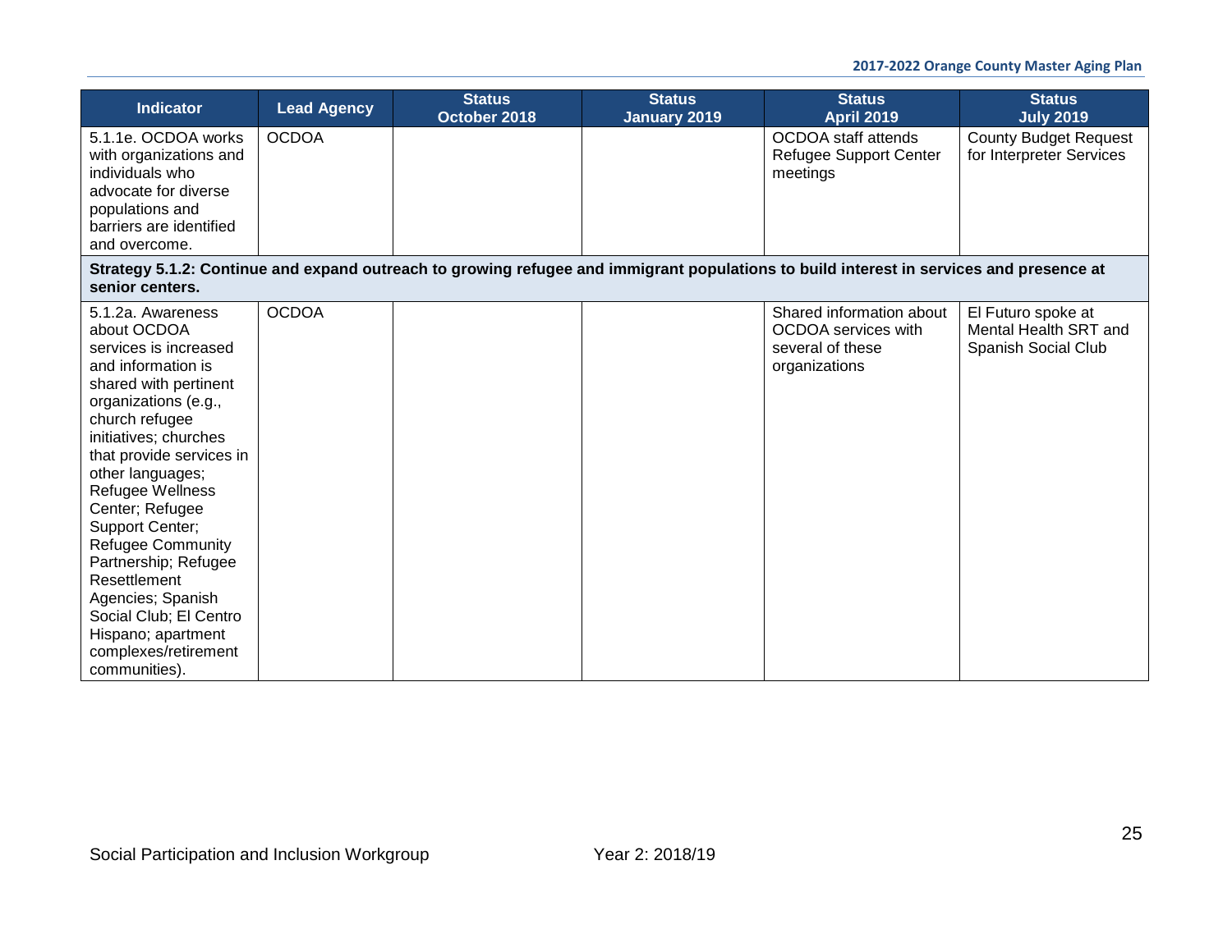| Indicator | Lead Agency | Status October 2018 | Status January 2019 | Status April 2019 | Status July 2019 |
|---|---|---|---|---|---|
| 5.1.1e. OCDOA works with organizations and individuals who advocate for diverse populations and barriers are identified and overcome. | OCDOA | | | OCDOA staff attends Refugee Support Center meetings | County Budget Request for Interpreter Services |
| **Strategy 5.1.2: Continue and expand outreach to growing refugee and immigrant populations to build interest in services and presence at senior centers.** | | | | | |
| 5.1.2a. Awareness about OCDOA services is increased and information is shared with pertinent organizations (e.g., church refugee initiatives; churches that provide services in other languages; Refugee Wellness Center; Refugee Support Center; Refugee Community Partnership; Refugee Resettlement Agencies; Spanish Social Club; El Centro Hispano; apartment complexes/retirement communities). | OCDOA | | | Shared information about OCDOA services with several of these organizations | El Futuro spoke at Mental Health SRT and Spanish Social Club |

Social Participation and Inclusion Workgroup Year 2: 2018/19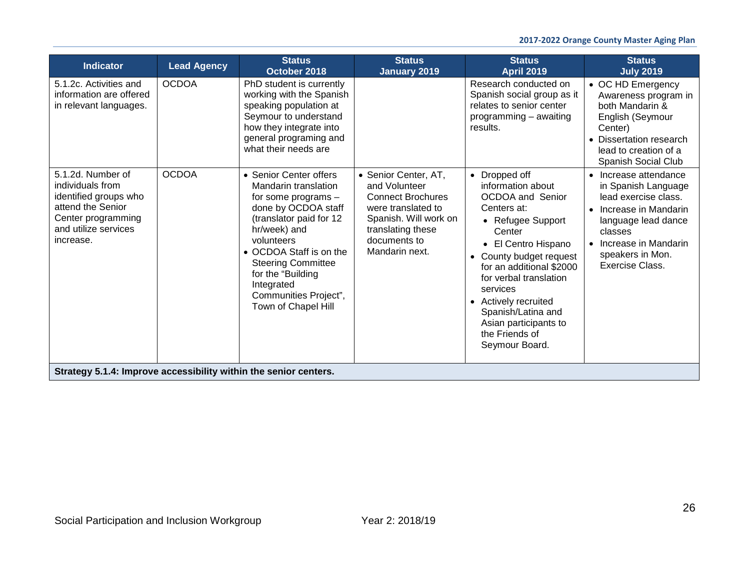| Indicator | Lead Agency | Status October 2018 | Status January 2019 | Status April 2019 | Status July 2019 |
|---|---|---|---|---|---|
| 5.1.2c. Activities and information are offered in relevant languages. | OCDOA | PhD student is currently working with the Spanish speaking population at Seymour to understand how they integrate into general programing and what their needs are | | Research conducted on Spanish social group as it relates to senior center programming – awaiting results. | • OC HD Emergency Awareness program in both Mandarin & English (Seymour Center)<br>• Dissertation research lead to creation of a Spanish Social Club |
| 5.1.2d. Number of individuals from identified groups who attend the Senior Center programming and utilize services increase. | OCDOA | • Senior Center offers Mandarin translation for some programs – done by OCDOA staff (translator paid for 12 hr/week) and volunteers<br>• OCDOA Staff is on the Steering Committee for the "Building Integrated Communities Project", Town of Chapel Hill | • Senior Center, AT, and Volunteer Connect Brochures were translated to Spanish. Will work on translating these documents to Mandarin next. | • Dropped off information about OCDOA and Senior Centers at:<br>  • Refugee Support Center<br>  • El Centro Hispano<br>• County budget request for an additional $2000 for verbal translation services<br>• Actively recruited Spanish/Latina and Asian participants to the Friends of Seymour Board. | • Increase attendance in Spanish Language lead exercise class.<br>• Increase in Mandarin language lead dance classes<br>• Increase in Mandarin speakers in Mon. Exercise Class. |
| **Strategy 5.1.4: Improve accessibility within the senior centers.** | | | | | |

Social Participation and Inclusion Workgroup Year 2: 2018/19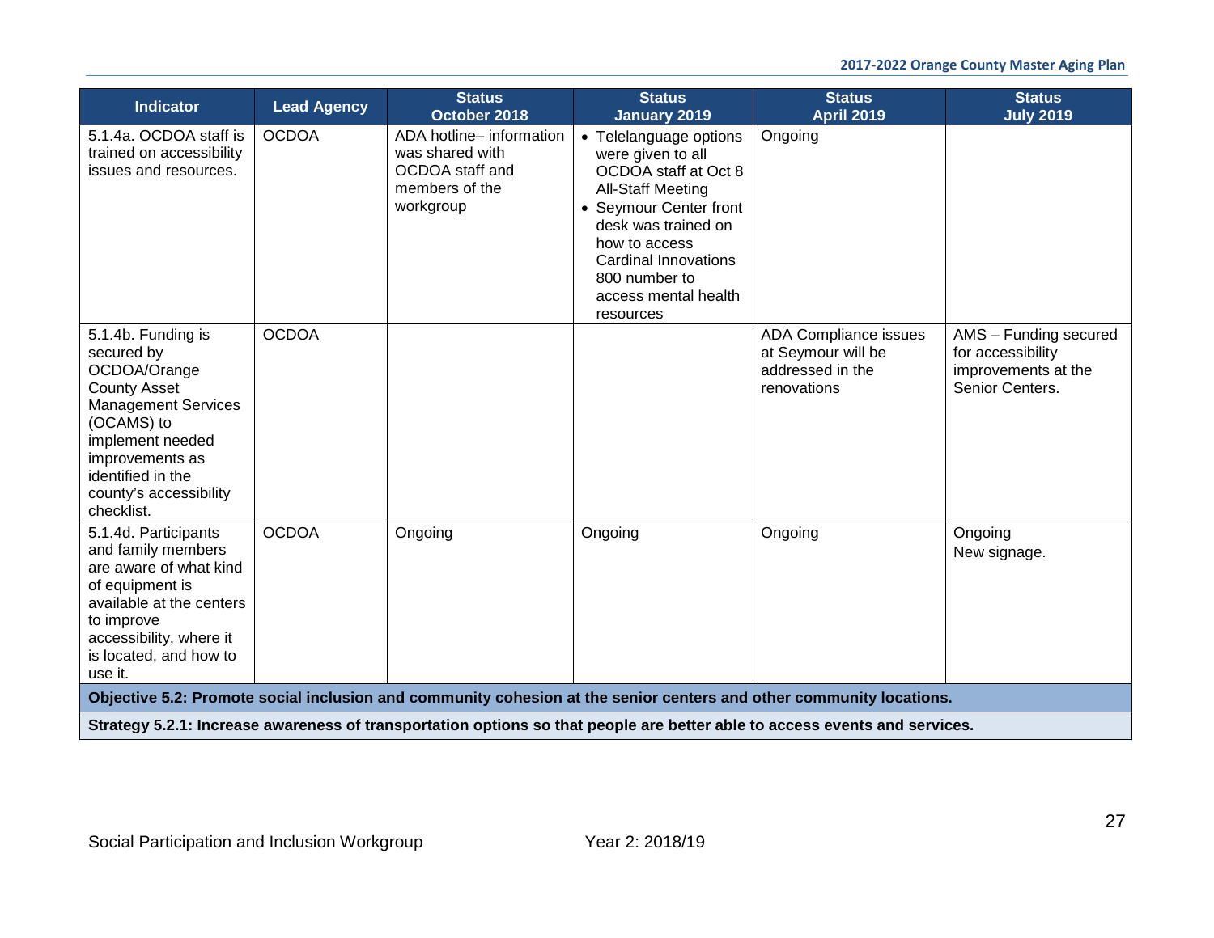| Indicator | Lead Agency | Status October 2018 | Status January 2019 | Status April 2019 | Status July 2019 |
|---|---|---|---|---|---|
| 5.1.4a. OCDOA staff is trained on accessibility issues and resources. | OCDOA | ADA hotline– information was shared with OCDOA staff and members of the workgroup | • Telelanguage options were given to all OCDOA staff at Oct 8 All-Staff Meeting<br>• Seymour Center front desk was trained on how to access Cardinal Innovations 800 number to access mental health resources | Ongoing | |
| 5.1.4b. Funding is secured by OCDOA/Orange County Asset Management Services (OCAMS) to implement needed improvements as identified in the county's accessibility checklist. | OCDOA | | | ADA Compliance issues at Seymour will be addressed in the renovations | AMS – Funding secured for accessibility improvements at the Senior Centers. |
| 5.1.4d. Participants and family members are aware of what kind of equipment is available at the centers to improve accessibility, where it is located, and how to use it. | OCDOA | Ongoing | Ongoing | Ongoing | Ongoing<br>New signage. |
| **Objective 5.2: Promote social inclusion and community cohesion at the senior centers and other community locations.** | | | | | |
| **Strategy 5.2.1: Increase awareness of transportation options so that people are better able to access events and services.** | | | | | |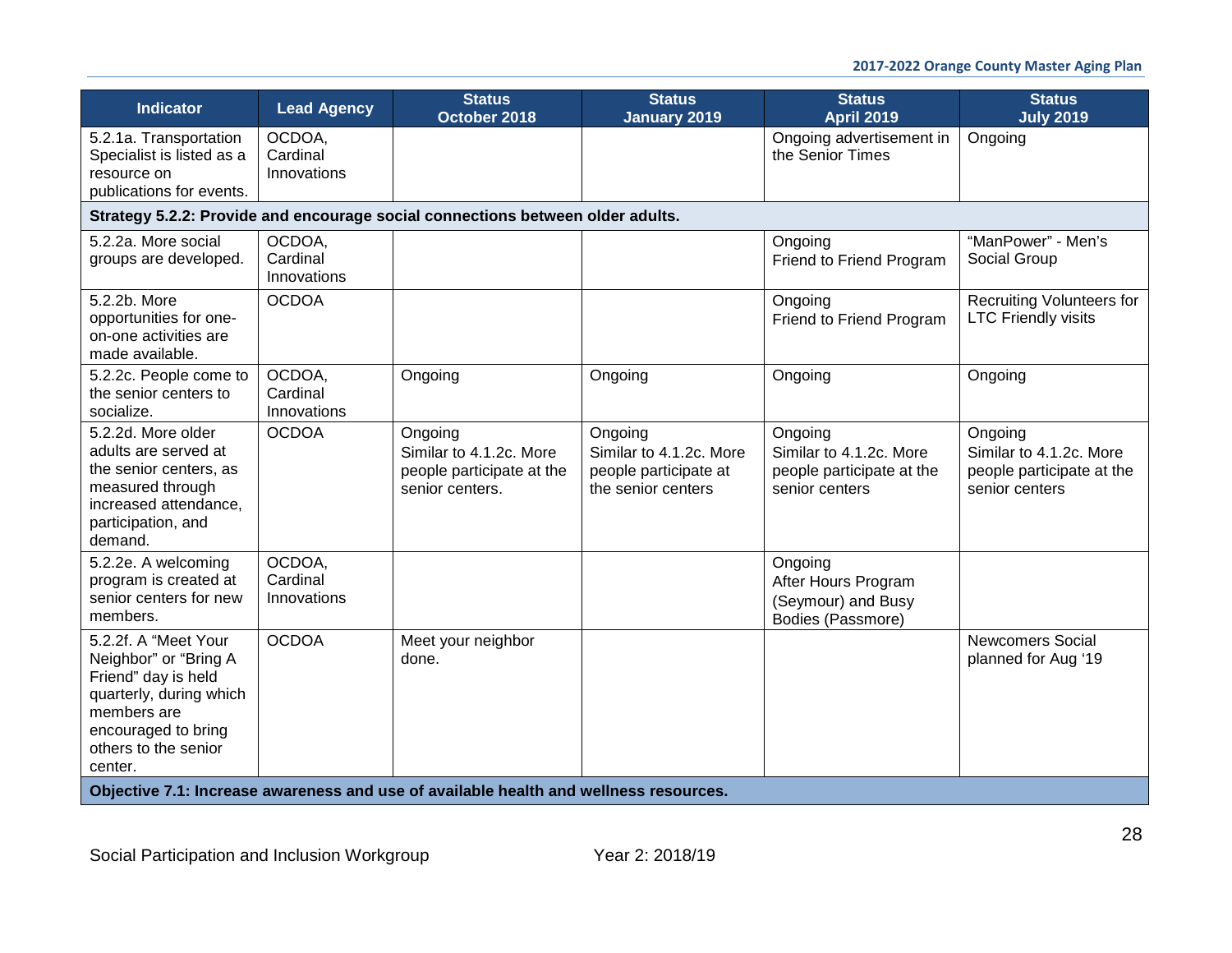| Indicator | Lead Agency | Status October 2018 | Status January 2019 | Status April 2019 | Status July 2019 |
|---|---|---|---|---|---|
| 5.2.1a. Transportation Specialist is listed as a resource on publications for events. | OCDOA, Cardinal Innovations | | | Ongoing advertisement in the Senior Times | Ongoing |
| **Strategy 5.2.2: Provide and encourage social connections between older adults.** | | | | | |
| 5.2.2a. More social groups are developed. | OCDOA, Cardinal Innovations | | | Ongoing Friend to Friend Program | "ManPower" - Men's Social Group |
| 5.2.2b. More opportunities for one-on-one activities are made available. | OCDOA | | | Ongoing Friend to Friend Program | Recruiting Volunteers for LTC Friendly visits |
| 5.2.2c. People come to the senior centers to socialize. | OCDOA, Cardinal Innovations | Ongoing | Ongoing | Ongoing | Ongoing |
| 5.2.2d. More older adults are served at the senior centers, as measured through increased attendance, participation, and demand. | OCDOA | Ongoing Similar to 4.1.2c. More people participate at the senior centers. | Ongoing Similar to 4.1.2c. More people participate at the senior centers | Ongoing Similar to 4.1.2c. More people participate at the senior centers | Ongoing Similar to 4.1.2c. More people participate at the senior centers |
| 5.2.2e. A welcoming program is created at senior centers for new members. | OCDOA, Cardinal Innovations | | | Ongoing After Hours Program (Seymour) and Busy Bodies (Passmore) | |
| 5.2.2f. A "Meet Your Neighbor" or "Bring A Friend" day is held quarterly, during which members are encouraged to bring others to the senior center. | OCDOA | Meet your neighbor done. | | | Newcomers Social planned for Aug '19 |
| **Objective 7.1: Increase awareness and use of available health and wellness resources.** | | | | | |

Social Participation and Inclusion Workgroup Year 2: 2018/19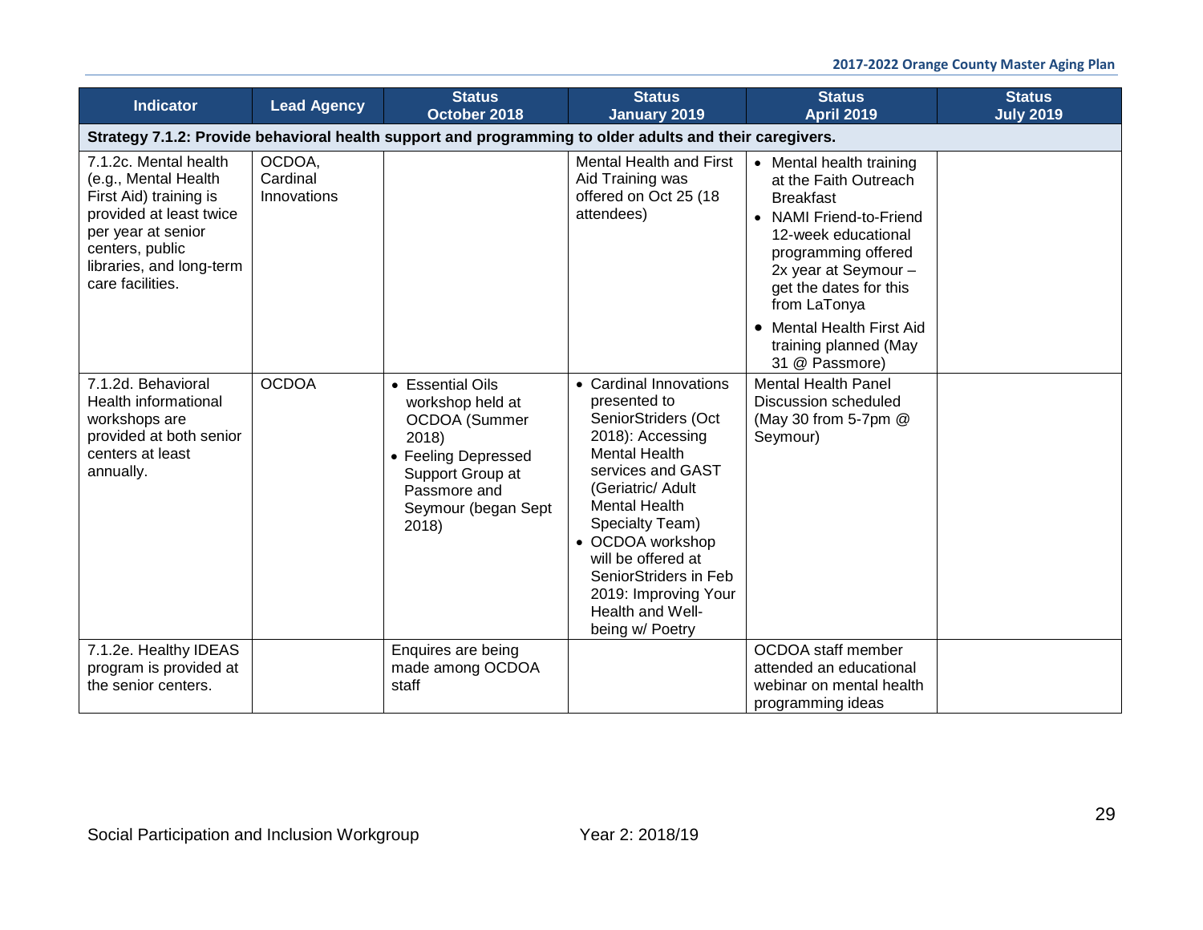| Indicator | Lead Agency | Status October 2018 | Status January 2019 | Status April 2019 | Status July 2019 |
|---|---|---|---|---|---|
| **Strategy 7.1.2: Provide behavioral health support and programming to older adults and their caregivers.** | | | | | |
| 7.1.2c. Mental health (e.g., Mental Health First Aid) training is provided at least twice per year at senior centers, public libraries, and long-term care facilities. | OCDOA, Cardinal Innovations | | Mental Health and First Aid Training was offered on Oct 25 (18 attendees) | • Mental health training at the Faith Outreach Breakfast<br>• NAMI Friend-to-Friend 12-week educational programming offered 2x year at Seymour – get the dates for this from LaTonya<br>• Mental Health First Aid training planned (May 31 @ Passmore) | |
| 7.1.2d. Behavioral Health informational workshops are provided at both senior centers at least annually. | OCDOA | • Essential Oils workshop held at OCDOA (Summer 2018)<br>• Feeling Depressed Support Group at Passmore and Seymour (began Sept 2018) | • Cardinal Innovations presented to SeniorStriders (Oct 2018): Accessing Mental Health services and GAST (Geriatric/ Adult Mental Health Specialty Team)<br>• OCDOA workshop will be offered at SeniorStriders in Feb 2019: Improving Your Health and Well-being w/ Poetry | Mental Health Panel Discussion scheduled (May 30 from 5-7pm @ Seymour) | |
| 7.1.2e. Healthy IDEAS program is provided at the senior centers. | | Enquires are being made among OCDOA staff | | OCDOA staff member attended an educational webinar on mental health programming ideas | |

Social Participation and Inclusion Workgroup Year 2: 2018/19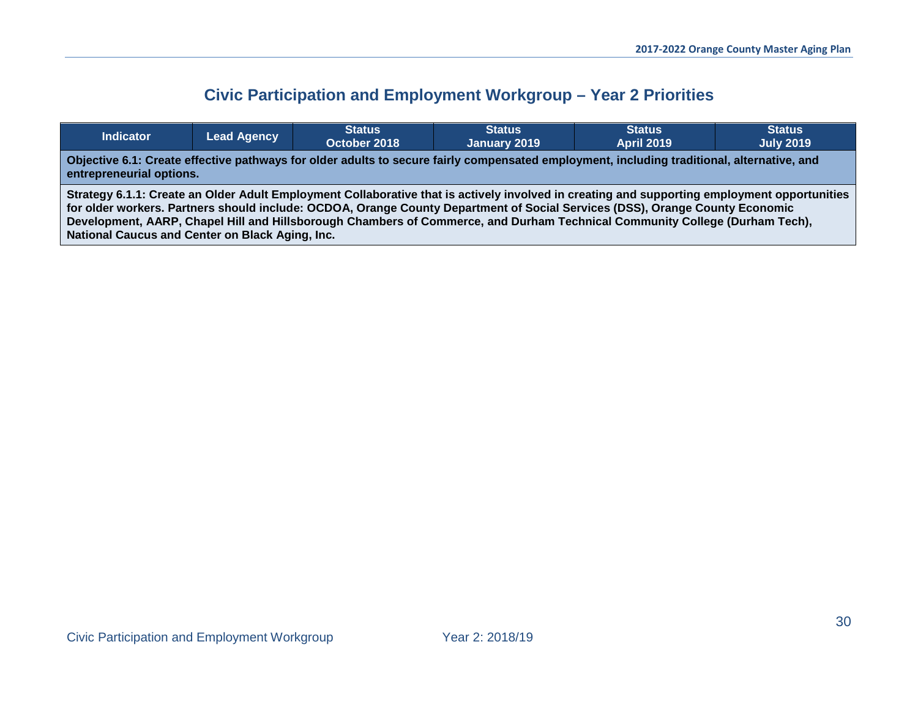## Civic Participation and Employment Workgroup – Year 2 Priorities

| Indicator | Lead Agency | Status October 2018 | Status January 2019 | Status April 2019 | Status July 2019 |
|---|---|---|---|---|---|
| **Objective 6.1: Create effective pathways for older adults to secure fairly compensated employment, including traditional, alternative, and entrepreneurial options.** | | | | | |
| **Strategy 6.1.1: Create an Older Adult Employment Collaborative that is actively involved in creating and supporting employment opportunities for older workers. Partners should include: OCDOA, Orange County Department of Social Services (DSS), Orange County Economic Development, AARP, Chapel Hill and Hillsborough Chambers of Commerce, and Durham Technical Community College (Durham Tech), National Caucus and Center on Black Aging, Inc.** | | | | | |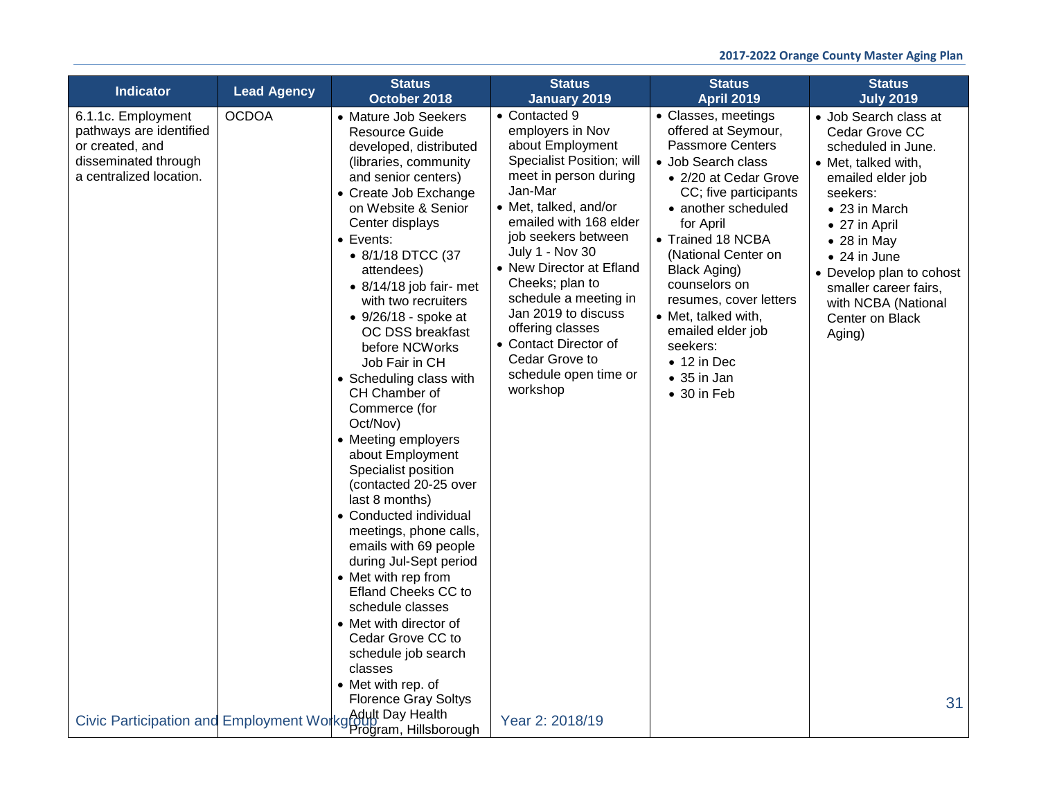| Indicator | Lead Agency | Status October 2018 | Status January 2019 | Status April 2019 | Status July 2019 |
|---|---|---|---|---|---|
| 6.1.1c. Employment pathways are identified or created, and disseminated through a centralized location. | OCDOA | • Mature Job Seekers Resource Guide developed, distributed (libraries, community and senior centers)<br>• Create Job Exchange on Website & Senior Center displays<br>• Events:<br>  • 8/1/18 DTCC (37 attendees)<br>  • 8/14/18 job fair- met with two recruiters<br>  • 9/26/18 - spoke at OC DSS breakfast before NCWorks Job Fair in CH<br>• Scheduling class with CH Chamber of Commerce (for Oct/Nov)<br>• Meeting employers about Employment Specialist position (contacted 20-25 over last 8 months)<br>• Conducted individual meetings, phone calls, emails with 69 people during Jul-Sept period<br>• Met with rep from Efland Cheeks CC to schedule classes<br>• Met with director of Cedar Grove CC to schedule job search classes<br>• Met with rep. of Florence Gray Soltys Adult Day Health Program, Hillsborough | • Contacted 9 employers in Nov about Employment Specialist Position; will meet in person during Jan-Mar<br>• Met, talked, and/or emailed with 168 elder job seekers between July 1 - Nov 30<br>• New Director at Efland Cheeks; plan to schedule a meeting in Jan 2019 to discuss offering classes<br>• Contact Director of Cedar Grove to schedule open time or workshop | • Classes, meetings offered at Seymour, Passmore Centers<br>• Job Search class<br>  • 2/20 at Cedar Grove CC; five participants<br>  • another scheduled for April<br>• Trained 18 NCBA (National Center on Black Aging) counselors on resumes, cover letters<br>• Met, talked with, emailed elder job seekers:<br>  • 12 in Dec<br>  • 35 in Jan<br>  • 30 in Feb | • Job Search class at Cedar Grove CC scheduled in June.<br>• Met, talked with, emailed elder job seekers:<br>  • 23 in March<br>  • 27 in April<br>  • 28 in May<br>  • 24 in June<br>• Develop plan to cohost smaller career fairs, with NCBA (National Center on Black Aging) |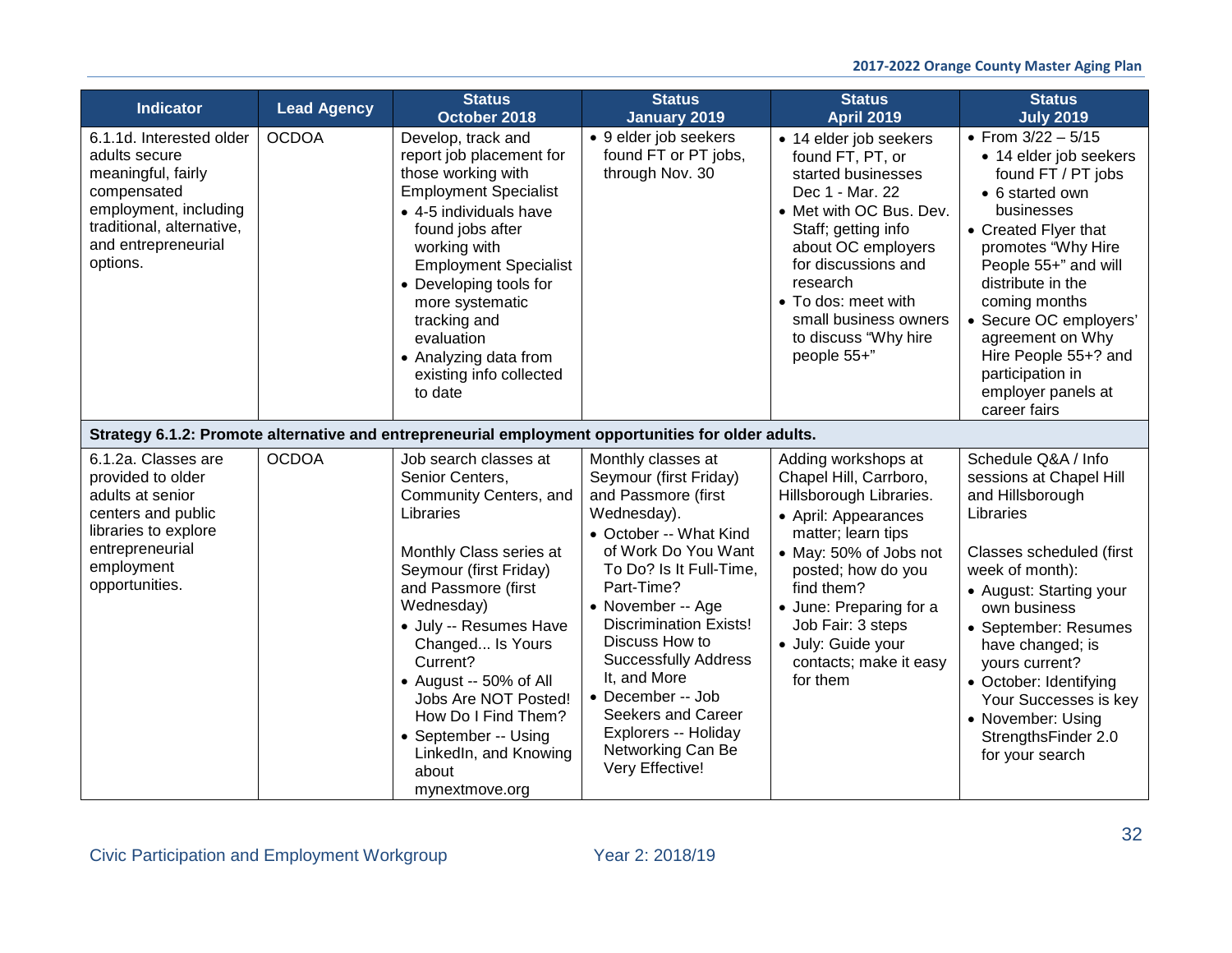| Indicator | Lead Agency | Status October 2018 | Status January 2019 | Status April 2019 | Status July 2019 |
|---|---|---|---|---|---|
| 6.1.1d. Interested older adults secure meaningful, fairly compensated employment, including traditional, alternative, and entrepreneurial options. | OCDOA | Develop, track and report job placement for those working with Employment Specialist<br>• 4-5 individuals have found jobs after working with Employment Specialist<br>• Developing tools for more systematic tracking and evaluation<br>• Analyzing data from existing info collected to date | • 9 elder job seekers found FT or PT jobs, through Nov. 30 | • 14 elder job seekers found FT, PT, or started businesses Dec 1 - Mar. 22<br>• Met with OC Bus. Dev. Staff; getting info about OC employers for discussions and research<br>• To dos: meet with small business owners to discuss "Why hire people 55+" | • From 3/22 – 5/15<br>  • 14 elder job seekers found FT / PT jobs<br>  • 6 started own businesses<br>• Created Flyer that promotes "Why Hire People 55+" and will distribute in the coming months<br>• Secure OC employers' agreement on Why Hire People 55+? and participation in employer panels at career fairs |
| **Strategy 6.1.2: Promote alternative and entrepreneurial employment opportunities for older adults.** | | | | | |
| 6.1.2a. Classes are provided to older adults at senior centers and public libraries to explore entrepreneurial employment opportunities. | OCDOA | Job search classes at Senior Centers, Community Centers, and Libraries<br><br>Monthly Class series at Seymour (first Friday) and Passmore (first Wednesday)<br>• July -- Resumes Have Changed... Is Yours Current?<br>• August -- 50% of All Jobs Are NOT Posted! How Do I Find Them?<br>• September -- Using LinkedIn, and Knowing about mynextmove.org | Monthly classes at Seymour (first Friday) and Passmore (first Wednesday).<br>• October -- What Kind of Work Do You Want To Do? Is It Full-Time, Part-Time?<br>• November -- Age Discrimination Exists! Discuss How to Successfully Address It, and More<br>• December -- Job Seekers and Career Explorers -- Holiday Networking Can Be Very Effective! | Adding workshops at Chapel Hill, Carrboro, Hillsborough Libraries.<br>• April: Appearances matter; learn tips<br>• May: 50% of Jobs not posted; how do you find them?<br>• June: Preparing for a Job Fair: 3 steps<br>• July: Guide your contacts; make it easy for them | Schedule Q&A / Info sessions at Chapel Hill and Hillsborough Libraries<br><br>Classes scheduled (first week of month):<br>• August: Starting your own business<br>• September: Resumes have changed; is yours current?<br>• October: Identifying Your Successes is key<br>• November: Using StrengthsFinder 2.0 for your search |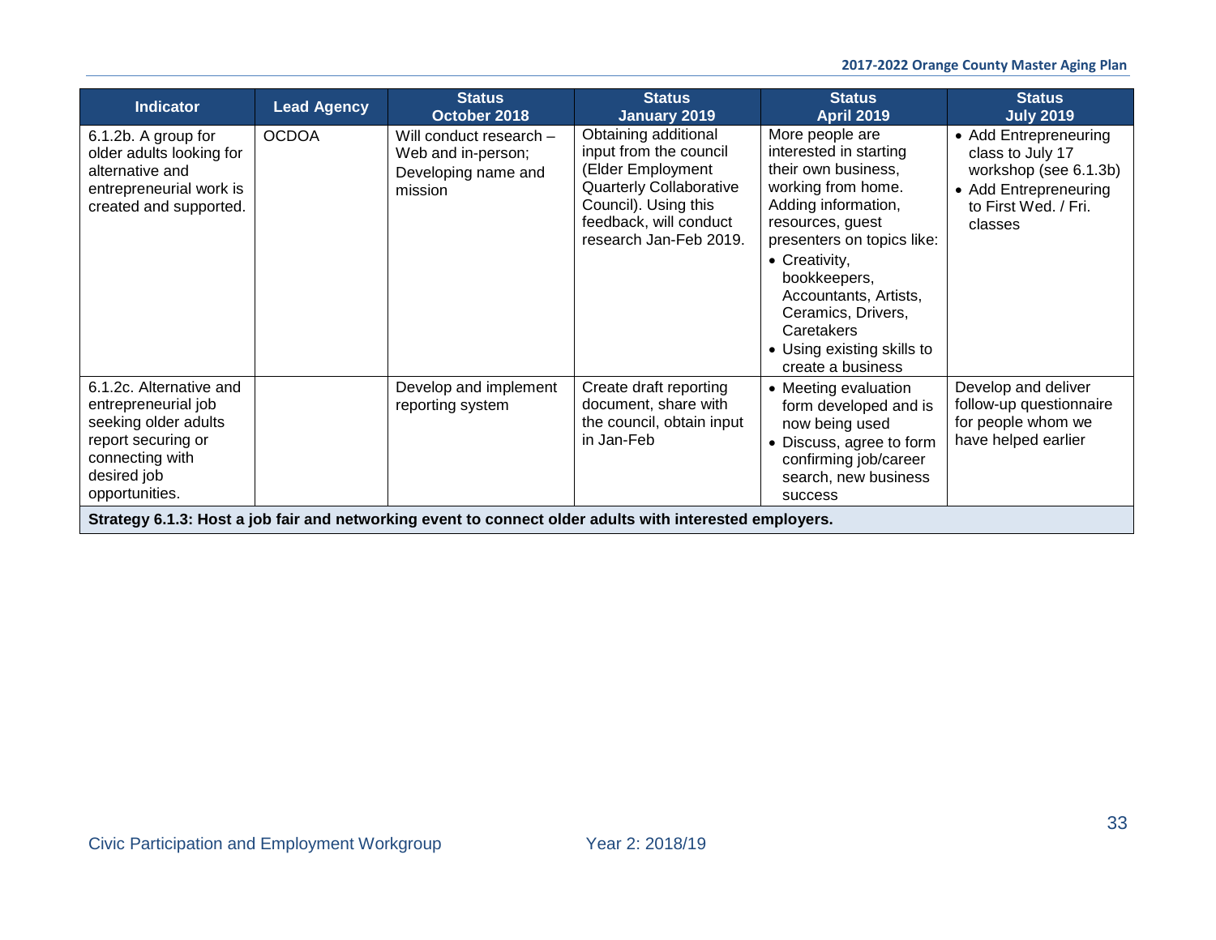| Indicator | Lead Agency | Status October 2018 | Status January 2019 | Status April 2019 | Status July 2019 |
|---|---|---|---|---|---|
| 6.1.2b. A group for older adults looking for alternative and entrepreneurial work is created and supported. | OCDOA | Will conduct research – Web and in-person; Developing name and mission | Obtaining additional input from the council (Elder Employment Quarterly Collaborative Council). Using this feedback, will conduct research Jan-Feb 2019. | More people are interested in starting their own business, working from home. Adding information, resources, guest presenters on topics like: • Creativity, bookkeepers, Accountants, Artists, Ceramics, Drivers, Caretakers • Using existing skills to create a business | • Add Entrepreneuring class to July 17 workshop (see 6.1.3b) • Add Entrepreneuring to First Wed. / Fri. classes |
| 6.1.2c. Alternative and entrepreneurial job seeking older adults report securing or connecting with desired job opportunities. | | Develop and implement reporting system | Create draft reporting document, share with the council, obtain input in Jan-Feb | • Meeting evaluation form developed and is now being used • Discuss, agree to form confirming job/career search, new business success | Develop and deliver follow-up questionnaire for people whom we have helped earlier |
| **Strategy 6.1.3: Host a job fair and networking event to connect older adults with interested employers.** | | | | | |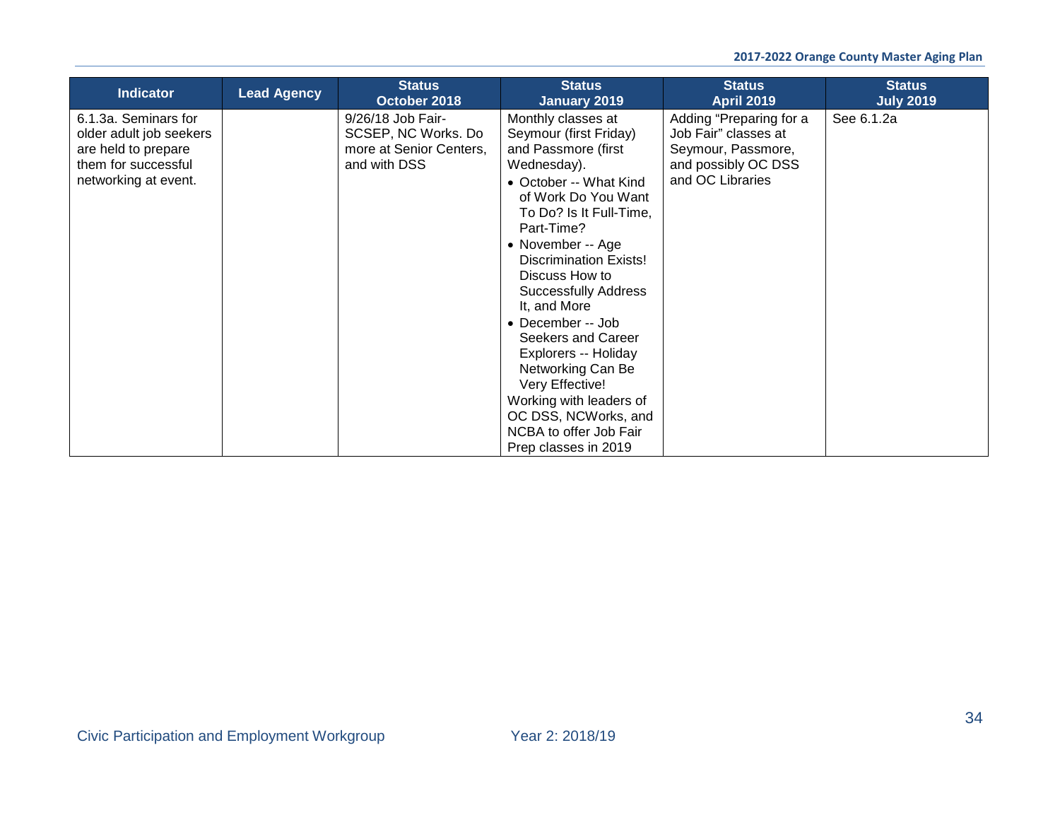| Indicator | Lead Agency | Status October 2018 | Status January 2019 | Status April 2019 | Status July 2019 |
| --- | --- | --- | --- | --- | --- |
| 6.1.3a. Seminars for older adult job seekers are held to prepare them for successful networking at event. | | 9/26/18 Job Fair- SCSEP, NC Works. Do more at Senior Centers, and with DSS | Monthly classes at Seymour (first Friday) and Passmore (first Wednesday).<br>• October -- What Kind of Work Do You Want To Do? Is It Full-Time, Part-Time?<br>• November -- Age Discrimination Exists! Discuss How to Successfully Address It, and More<br>• December -- Job Seekers and Career Explorers -- Holiday Networking Can Be Very Effective!<br>Working with leaders of OC DSS, NCWorks, and NCBA to offer Job Fair Prep classes in 2019 | Adding "Preparing for a Job Fair" classes at Seymour, Passmore, and possibly OC DSS and OC Libraries | See 6.1.2a |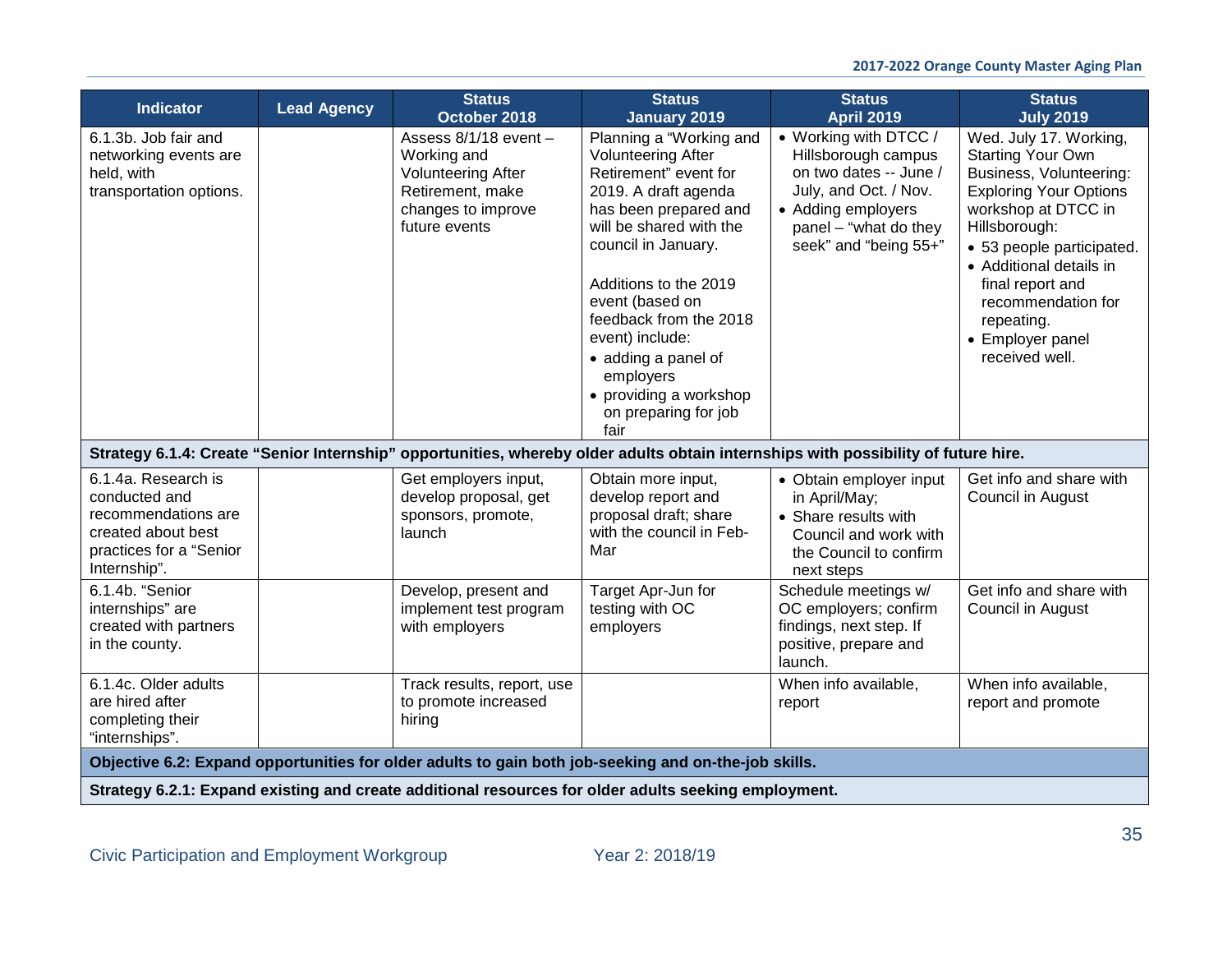| Indicator | Lead Agency | Status October 2018 | Status January 2019 | Status April 2019 | Status July 2019 |
|---|---|---|---|---|---|
| 6.1.3b. Job fair and networking events are held, with transportation options. | | Assess 8/1/18 event – Working and Volunteering After Retirement, make changes to improve future events | Planning a "Working and Volunteering After Retirement" event for 2019. A draft agenda has been prepared and will be shared with the council in January.<br><br>Additions to the 2019 event (based on feedback from the 2018 event) include:<br>• adding a panel of employers<br>• providing a workshop on preparing for job fair | • Working with DTCC / Hillsborough campus on two dates -- June / July, and Oct. / Nov.<br>• Adding employers panel – "what do they seek" and "being 55+" | Wed. July 17. Working, Starting Your Own Business, Volunteering: Exploring Your Options workshop at DTCC in Hillsborough:<br>• 53 people participated.<br>• Additional details in final report and recommendation for repeating.<br>• Employer panel received well. |
| **Strategy 6.1.4: Create "Senior Internship" opportunities, whereby older adults obtain internships with possibility of future hire.** | | | | | |
| 6.1.4a. Research is conducted and recommendations are created about best practices for a "Senior Internship". | | Get employers input, develop proposal, get sponsors, promote, launch | Obtain more input, develop report and proposal draft; share with the council in Feb-Mar | • Obtain employer input in April/May;<br>• Share results with Council and work with the Council to confirm next steps | Get info and share with Council in August |
| 6.1.4b. "Senior internships" are created with partners in the county. | | Develop, present and implement test program with employers | Target Apr-Jun for testing with OC employers | Schedule meetings w/ OC employers; confirm findings, next step. If positive, prepare and launch. | Get info and share with Council in August |
| 6.1.4c. Older adults are hired after completing their "internships". | | Track results, report, use to promote increased hiring | | When info available, report | When info available, report and promote |
| **Objective 6.2: Expand opportunities for older adults to gain both job-seeking and on-the-job skills.** | | | | | |
| **Strategy 6.2.1: Expand existing and create additional resources for older adults seeking employment.** | | | | | |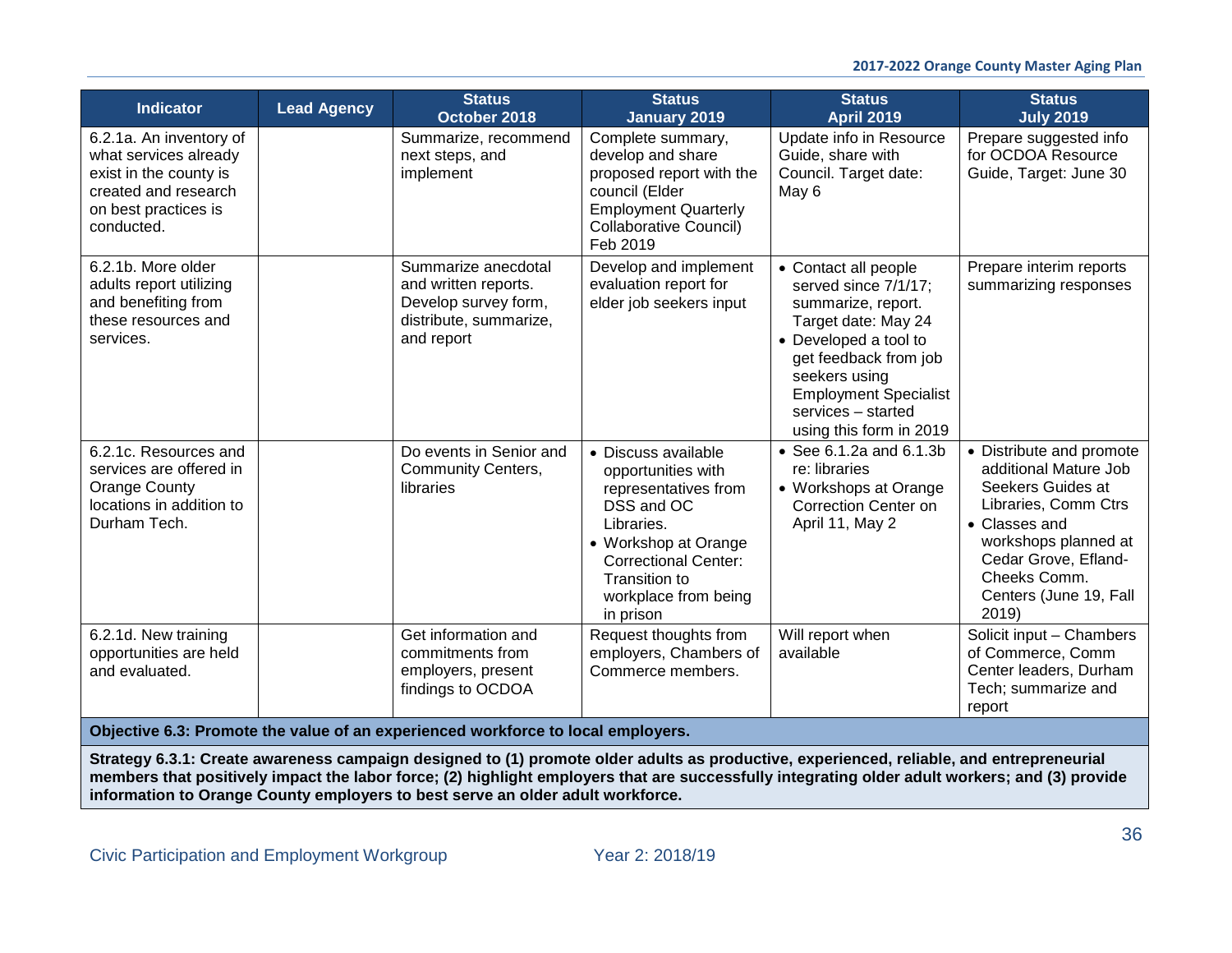| Indicator | Lead Agency | Status October 2018 | Status January 2019 | Status April 2019 | Status July 2019 |
|---|---|---|---|---|---|
| 6.2.1a. An inventory of what services already exist in the county is created and research on best practices is conducted. | | Summarize, recommend next steps, and implement | Complete summary, develop and share proposed report with the council (Elder Employment Quarterly Collaborative Council) Feb 2019 | Update info in Resource Guide, share with Council. Target date: May 6 | Prepare suggested info for OCDOA Resource Guide, Target: June 30 |
| 6.2.1b. More older adults report utilizing and benefiting from these resources and services. | | Summarize anecdotal and written reports. Develop survey form, distribute, summarize, and report | Develop and implement evaluation report for elder job seekers input | • Contact all people served since 7/1/17; summarize, report. Target date: May 24<br>• Developed a tool to get feedback from job seekers using Employment Specialist services – started using this form in 2019 | Prepare interim reports summarizing responses |
| 6.2.1c. Resources and services are offered in Orange County locations in addition to Durham Tech. | | Do events in Senior and Community Centers, libraries | • Discuss available opportunities with representatives from DSS and OC Libraries.<br>• Workshop at Orange Correctional Center: Transition to workplace from being in prison | • See 6.1.2a and 6.1.3b re: libraries<br>• Workshops at Orange Correction Center on April 11, May 2 | • Distribute and promote additional Mature Job Seekers Guides at Libraries, Comm Ctrs<br>• Classes and workshops planned at Cedar Grove, Efland-Cheeks Comm. Centers (June 19, Fall 2019) |
| 6.2.1d. New training opportunities are held and evaluated. | | Get information and commitments from employers, present findings to OCDOA | Request thoughts from employers, Chambers of Commerce members. | Will report when available | Solicit input – Chambers of Commerce, Comm Center leaders, Durham Tech; summarize and report |

**Objective 6.3: Promote the value of an experienced workforce to local employers.**

**Strategy 6.3.1: Create awareness campaign designed to (1) promote older adults as productive, experienced, reliable, and entrepreneurial members that positively impact the labor force; (2) highlight employers that are successfully integrating older adult workers; and (3) provide information to Orange County employers to best serve an older adult workforce.**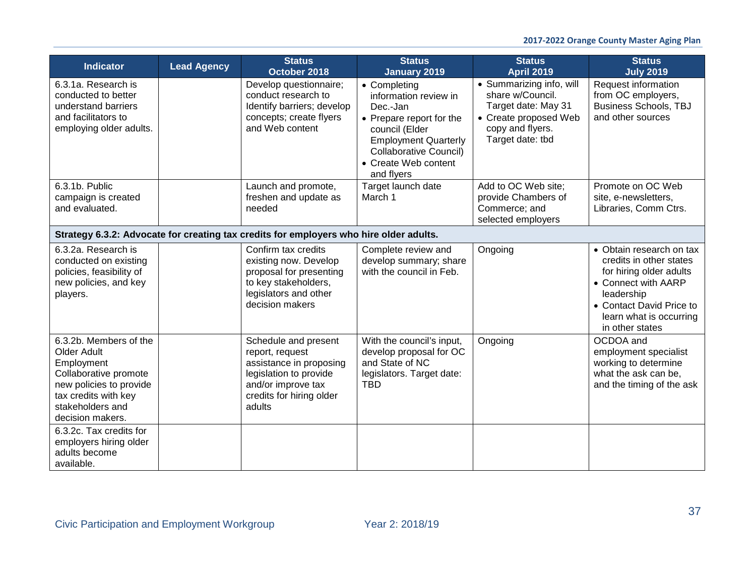| Indicator | Lead Agency | Status October 2018 | Status January 2019 | Status April 2019 | Status July 2019 |
|---|---|---|---|---|---|
| 6.3.1a. Research is conducted to better understand barriers and facilitators to employing older adults. | | Develop questionnaire; conduct research to Identify barriers; develop concepts; create flyers and Web content | • Completing information review in Dec.-Jan<br>• Prepare report for the council (Elder Employment Quarterly Collaborative Council)<br>• Create Web content and flyers | • Summarizing info, will share w/Council. Target date: May 31<br>• Create proposed Web copy and flyers. Target date: tbd | Request information from OC employers, Business Schools, TBJ and other sources |
| 6.3.1b. Public campaign is created and evaluated. | | Launch and promote, freshen and update as needed | Target launch date March 1 | Add to OC Web site; provide Chambers of Commerce; and selected employers | Promote on OC Web site, e-newsletters, Libraries, Comm Ctrs. |
| **Strategy 6.3.2: Advocate for creating tax credits for employers who hire older adults.** | | | | | |
| 6.3.2a. Research is conducted on existing policies, feasibility of new policies, and key players. | | Confirm tax credits existing now. Develop proposal for presenting to key stakeholders, legislators and other decision makers | Complete review and develop summary; share with the council in Feb. | Ongoing | • Obtain research on tax credits in other states for hiring older adults<br>• Connect with AARP leadership<br>• Contact David Price to learn what is occurring in other states |
| 6.3.2b. Members of the Older Adult Employment Collaborative promote new policies to provide tax credits with key stakeholders and decision makers. | | Schedule and present report, request assistance in proposing legislation to provide and/or improve tax credits for hiring older adults | With the council's input, develop proposal for OC and State of NC legislators. Target date: TBD | Ongoing | OCDOA and employment specialist working to determine what the ask can be, and the timing of the ask |
| 6.3.2c. Tax credits for employers hiring older adults become available. | | | | | |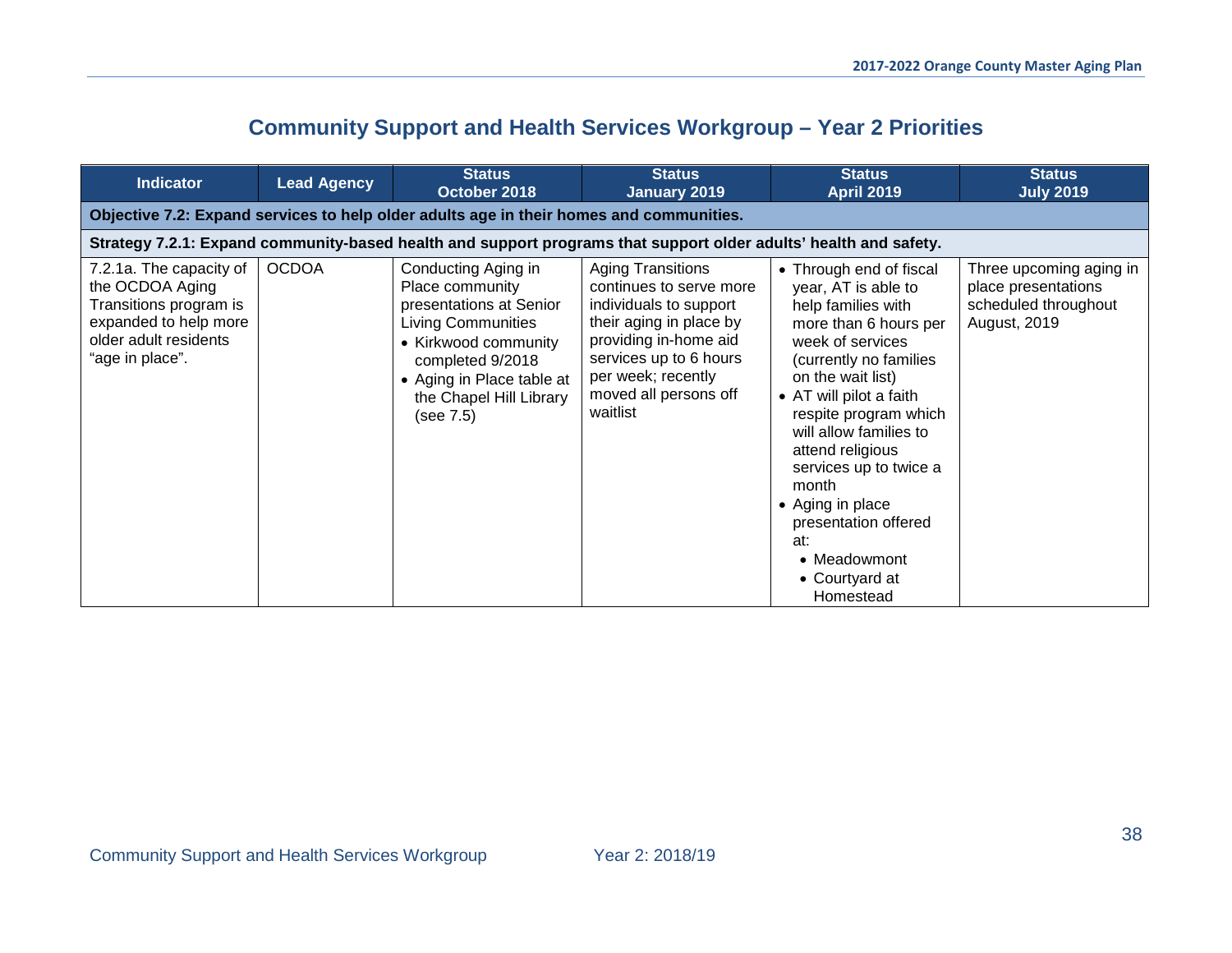## Community Support and Health Services Workgroup – Year 2 Priorities

| Indicator | Lead Agency | Status October 2018 | Status January 2019 | Status April 2019 | Status July 2019 |
|---|---|---|---|---|---|
| **Objective 7.2: Expand services to help older adults age in their homes and communities.** | | | | | |
| **Strategy 7.2.1: Expand community-based health and support programs that support older adults' health and safety.** | | | | | |
| 7.2.1a. The capacity of the OCDOA Aging Transitions program is expanded to help more older adult residents "age in place". | OCDOA | Conducting Aging in Place community presentations at Senior Living Communities<br>• Kirkwood community completed 9/2018<br>• Aging in Place table at the Chapel Hill Library (see 7.5) | Aging Transitions continues to serve more individuals to support their aging in place by providing in-home aid services up to 6 hours per week; recently moved all persons off waitlist | • Through end of fiscal year, AT is able to help families with more than 6 hours per week of services (currently no families on the wait list)<br>• AT will pilot a faith respite program which will allow families to attend religious services up to twice a month<br>• Aging in place presentation offered at:<br>&nbsp;&nbsp;• Meadowmont<br>&nbsp;&nbsp;• Courtyard at Homestead | Three upcoming aging in place presentations scheduled throughout August, 2019 |

Community Support and Health Services Workgroup — Year 2: 2018/19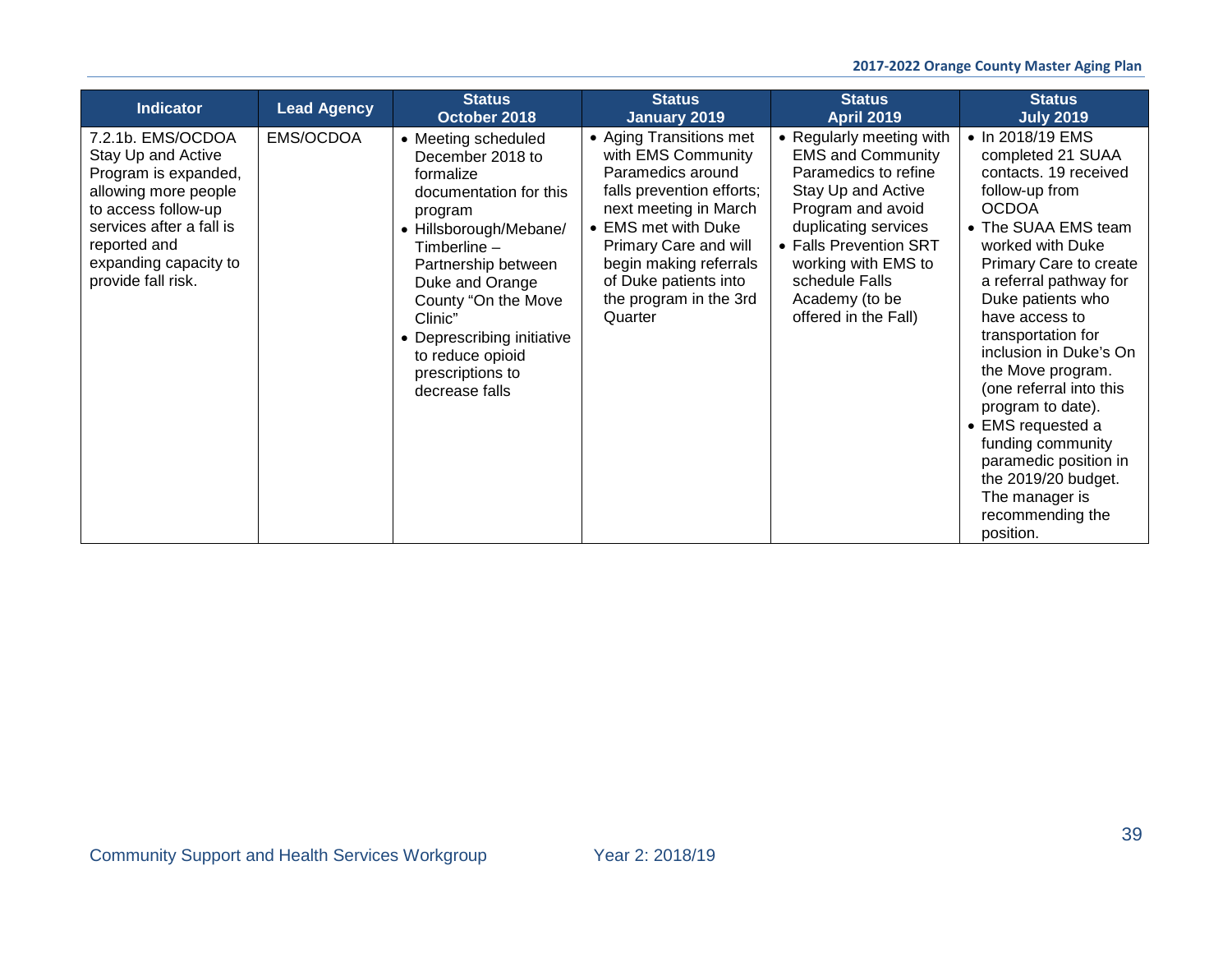| Indicator | Lead Agency | Status October 2018 | Status January 2019 | Status April 2019 | Status July 2019 |
|---|---|---|---|---|---|
| 7.2.1b. EMS/OCDOA Stay Up and Active Program is expanded, allowing more people to access follow-up services after a fall is reported and expanding capacity to provide fall risk. | EMS/OCDOA | • Meeting scheduled December 2018 to formalize documentation for this program<br>• Hillsborough/Mebane/ Timberline – Partnership between Duke and Orange County "On the Move Clinic"<br>• Deprescribing initiative to reduce opioid prescriptions to decrease falls | • Aging Transitions met with EMS Community Paramedics around falls prevention efforts; next meeting in March<br>• EMS met with Duke Primary Care and will begin making referrals of Duke patients into the program in the 3rd Quarter | • Regularly meeting with EMS and Community Paramedics to refine Stay Up and Active Program and avoid duplicating services<br>• Falls Prevention SRT working with EMS to schedule Falls Academy (to be offered in the Fall) | • In 2018/19 EMS completed 21 SUAA contacts. 19 received follow-up from OCDOA<br>• The SUAA EMS team worked with Duke Primary Care to create a referral pathway for Duke patients who have access to transportation for inclusion in Duke's On the Move program. (one referral into this program to date).<br>• EMS requested a funding community paramedic position in the 2019/20 budget. The manager is recommending the position. |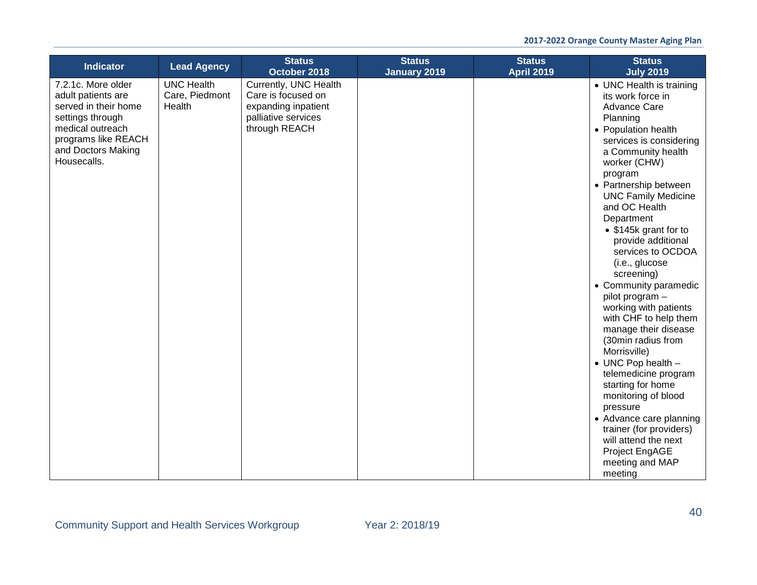| Indicator | Lead Agency | Status October 2018 | Status January 2019 | Status April 2019 | Status July 2019 |
|---|---|---|---|---|---|
| 7.2.1c. More older adult patients are served in their home settings through medical outreach programs like REACH and Doctors Making Housecalls. | UNC Health Care, Piedmont Health | Currently, UNC Health Care is focused on expanding inpatient palliative services through REACH | | | • UNC Health is training its work force in Advance Care Planning<br>• Population health services is considering a Community health worker (CHW) program<br>• Partnership between UNC Family Medicine and OC Health Department<br>  • $145k grant for to provide additional services to OCDOA (i.e., glucose screening)<br>• Community paramedic pilot program – working with patients with CHF to help them manage their disease (30min radius from Morrisville)<br>• UNC Pop health – telemedicine program starting for home monitoring of blood pressure<br>• Advance care planning trainer (for providers) will attend the next Project EngAGE meeting and MAP meeting |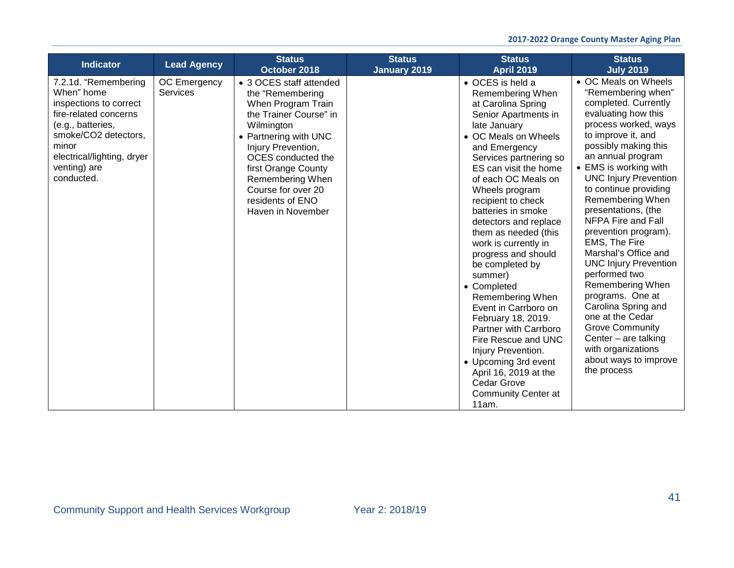| Indicator | Lead Agency | Status October 2018 | Status January 2019 | Status April 2019 | Status July 2019 |
|---|---|---|---|---|---|
| 7.2.1d. "Remembering When" home inspections to correct fire-related concerns (e.g., batteries, smoke/CO2 detectors, minor electrical/lighting, dryer venting) are conducted. | OC Emergency Services | • 3 OCES staff attended the "Remembering When Program Train the Trainer Course" in Wilmington<br>• Partnering with UNC Injury Prevention, OCES conducted the first Orange County Remembering When Course for over 20 residents of ENO Haven in November | | • OCES is held a Remembering When at Carolina Spring Senior Apartments in late January<br>• OC Meals on Wheels and Emergency Services partnering so ES can visit the home of each OC Meals on Wheels program recipient to check batteries in smoke detectors and replace them as needed (this work is currently in progress and should be completed by summer)<br>• Completed Remembering When Event in Carrboro on February 18, 2019. Partner with Carrboro Fire Rescue and UNC Injury Prevention.<br>• Upcoming 3rd event April 16, 2019 at the Cedar Grove Community Center at 11am. | • OC Meals on Wheels "Remembering when" completed. Currently evaluating how this process worked, ways to improve it, and possibly making this an annual program<br>• EMS is working with UNC Injury Prevention to continue providing Remembering When presentations, (the NFPA Fire and Fall prevention program). EMS, The Fire Marshal's Office and UNC Injury Prevention performed two Remembering When programs. One at Carolina Spring and one at the Cedar Grove Community Center – are talking with organizations about ways to improve the process |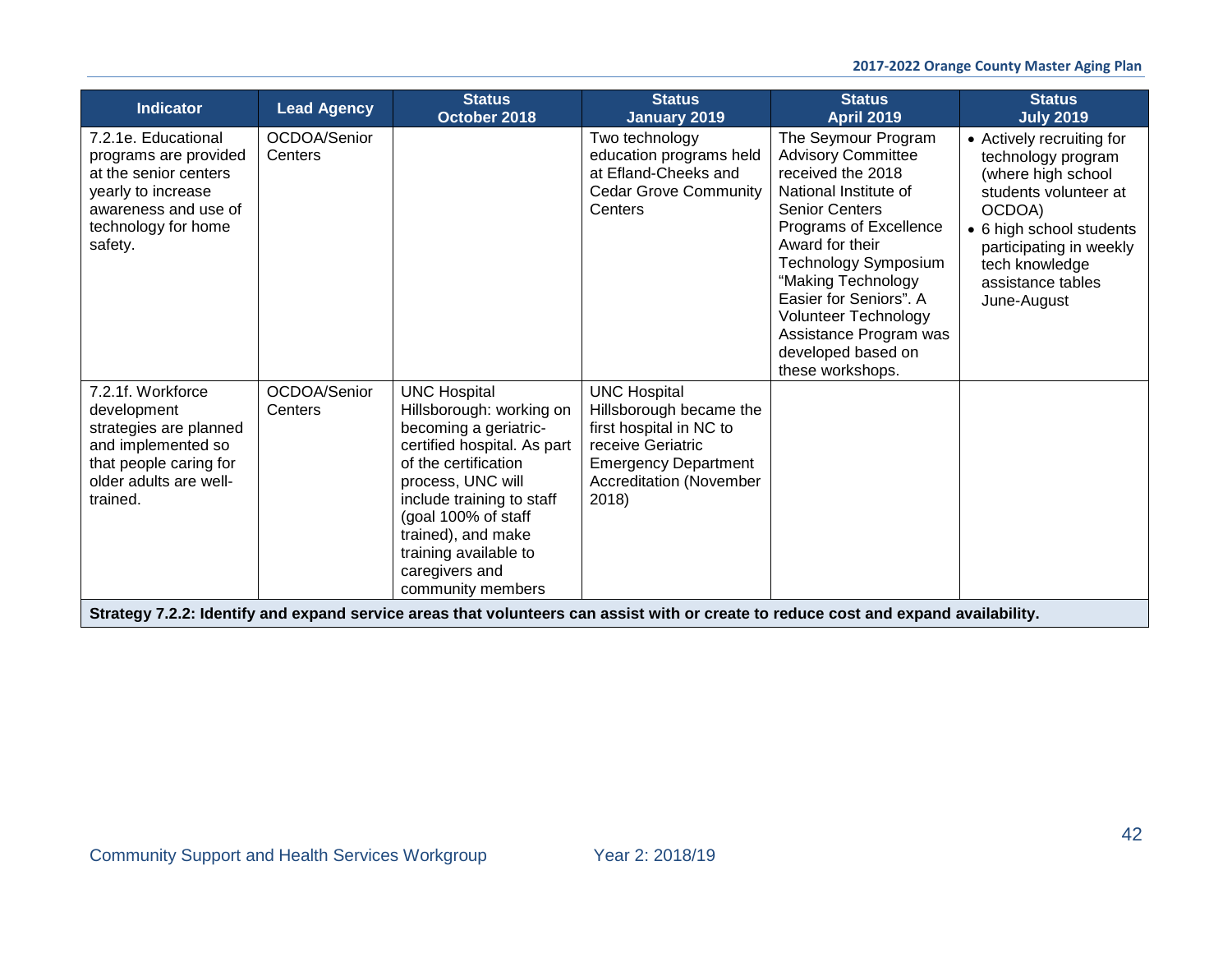| Indicator | Lead Agency | Status October 2018 | Status January 2019 | Status April 2019 | Status July 2019 |
|---|---|---|---|---|---|
| 7.2.1e. Educational programs are provided at the senior centers yearly to increase awareness and use of technology for home safety. | OCDOA/Senior Centers | | Two technology education programs held at Efland-Cheeks and Cedar Grove Community Centers | The Seymour Program Advisory Committee received the 2018 National Institute of Senior Centers Programs of Excellence Award for their Technology Symposium "Making Technology Easier for Seniors". A Volunteer Technology Assistance Program was developed based on these workshops. | • Actively recruiting for technology program (where high school students volunteer at OCDOA)<br>• 6 high school students participating in weekly tech knowledge assistance tables June-August |
| 7.2.1f. Workforce development strategies are planned and implemented so that people caring for older adults are well-trained. | OCDOA/Senior Centers | UNC Hospital Hillsborough: working on becoming a geriatric-certified hospital. As part of the certification process, UNC will include training to staff (goal 100% of staff trained), and make training available to caregivers and community members | UNC Hospital Hillsborough became the first hospital in NC to receive Geriatric Emergency Department Accreditation (November 2018) | | |
| **Strategy 7.2.2: Identify and expand service areas that volunteers can assist with or create to reduce cost and expand availability.** | | | | | |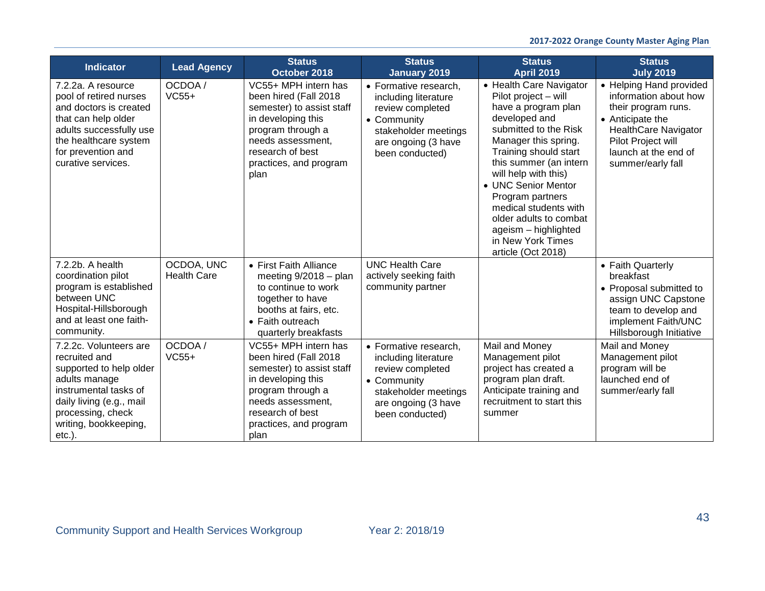| Indicator | Lead Agency | Status October 2018 | Status January 2019 | Status April 2019 | Status July 2019 |
|---|---|---|---|---|---|
| 7.2.2a. A resource pool of retired nurses and doctors is created that can help older adults successfully use the healthcare system for prevention and curative services. | OCDOA / VC55+ | VC55+ MPH intern has been hired (Fall 2018 semester) to assist staff in developing this program through a needs assessment, research of best practices, and program plan | • Formative research, including literature review completed<br>• Community stakeholder meetings are ongoing (3 have been conducted) | • Health Care Navigator Pilot project – will have a program plan developed and submitted to the Risk Manager this spring. Training should start this summer (an intern will help with this)<br>• UNC Senior Mentor Program partners medical students with older adults to combat ageism – highlighted in New York Times article (Oct 2018) | • Helping Hand provided information about how their program runs.<br>• Anticipate the HealthCare Navigator Pilot Project will launch at the end of summer/early fall |
| 7.2.2b. A health coordination pilot program is established between UNC Hospital-Hillsborough and at least one faith-community. | OCDOA, UNC Health Care | • First Faith Alliance meeting 9/2018 – plan to continue to work together to have booths at fairs, etc.<br>• Faith outreach quarterly breakfasts | UNC Health Care actively seeking faith community partner | | • Faith Quarterly breakfast<br>• Proposal submitted to assign UNC Capstone team to develop and implement Faith/UNC Hillsborough Initiative |
| 7.2.2c. Volunteers are recruited and supported to help older adults manage instrumental tasks of daily living (e.g., mail processing, check writing, bookkeeping, etc.). | OCDOA / VC55+ | VC55+ MPH intern has been hired (Fall 2018 semester) to assist staff in developing this program through a needs assessment, research of best practices, and program plan | • Formative research, including literature review completed<br>• Community stakeholder meetings are ongoing (3 have been conducted) | Mail and Money Management pilot project has created a program plan draft. Anticipate training and recruitment to start this summer | Mail and Money Management pilot program will be launched end of summer/early fall |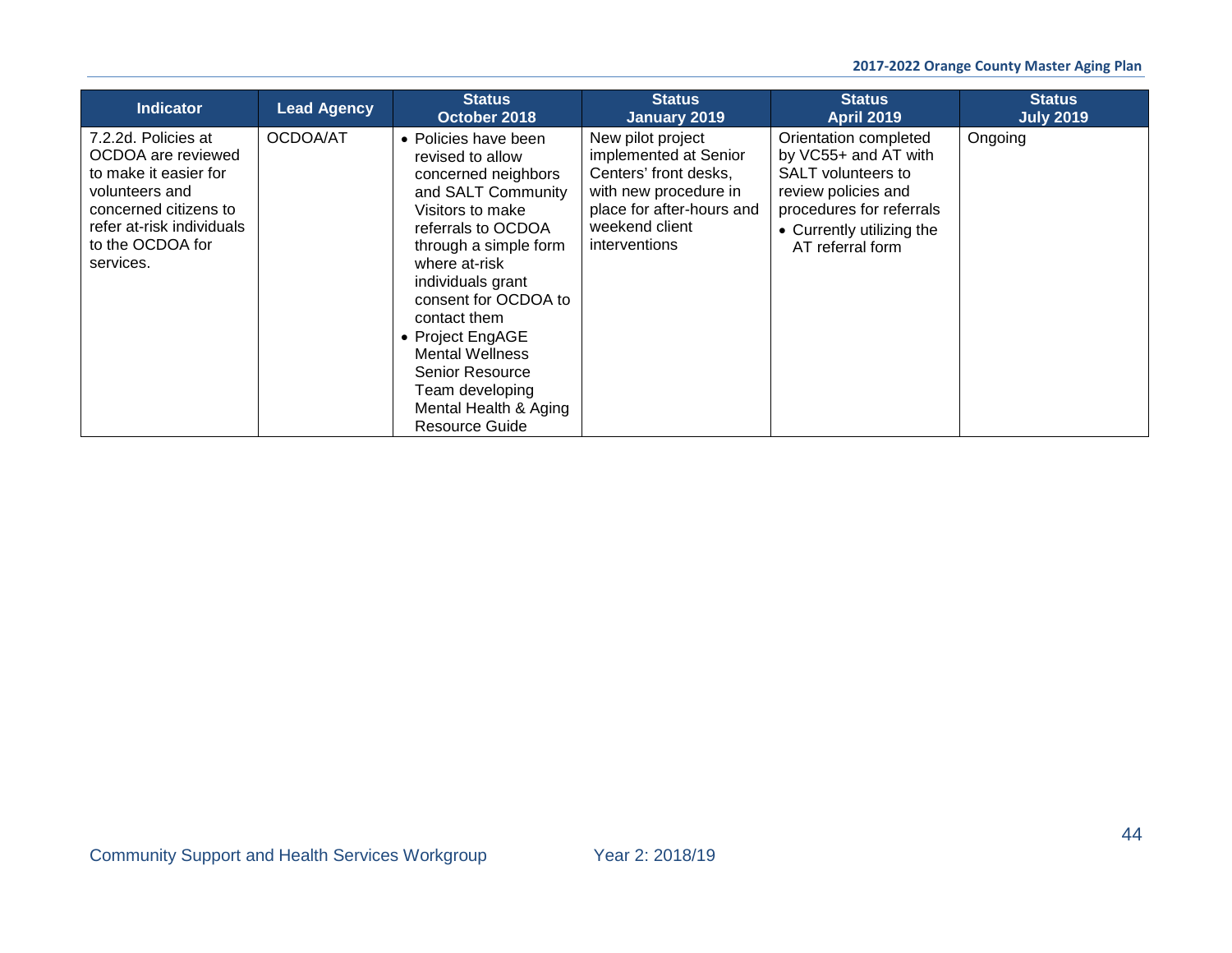| Indicator | Lead Agency | Status October 2018 | Status January 2019 | Status April 2019 | Status July 2019 |
|---|---|---|---|---|---|
| 7.2.2d. Policies at OCDOA are reviewed to make it easier for volunteers and concerned citizens to refer at-risk individuals to the OCDOA for services. | OCDOA/AT | • Policies have been revised to allow concerned neighbors and SALT Community Visitors to make referrals to OCDOA through a simple form where at-risk individuals grant consent for OCDOA to contact them<br>• Project EngAGE Mental Wellness Senior Resource Team developing Mental Health & Aging Resource Guide | New pilot project implemented at Senior Centers' front desks, with new procedure in place for after-hours and weekend client interventions | Orientation completed by VC55+ and AT with SALT volunteers to review policies and procedures for referrals<br>• Currently utilizing the AT referral form | Ongoing |

Community Support and Health Services Workgroup Year 2: 2018/19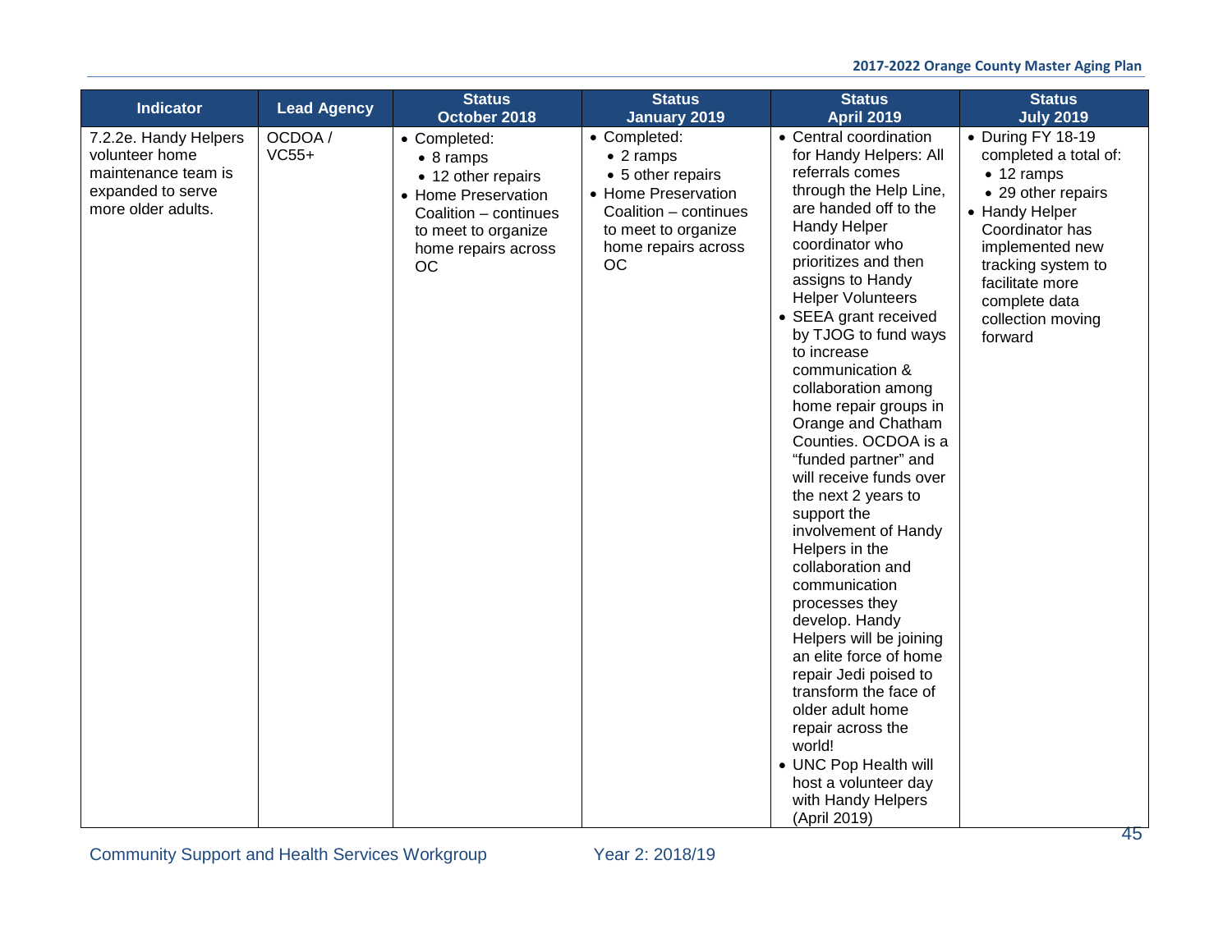| Indicator | Lead Agency | Status October 2018 | Status January 2019 | Status April 2019 | Status July 2019 |
|---|---|---|---|---|---|
| 7.2.2e. Handy Helpers volunteer home maintenance team is expanded to serve more older adults. | OCDOA / VC55+ | • Completed:<br>  • 8 ramps<br>  • 12 other repairs<br>• Home Preservation Coalition – continues to meet to organize home repairs across OC | • Completed:<br>  • 2 ramps<br>  • 5 other repairs<br>• Home Preservation Coalition – continues to meet to organize home repairs across OC | • Central coordination for Handy Helpers: All referrals comes through the Help Line, are handed off to the Handy Helper coordinator who prioritizes and then assigns to Handy Helper Volunteers<br>• SEEA grant received by TJOG to fund ways to increase communication & collaboration among home repair groups in Orange and Chatham Counties. OCDOA is a "funded partner" and will receive funds over the next 2 years to support the involvement of Handy Helpers in the collaboration and communication processes they develop. Handy Helpers will be joining an elite force of home repair Jedi poised to transform the face of older adult home repair across the world!<br>• UNC Pop Health will host a volunteer day with Handy Helpers (April 2019) | • During FY 18-19 completed a total of:<br>  • 12 ramps<br>  • 29 other repairs<br>• Handy Helper Coordinator has implemented new tracking system to facilitate more complete data collection moving forward |

Community Support and Health Services Workgroup Year 2: 2018/19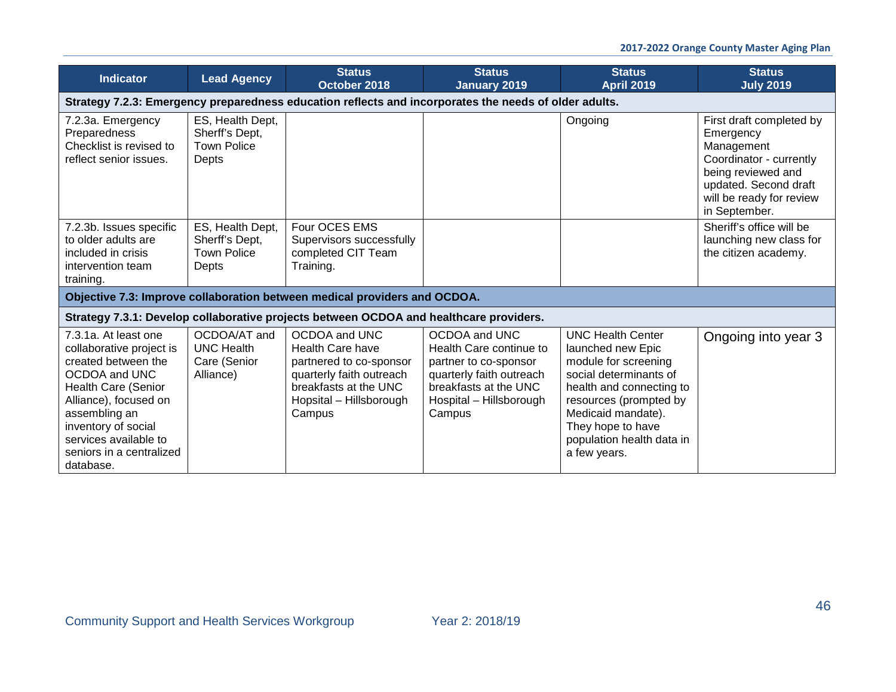| Indicator | Lead Agency | Status October 2018 | Status January 2019 | Status April 2019 | Status July 2019 |
|---|---|---|---|---|---|
| **Strategy 7.2.3: Emergency preparedness education reflects and incorporates the needs of older adults.** | | | | | |
| 7.2.3a. Emergency Preparedness Checklist is revised to reflect senior issues. | ES, Health Dept, Sherff's Dept, Town Police Depts | | | Ongoing | First draft completed by Emergency Management Coordinator - currently being reviewed and updated. Second draft will be ready for review in September. |
| 7.2.3b. Issues specific to older adults are included in crisis intervention team training. | ES, Health Dept, Sherff's Dept, Town Police Depts | Four OCES EMS Supervisors successfully completed CIT Team Training. | | | Sheriff's office will be launching new class for the citizen academy. |
| **Objective 7.3: Improve collaboration between medical providers and OCDOA.** | | | | | |
| **Strategy 7.3.1: Develop collaborative projects between OCDOA and healthcare providers.** | | | | | |
| 7.3.1a. At least one collaborative project is created between the OCDOA and UNC Health Care (Senior Alliance), focused on assembling an inventory of social services available to seniors in a centralized database. | OCDOA/AT and UNC Health Care (Senior Alliance) | OCDOA and UNC Health Care have partnered to co-sponsor quarterly faith outreach breakfasts at the UNC Hopsital – Hillsborough Campus | OCDOA and UNC Health Care continue to partner to co-sponsor quarterly faith outreach breakfasts at the UNC Hospital – Hillsborough Campus | UNC Health Center launched new Epic module for screening social determinants of health and connecting to resources (prompted by Medicaid mandate). They hope to have population health data in a few years. | Ongoing into year 3 |

Community Support and Health Services Workgroup Year 2: 2018/19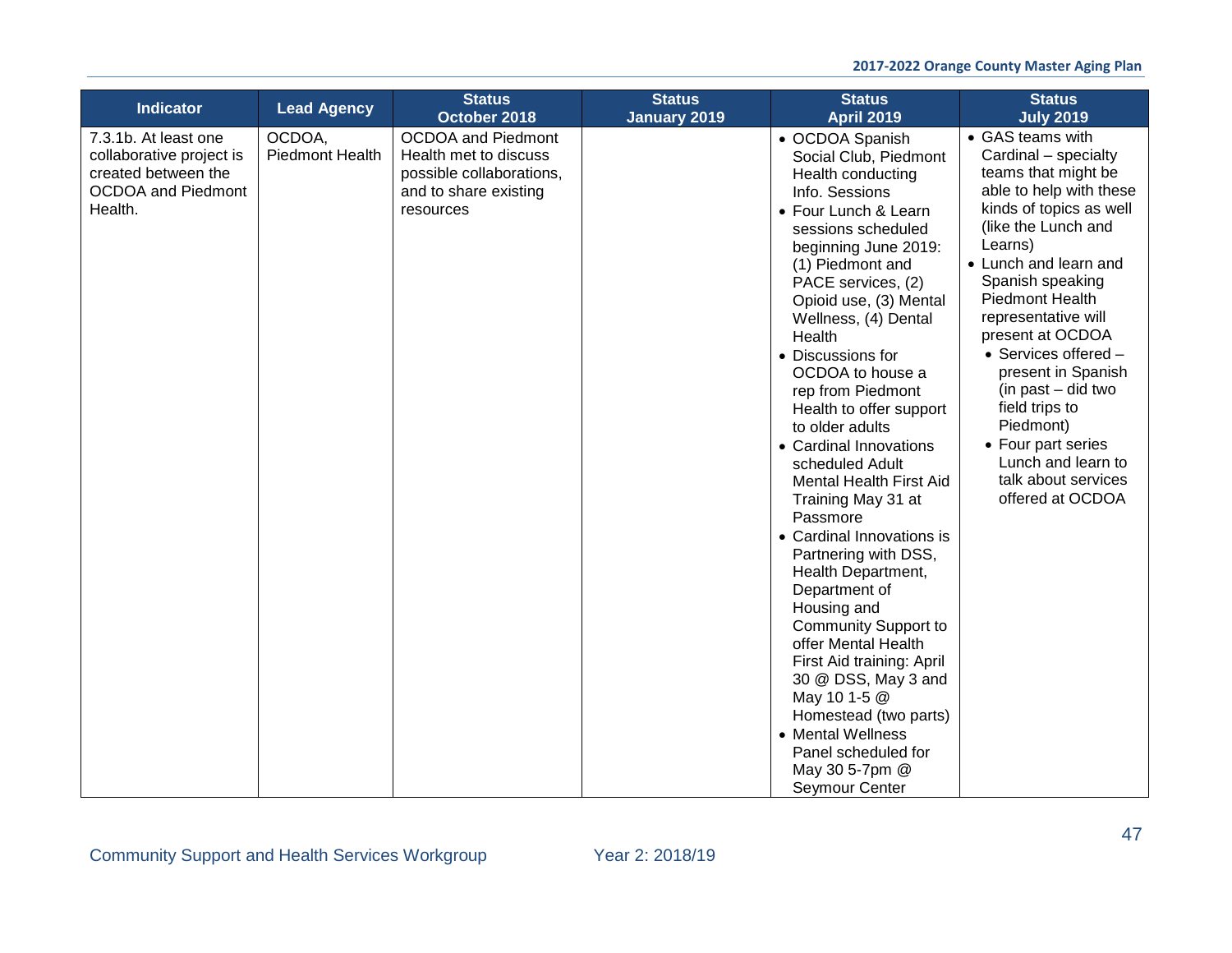| Indicator | Lead Agency | Status October 2018 | Status January 2019 | Status April 2019 | Status July 2019 |
|---|---|---|---|---|---|
| 7.3.1b. At least one collaborative project is created between the OCDOA and Piedmont Health. | OCDOA, Piedmont Health | OCDOA and Piedmont Health met to discuss possible collaborations, and to share existing resources | | • OCDOA Spanish Social Club, Piedmont Health conducting Info. Sessions<br>• Four Lunch & Learn sessions scheduled beginning June 2019: (1) Piedmont and PACE services, (2) Opioid use, (3) Mental Wellness, (4) Dental Health<br>• Discussions for OCDOA to house a rep from Piedmont Health to offer support to older adults<br>• Cardinal Innovations scheduled Adult Mental Health First Aid Training May 31 at Passmore<br>• Cardinal Innovations is Partnering with DSS, Health Department, Department of Housing and Community Support to offer Mental Health First Aid training: April 30 @ DSS, May 3 and May 10 1-5 @ Homestead (two parts)<br>• Mental Wellness Panel scheduled for May 30 5-7pm @ Seymour Center | • GAS teams with Cardinal – specialty teams that might be able to help with these kinds of topics as well (like the Lunch and Learns)<br>• Lunch and learn and Spanish speaking Piedmont Health representative will present at OCDOA<br>  • Services offered – present in Spanish (in past – did two field trips to Piedmont)<br>  • Four part series Lunch and learn to talk about services offered at OCDOA |

Community Support and Health Services Workgroup Year 2: 2018/19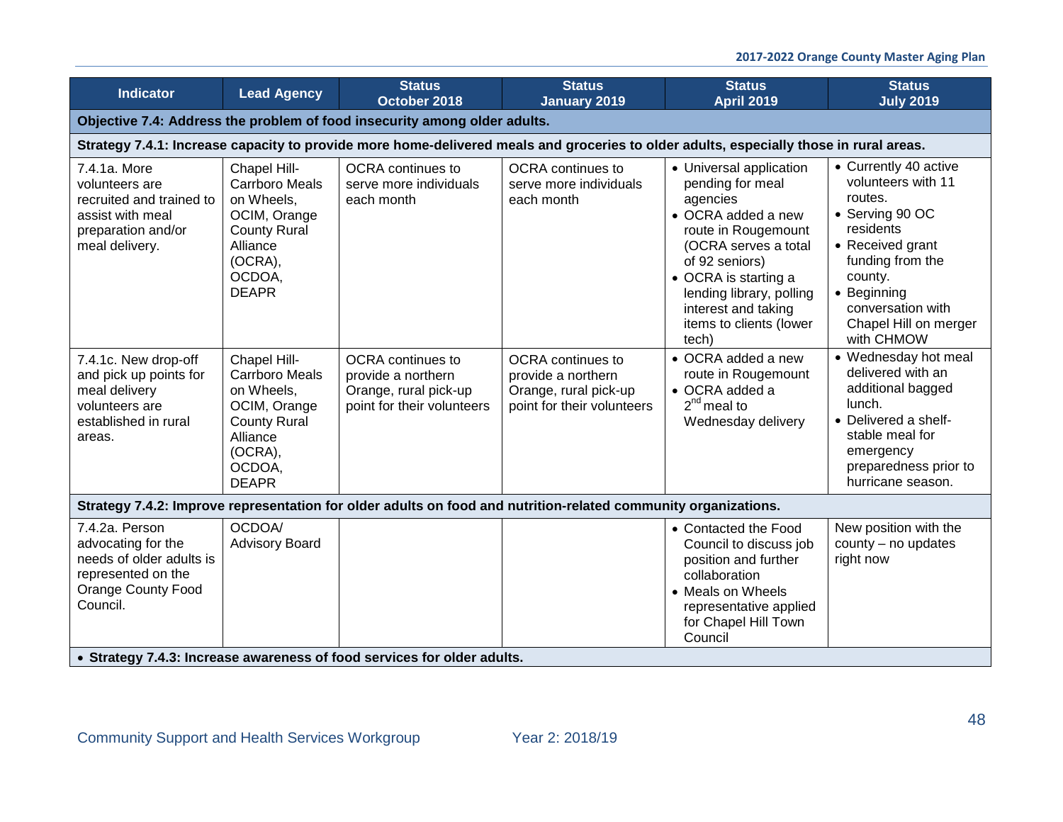| Indicator | Lead Agency | Status October 2018 | Status January 2019 | Status April 2019 | Status July 2019 |
|---|---|---|---|---|---|
| **Objective 7.4: Address the problem of food insecurity among older adults.** | | | | | |
| **Strategy 7.4.1: Increase capacity to provide more home-delivered meals and groceries to older adults, especially those in rural areas.** | | | | | |
| 7.4.1a. More volunteers are recruited and trained to assist with meal preparation and/or meal delivery. | Chapel Hill-Carrboro Meals on Wheels, OCIM, Orange County Rural Alliance (OCRA), OCDOA, DEAPR | OCRA continues to serve more individuals each month | OCRA continues to serve more individuals each month | • Universal application pending for meal agencies<br>• OCRA added a new route in Rougemount (OCRA serves a total of 92 seniors)<br>• OCRA is starting a lending library, polling interest and taking items to clients (lower tech) | • Currently 40 active volunteers with 11 routes.<br>• Serving 90 OC residents<br>• Received grant funding from the county.<br>• Beginning conversation with Chapel Hill on merger with CHMOW |
| 7.4.1c. New drop-off and pick up points for meal delivery volunteers are established in rural areas. | Chapel Hill-Carrboro Meals on Wheels, OCIM, Orange County Rural Alliance (OCRA), OCDOA, DEAPR | OCRA continues to provide a northern Orange, rural pick-up point for their volunteers | OCRA continues to provide a northern Orange, rural pick-up point for their volunteers | • OCRA added a new route in Rougemount<br>• OCRA added a 2nd meal to Wednesday delivery | • Wednesday hot meal delivered with an additional bagged lunch.<br>• Delivered a shelf-stable meal for emergency preparedness prior to hurricane season. |
| **Strategy 7.4.2: Improve representation for older adults on food and nutrition-related community organizations.** | | | | | |
| 7.4.2a. Person advocating for the needs of older adults is represented on the Orange County Food Council. | OCDOA/ Advisory Board | | | • Contacted the Food Council to discuss job position and further collaboration<br>• Meals on Wheels representative applied for Chapel Hill Town Council | New position with the county – no updates right now |
| • **Strategy 7.4.3: Increase awareness of food services for older adults.** | | | | | |

Community Support and Health Services Workgroup Year 2: 2018/19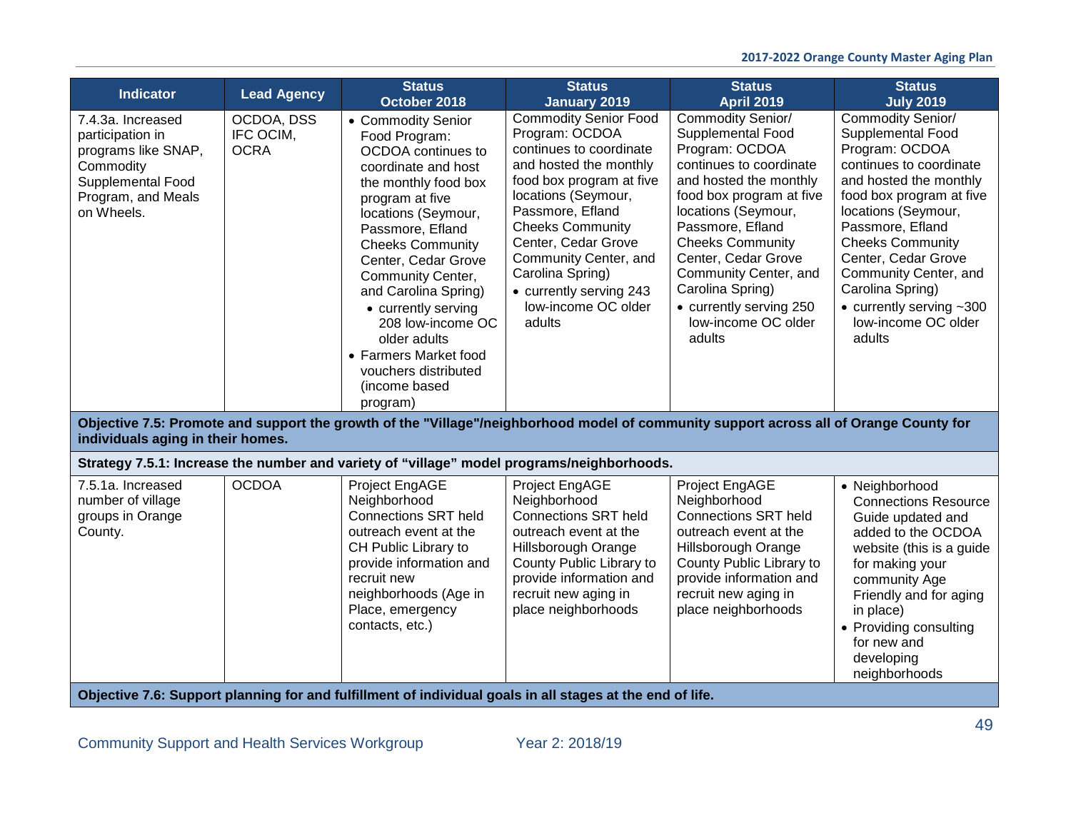| Indicator | Lead Agency | Status October 2018 | Status January 2019 | Status April 2019 | Status July 2019 |
|---|---|---|---|---|---|
| 7.4.3a. Increased participation in programs like SNAP, Commodity Supplemental Food Program, and Meals on Wheels. | OCDOA, DSS IFC OCIM, OCRA | • Commodity Senior Food Program: OCDOA continues to coordinate and host the monthly food box program at five locations (Seymour, Passmore, Efland Cheeks Community Center, Cedar Grove Community Center, and Carolina Spring)<br>• currently serving 208 low-income OC older adults<br>• Farmers Market food vouchers distributed (income based program) | Commodity Senior Food Program: OCDOA continues to coordinate and hosted the monthly food box program at five locations (Seymour, Passmore, Efland Cheeks Community Center, Cedar Grove Community Center, and Carolina Spring)<br>• currently serving 243 low-income OC older adults | Commodity Senior/ Supplemental Food Program: OCDOA continues to coordinate and hosted the monthly food box program at five locations (Seymour, Passmore, Efland Cheeks Community Center, Cedar Grove Community Center, and Carolina Spring)<br>• currently serving 250 low-income OC older adults | Commodity Senior/ Supplemental Food Program: OCDOA continues to coordinate and hosted the monthly food box program at five locations (Seymour, Passmore, Efland Cheeks Community Center, Cedar Grove Community Center, and Carolina Spring)<br>• currently serving ~300 low-income OC older adults |
| **Objective 7.5: Promote and support the growth of the "Village"/neighborhood model of community support across all of Orange County for individuals aging in their homes.** | | | | | |
| **Strategy 7.5.1: Increase the number and variety of "village" model programs/neighborhoods.** | | | | | |
| 7.5.1a. Increased number of village groups in Orange County. | OCDOA | Project EngAGE Neighborhood Connections SRT held outreach event at the CH Public Library to provide information and recruit new neighborhoods (Age in Place, emergency contacts, etc.) | Project EngAGE Neighborhood Connections SRT held outreach event at the Hillsborough Orange County Public Library to provide information and recruit new aging in place neighborhoods | Project EngAGE Neighborhood Connections SRT held outreach event at the Hillsborough Orange County Public Library to provide information and recruit new aging in place neighborhoods | • Neighborhood Connections Resource Guide updated and added to the OCDOA website (this is a guide for making your community Age Friendly and for aging in place)<br>• Providing consulting for new and developing neighborhoods |
| **Objective 7.6: Support planning for and fulfillment of individual goals in all stages at the end of life.** | | | | | |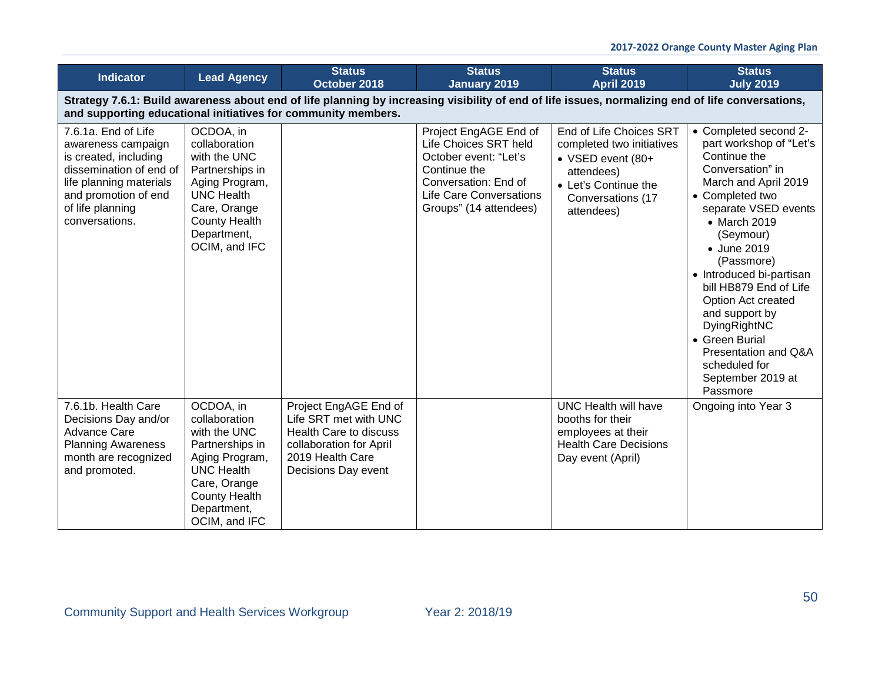| Indicator | Lead Agency | Status October 2018 | Status January 2019 | Status April 2019 | Status July 2019 |
|---|---|---|---|---|---|
| **Strategy 7.6.1: Build awareness about end of life planning by increasing visibility of end of life issues, normalizing end of life conversations, and supporting educational initiatives for community members.** | | | | | |
| 7.6.1a. End of Life awareness campaign is created, including dissemination of end of life planning materials and promotion of end of life planning conversations. | OCDOA, in collaboration with the UNC Partnerships in Aging Program, UNC Health Care, Orange County Health Department, OCIM, and IFC | | Project EngAGE End of Life Choices SRT held October event: "Let's Continue the Conversation: End of Life Care Conversations Groups" (14 attendees) | End of Life Choices SRT completed two initiatives<br>• VSED event (80+ attendees)<br>• Let's Continue the Conversations (17 attendees) | • Completed second 2-part workshop of "Let's Continue the Conversation" in March and April 2019<br>• Completed two separate VSED events<br>  • March 2019 (Seymour)<br>  • June 2019 (Passmore)<br>• Introduced bi-partisan bill HB879 End of Life Option Act created and support by DyingRightNC<br>• Green Burial Presentation and Q&A scheduled for September 2019 at Passmore |
| 7.6.1b. Health Care Decisions Day and/or Advance Care Planning Awareness month are recognized and promoted. | OCDOA, in collaboration with the UNC Partnerships in Aging Program, UNC Health Care, Orange County Health Department, OCIM, and IFC | Project EngAGE End of Life SRT met with UNC Health Care to discuss collaboration for April 2019 Health Care Decisions Day event | | UNC Health will have booths for their employees at their Health Care Decisions Day event (April) | Ongoing into Year 3 |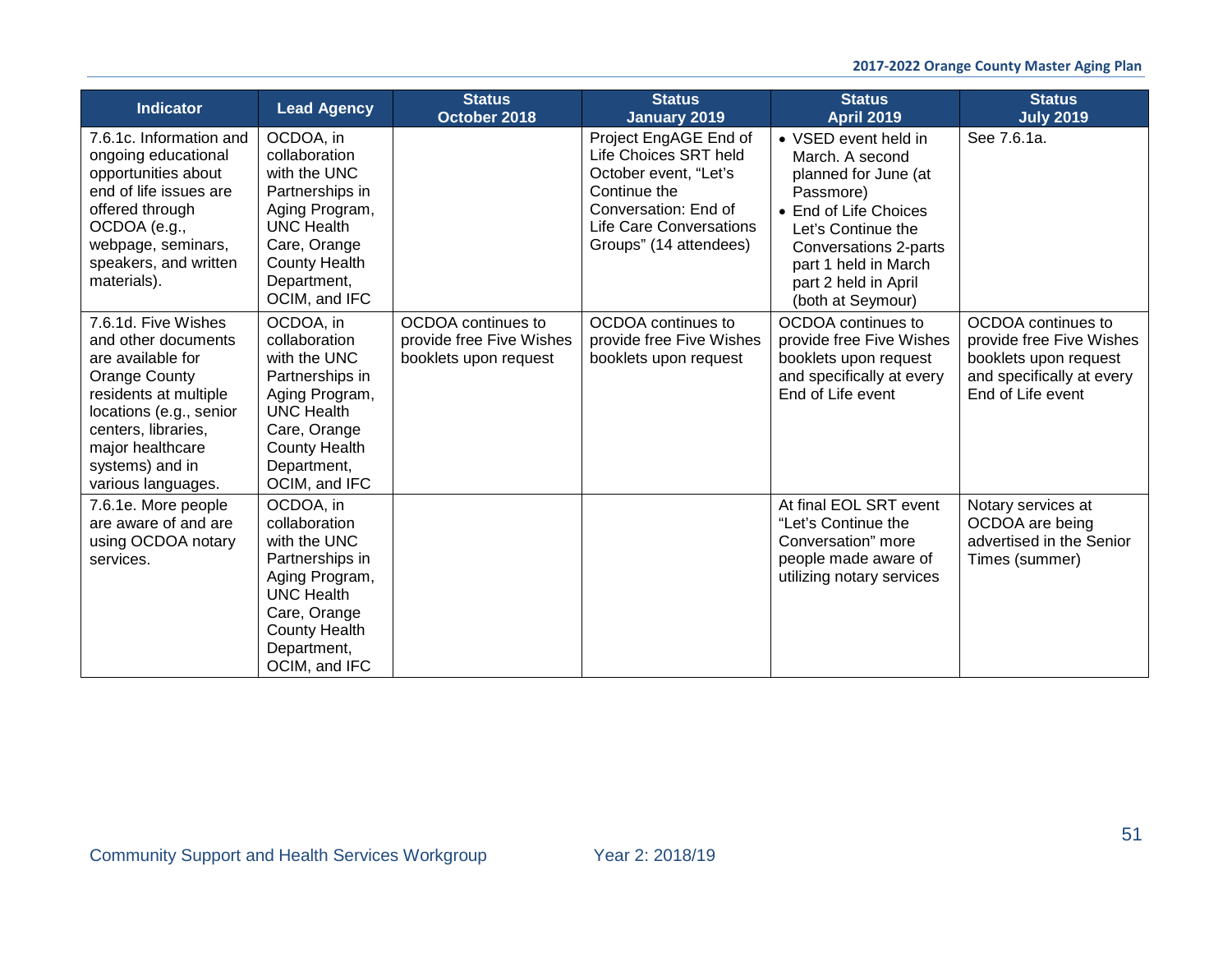| Indicator | Lead Agency | Status October 2018 | Status January 2019 | Status April 2019 | Status July 2019 |
|---|---|---|---|---|---|
| 7.6.1c. Information and ongoing educational opportunities about end of life issues are offered through OCDOA (e.g., webpage, seminars, speakers, and written materials). | OCDOA, in collaboration with the UNC Partnerships in Aging Program, UNC Health Care, Orange County Health Department, OCIM, and IFC | | Project EngAGE End of Life Choices SRT held October event, "Let's Continue the Conversation: End of Life Care Conversations Groups" (14 attendees) | • VSED event held in March. A second planned for June (at Passmore)<br>• End of Life Choices Let's Continue the Conversations 2-parts part 1 held in March part 2 held in April (both at Seymour) | See 7.6.1a. |
| 7.6.1d. Five Wishes and other documents are available for Orange County residents at multiple locations (e.g., senior centers, libraries, major healthcare systems) and in various languages. | OCDOA, in collaboration with the UNC Partnerships in Aging Program, UNC Health Care, Orange County Health Department, OCIM, and IFC | OCDOA continues to provide free Five Wishes booklets upon request | OCDOA continues to provide free Five Wishes booklets upon request | OCDOA continues to provide free Five Wishes booklets upon request and specifically at every End of Life event | OCDOA continues to provide free Five Wishes booklets upon request and specifically at every End of Life event |
| 7.6.1e. More people are aware of and are using OCDOA notary services. | OCDOA, in collaboration with the UNC Partnerships in Aging Program, UNC Health Care, Orange County Health Department, OCIM, and IFC | | | At final EOL SRT event "Let's Continue the Conversation" more people made aware of utilizing notary services | Notary services at OCDOA are being advertised in the Senior Times (summer) |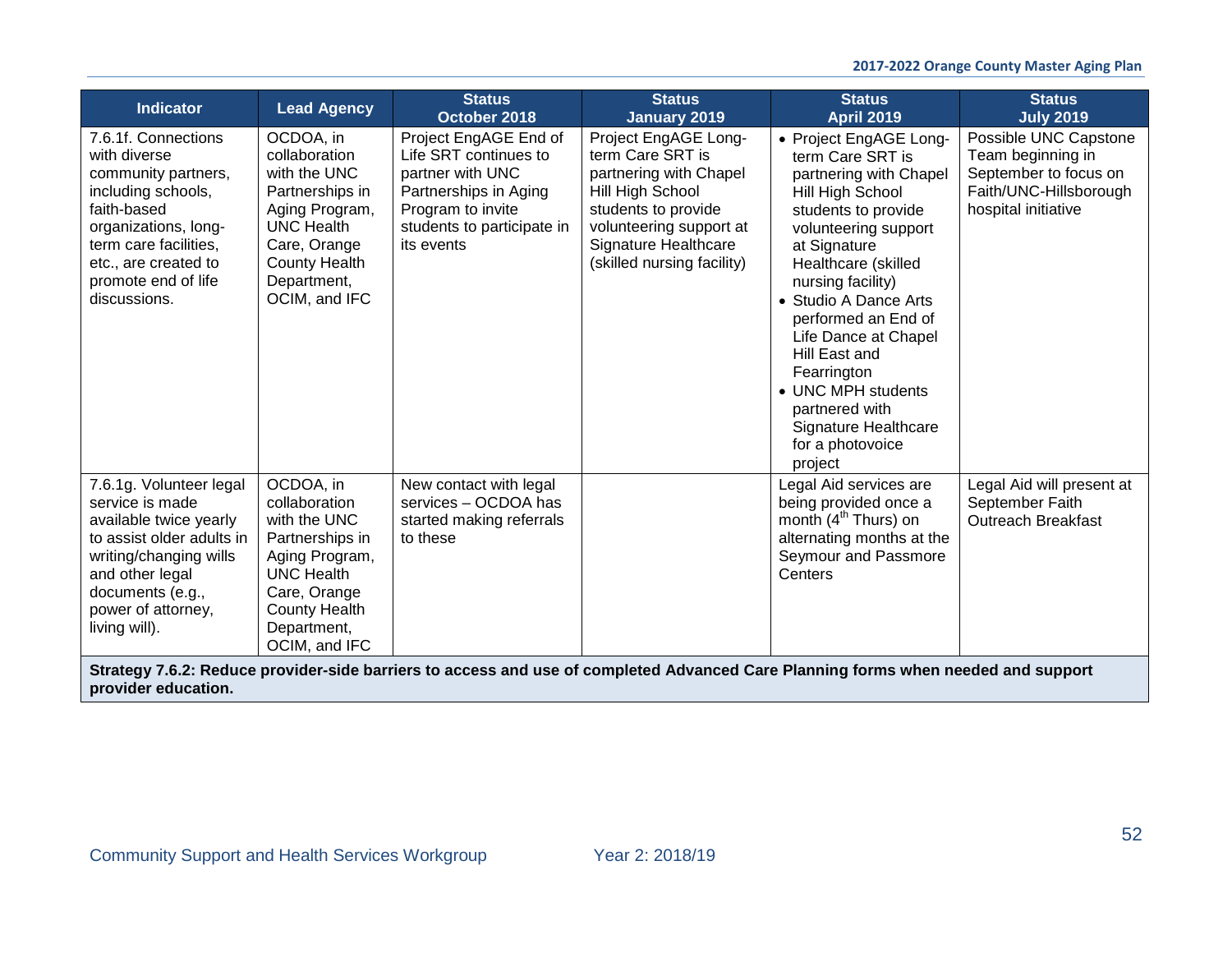| Indicator | Lead Agency | Status October 2018 | Status January 2019 | Status April 2019 | Status July 2019 |
|---|---|---|---|---|---|
| 7.6.1f. Connections with diverse community partners, including schools, faith-based organizations, long-term care facilities, etc., are created to promote end of life discussions. | OCDOA, in collaboration with the UNC Partnerships in Aging Program, UNC Health Care, Orange County Health Department, OCIM, and IFC | Project EngAGE End of Life SRT continues to partner with UNC Partnerships in Aging Program to invite students to participate in its events | Project EngAGE Long-term Care SRT is partnering with Chapel Hill High School students to provide volunteering support at Signature Healthcare (skilled nursing facility) | • Project EngAGE Long-term Care SRT is partnering with Chapel Hill High School students to provide volunteering support at Signature Healthcare (skilled nursing facility)<br>• Studio A Dance Arts performed an End of Life Dance at Chapel Hill East and Fearrington<br>• UNC MPH students partnered with Signature Healthcare for a photovoice project | Possible UNC Capstone Team beginning in September to focus on Faith/UNC-Hillsborough hospital initiative |
| 7.6.1g. Volunteer legal service is made available twice yearly to assist older adults in writing/changing wills and other legal documents (e.g., power of attorney, living will). | OCDOA, in collaboration with the UNC Partnerships in Aging, UNC Health Care, Orange County Health Department, OCIM, and IFC | New contact with legal services – OCDOA has started making referrals to these | | Legal Aid services are being provided once a month (4th Thurs) on alternating months at the Seymour and Passmore Centers | Legal Aid will present at September Faith Outreach Breakfast |
| **Strategy 7.6.2: Reduce provider-side barriers to access and use of completed Advanced Care Planning forms when needed and support provider education.** | | | | | |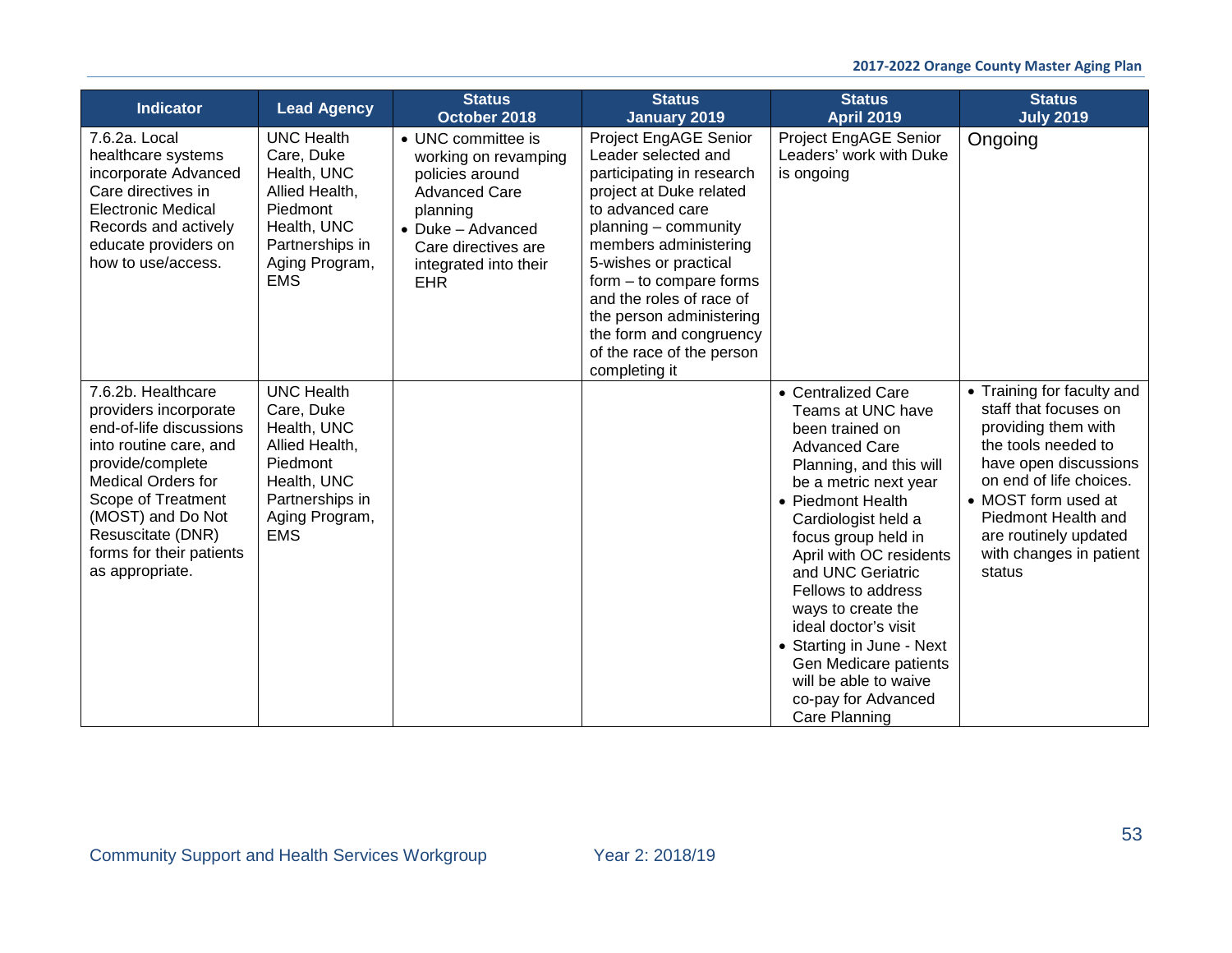| Indicator | Lead Agency | Status October 2018 | Status January 2019 | Status April 2019 | Status July 2019 |
|---|---|---|---|---|---|
| 7.6.2a. Local healthcare systems incorporate Advanced Care directives in Electronic Medical Records and actively educate providers on how to use/access. | UNC Health Care, Duke Health, UNC Allied Health, Piedmont Health, UNC Partnerships in Aging Program, EMS | • UNC committee is working on revamping policies around Advanced Care planning<br>• Duke – Advanced Care directives are integrated into their EHR | Project EngAGE Senior Leader selected and participating in research project at Duke related to advanced care planning – community members administering 5-wishes or practical form – to compare forms and the roles of race of the person administering the form and congruency of the race of the person completing it | Project EngAGE Senior Leaders' work with Duke is ongoing | Ongoing |
| 7.6.2b. Healthcare providers incorporate end-of-life discussions into routine care, and provide/complete Medical Orders for Scope of Treatment (MOST) and Do Not Resuscitate (DNR) forms for their patients as appropriate. | UNC Health Care, Duke Health, UNC Allied Health, Piedmont Health, UNC Partnerships in Aging Program, EMS | | | • Centralized Care Teams at UNC have been trained on Advanced Care Planning, and this will be a metric next year<br>• Piedmont Health Cardiologist held a focus group held in April with OC residents and UNC Geriatric Fellows to address ways to create the ideal doctor's visit<br>• Starting in June - Next Gen Medicare patients will be able to waive co-pay for Advanced Care Planning | • Training for faculty and staff that focuses on providing them with the tools needed to have open discussions on end of life choices.<br>• MOST form used at Piedmont Health and are routinely updated with changes in patient status |

Community Support and Health Services Workgroup Year 2: 2018/19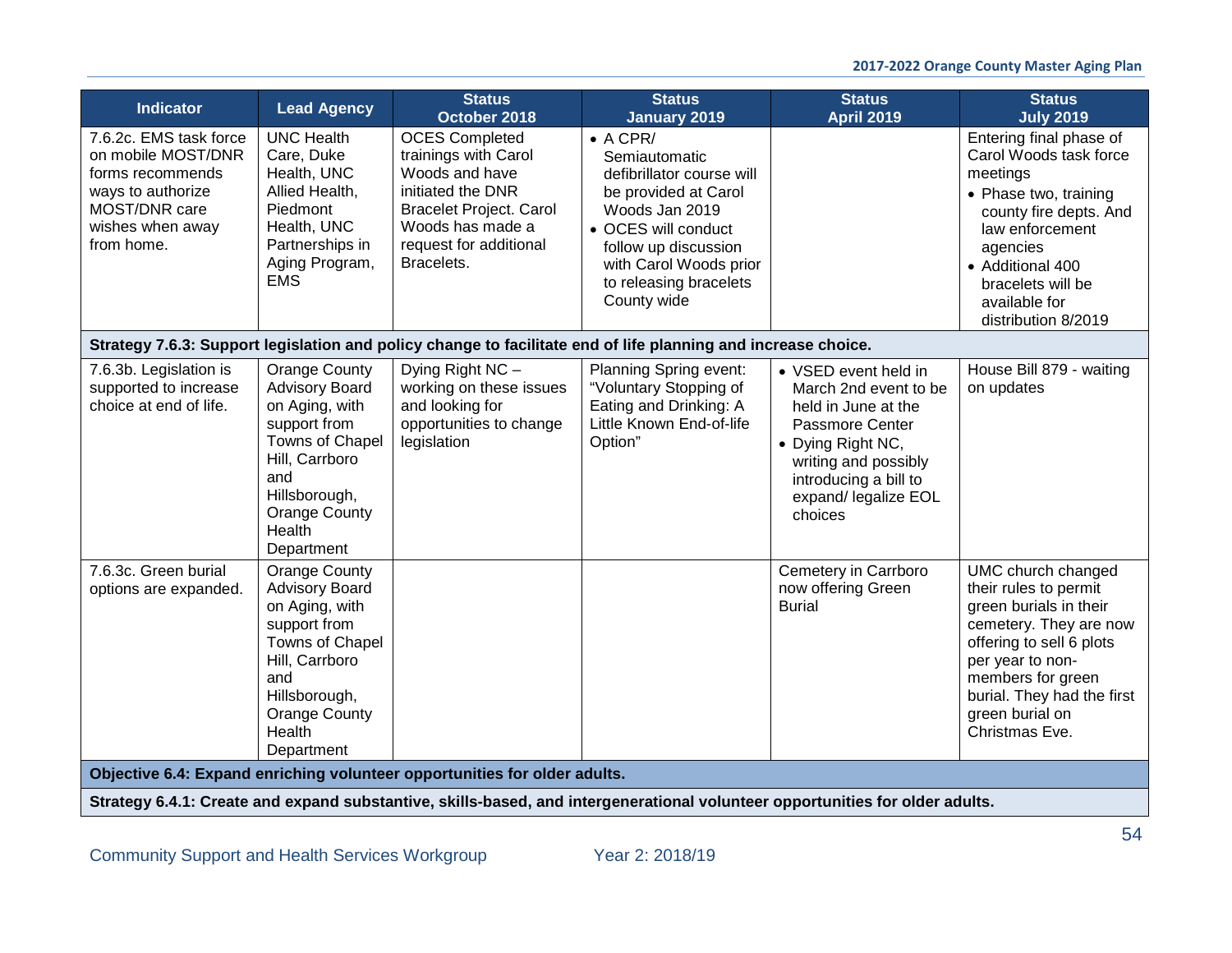| Indicator | Lead Agency | Status October 2018 | Status January 2019 | Status April 2019 | Status July 2019 |
|---|---|---|---|---|---|
| 7.6.2c. EMS task force on mobile MOST/DNR forms recommends ways to authorize MOST/DNR care wishes when away from home. | UNC Health Care, Duke Health, UNC Allied Health, Piedmont Health, UNC Partnerships in Aging Program, EMS | OCES Completed trainings with Carol Woods and have initiated the DNR Bracelet Project. Carol Woods has made a request for additional Bracelets. | • A CPR/ Semiautomatic defibrillator course will be provided at Carol Woods Jan 2019 • OCES will conduct follow up discussion with Carol Woods prior to releasing bracelets County wide | | Entering final phase of Carol Woods task force meetings • Phase two, training county fire depts. And law enforcement agencies • Additional 400 bracelets will be available for distribution 8/2019 |
| **Strategy 7.6.3: Support legislation and policy change to facilitate end of life planning and increase choice.** | | | | | |
| 7.6.3b. Legislation is supported to increase choice at end of life. | Orange County Advisory Board on Aging, with support from Towns of Chapel Hill, Carrboro and Hillsborough, Orange County Health Department | Dying Right NC – working on these issues and looking for opportunities to change legislation | Planning Spring event: "Voluntary Stopping of Eating and Drinking: A Little Known End-of-life Option" | • VSED event held in March 2nd event to be held in June at the Passmore Center • Dying Right NC, writing and possibly introducing a bill to expand/ legalize EOL choices | House Bill 879 - waiting on updates |
| 7.6.3c. Green burial options are expanded. | Orange County Advisory Board on Aging, with support from Towns of Chapel Hill, Carrboro and Hillsborough, Orange County Health Department | | | Cemetery in Carrboro now offering Green Burial | UMC church changed their rules to permit green burials in their cemetery. They are now offering to sell 6 plots per year to non-members for green burial. They had the first green burial on Christmas Eve. |
| **Objective 6.4: Expand enriching volunteer opportunities for older adults.** | | | | | |
| **Strategy 6.4.1: Create and expand substantive, skills-based, and intergenerational volunteer opportunities for older adults.** | | | | | |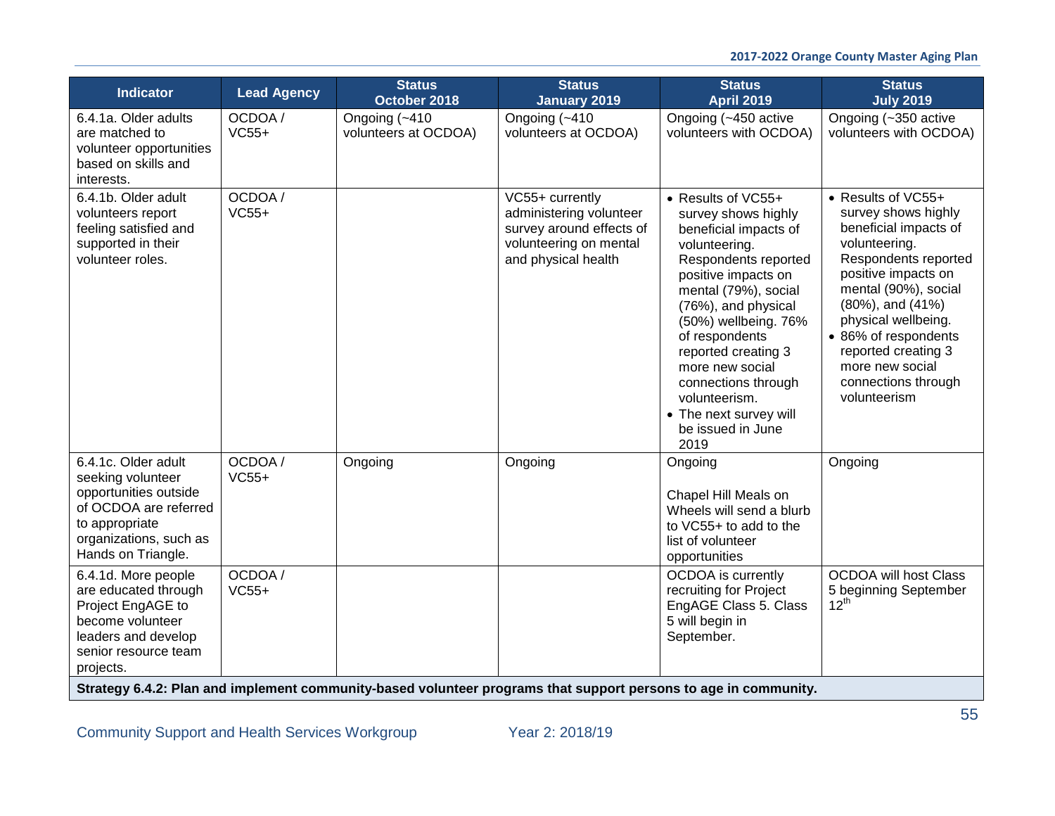| Indicator | Lead Agency | Status October 2018 | Status January 2019 | Status April 2019 | Status July 2019 |
|---|---|---|---|---|---|
| 6.4.1a. Older adults are matched to volunteer opportunities based on skills and interests. | OCDOA / VC55+ | Ongoing (~410 volunteers at OCDOA) | Ongoing (~410 volunteers at OCDOA) | Ongoing (~450 active volunteers with OCDOA) | Ongoing (~350 active volunteers with OCDOA) |
| 6.4.1b. Older adult volunteers report feeling satisfied and supported in their volunteer roles. | OCDOA / VC55+ | | VC55+ currently administering volunteer survey around effects of volunteering on mental and physical health | • Results of VC55+ survey shows highly beneficial impacts of volunteering. Respondents reported positive impacts on mental (79%), social (76%), and physical (50%) wellbeing. 76% of respondents reported creating 3 more new social connections through volunteerism. • The next survey will be issued in June 2019 | • Results of VC55+ survey shows highly beneficial impacts of volunteering. Respondents reported positive impacts on mental (90%), social (80%), and (41%) physical wellbeing. • 86% of respondents reported creating 3 more new social connections through volunteerism |
| 6.4.1c. Older adult seeking volunteer opportunities outside of OCDOA are referred to appropriate organizations, such as Hands on Triangle. | OCDOA / VC55+ | Ongoing | Ongoing | Ongoing<br><br>Chapel Hill Meals on Wheels will send a blurb to VC55+ to add to the list of volunteer opportunities | Ongoing |
| 6.4.1d. More people are educated through Project EngAGE to become volunteer leaders and develop senior resource team projects. | OCDOA / VC55+ | | | OCDOA is currently recruiting for Project EngAGE Class 5. Class 5 will begin in September. | OCDOA will host Class 5 beginning September 12th |
| **Strategy 6.4.2: Plan and implement community-based volunteer programs that support persons to age in community.** | | | | | |

Community Support and Health Services Workgroup Year 2: 2018/19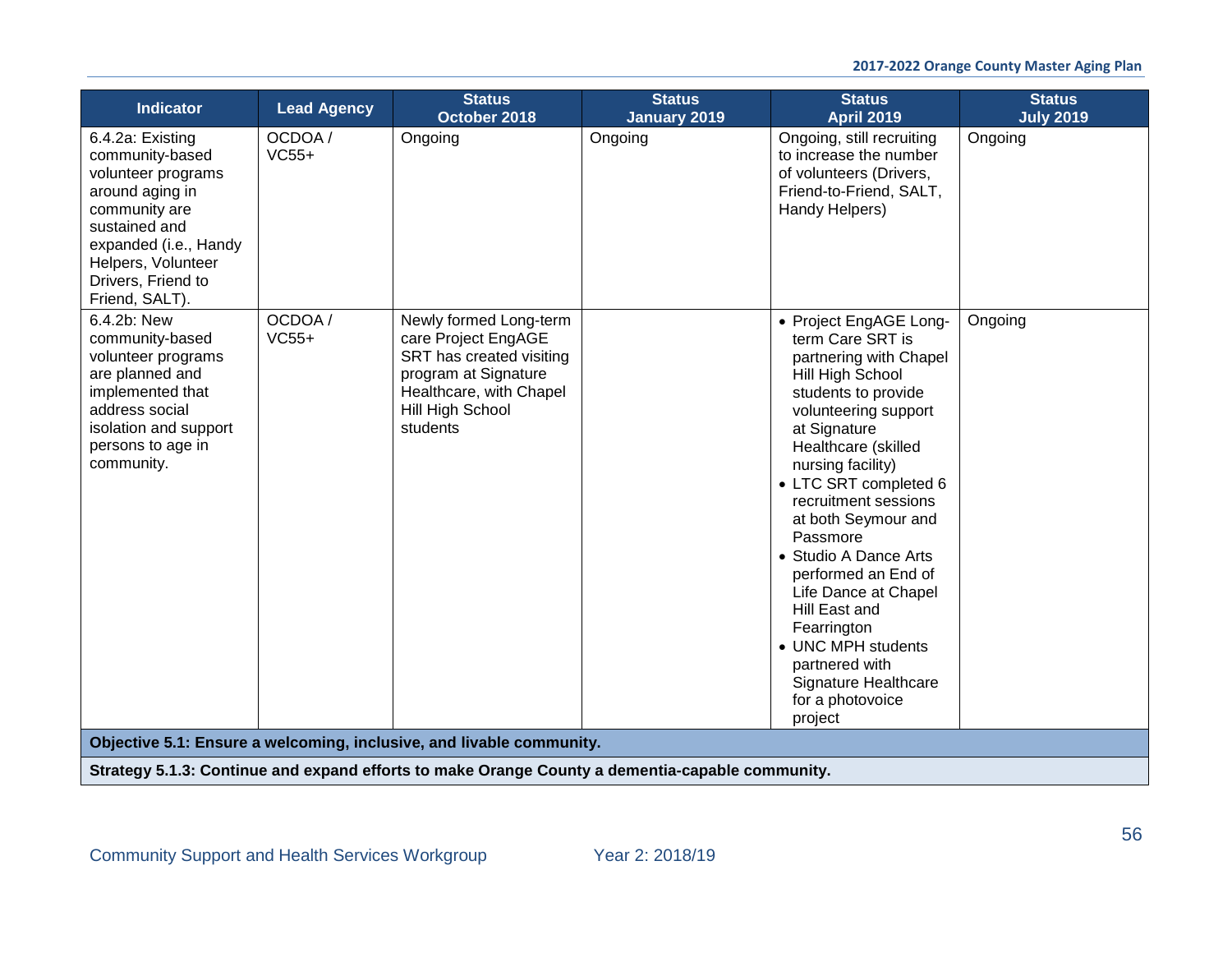| Indicator | Lead Agency | Status October 2018 | Status January 2019 | Status April 2019 | Status July 2019 |
|---|---|---|---|---|---|
| 6.4.2a: Existing community-based volunteer programs around aging in community are sustained and expanded (i.e., Handy Helpers, Volunteer Drivers, Friend to Friend, SALT). | OCDOA / VC55+ | Ongoing | Ongoing | Ongoing, still recruiting to increase the number of volunteers (Drivers, Friend-to-Friend, SALT, Handy Helpers) | Ongoing |
| 6.4.2b: New community-based volunteer programs are planned and implemented that address social isolation and support persons to age in community. | OCDOA / VC55+ | Newly formed Long-term care Project EngAGE SRT has created visiting program at Signature Healthcare, with Chapel Hill High School students | | • Project EngAGE Long-term Care SRT is partnering with Chapel Hill High School students to provide volunteering support at Signature Healthcare (skilled nursing facility)<br>• LTC SRT completed 6 recruitment sessions at both Seymour and Passmore<br>• Studio A Dance Arts performed an End of Life Dance at Chapel Hill East and Fearrington<br>• UNC MPH students partnered with Signature Healthcare for a photovoice project | Ongoing |
| **Objective 5.1: Ensure a welcoming, inclusive, and livable community.** | | | | | |
| **Strategy 5.1.3: Continue and expand efforts to make Orange County a dementia-capable community.** | | | | | |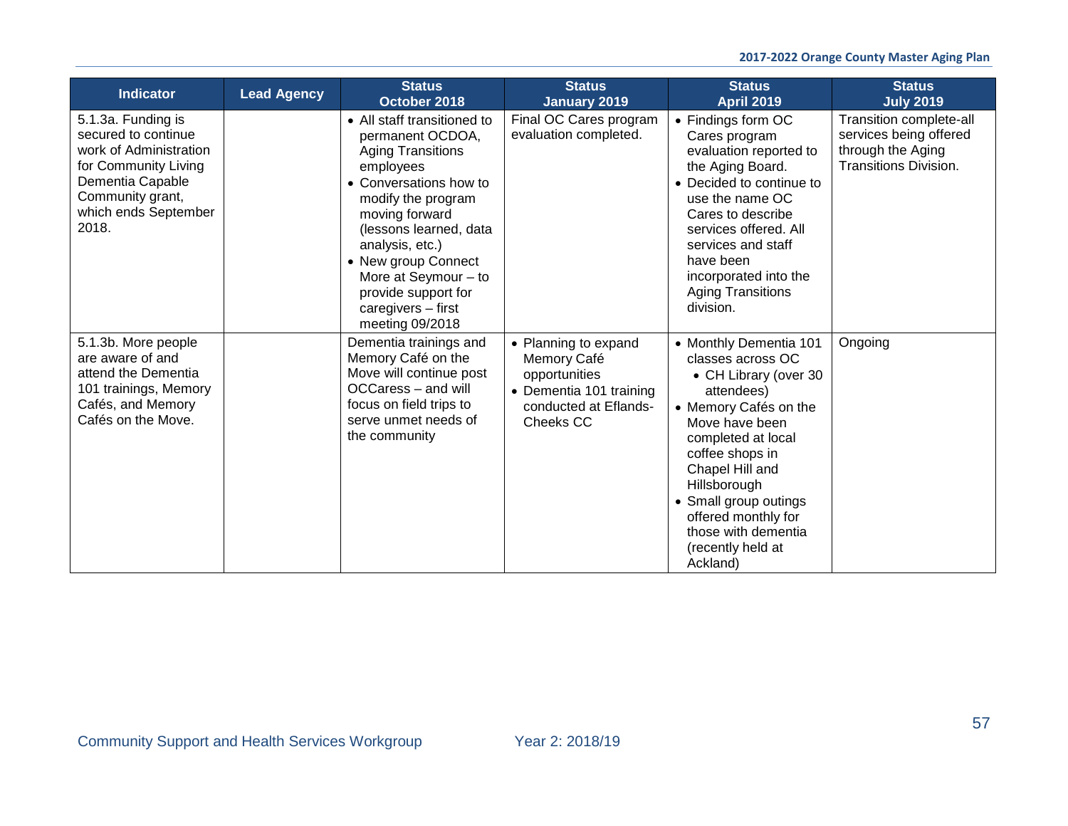| Indicator | Lead Agency | Status October 2018 | Status January 2019 | Status April 2019 | Status July 2019 |
|---|---|---|---|---|---|
| 5.1.3a. Funding is secured to continue work of Administration for Community Living Dementia Capable Community grant, which ends September 2018. | | • All staff transitioned to permanent OCDOA, Aging Transitions employees<br>• Conversations how to modify the program moving forward (lessons learned, data analysis, etc.)<br>• New group Connect More at Seymour – to provide support for caregivers – first meeting 09/2018 | Final OC Cares program evaluation completed. | • Findings form OC Cares program evaluation reported to the Aging Board.<br>• Decided to continue to use the name OC Cares to describe services offered. All services and staff have been incorporated into the Aging Transitions division. | Transition complete-all services being offered through the Aging Transitions Division. |
| 5.1.3b. More people are aware of and attend the Dementia 101 trainings, Memory Cafés, and Memory Cafés on the Move. | | Dementia trainings and Memory Café on the Move will continue post OCCaress – and will focus on field trips to serve unmet needs of the community | • Planning to expand Memory Café opportunities<br>• Dementia 101 training conducted at Eflands-Cheeks CC | • Monthly Dementia 101 classes across OC<br>  • CH Library (over 30 attendees)<br>• Memory Cafés on the Move have been completed at local coffee shops in Chapel Hill and Hillsborough<br>• Small group outings offered monthly for those with dementia (recently held at Ackland) | Ongoing |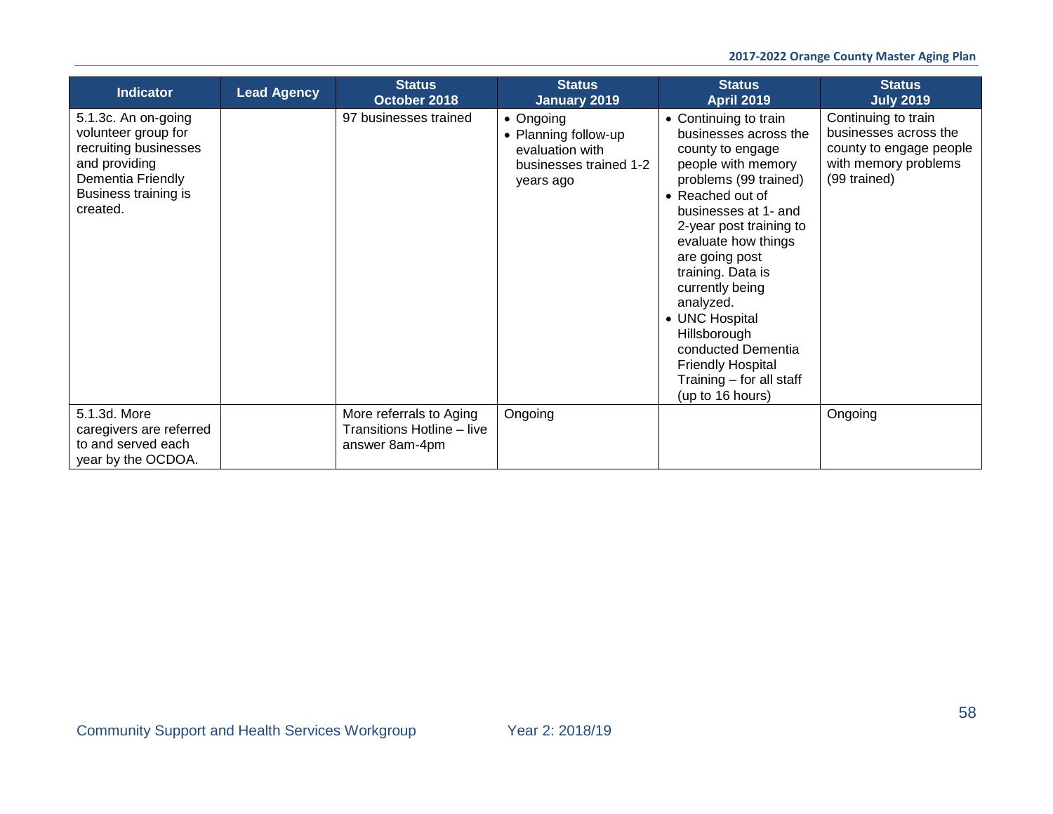| Indicator | Lead Agency | Status October 2018 | Status January 2019 | Status April 2019 | Status July 2019 |
|---|---|---|---|---|---|
| 5.1.3c. An on-going volunteer group for recruiting businesses and providing Dementia Friendly Business training is created. | | 97 businesses trained | • Ongoing<br>• Planning follow-up evaluation with businesses trained 1-2 years ago | • Continuing to train businesses across the county to engage people with memory problems (99 trained)<br>• Reached out of businesses at 1- and 2-year post training to evaluate how things are going post training. Data is currently being analyzed.<br>• UNC Hospital Hillsborough conducted Dementia Friendly Hospital Training – for all staff (up to 16 hours) | Continuing to train businesses across the county to engage people with memory problems (99 trained) |
| 5.1.3d. More caregivers are referred to and served each year by the OCDOA. | | More referrals to Aging Transitions Hotline – live answer 8am-4pm | Ongoing | | Ongoing |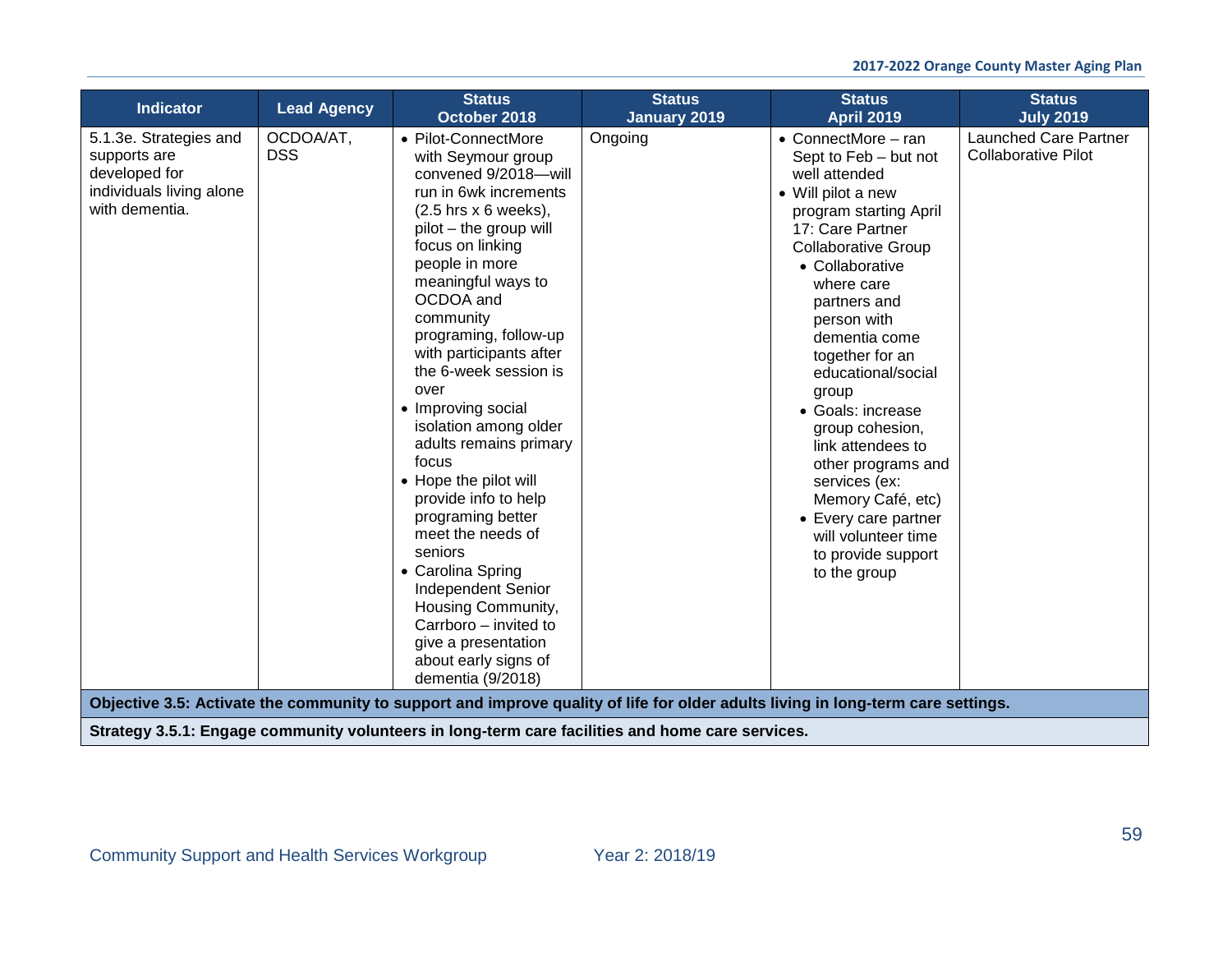| Indicator | Lead Agency | Status October 2018 | Status January 2019 | Status April 2019 | Status July 2019 |
|---|---|---|---|---|---|
| 5.1.3e. Strategies and supports are developed for individuals living alone with dementia. | OCDOA/AT, DSS | • Pilot-ConnectMore with Seymour group convened 9/2018—will run in 6wk increments (2.5 hrs x 6 weeks), pilot – the group will focus on linking people in more meaningful ways to OCDOA and community programing, follow-up with participants after the 6-week session is over<br>• Improving social isolation among older adults remains primary focus<br>• Hope the pilot will provide info to help programing better meet the needs of seniors<br>• Carolina Spring Independent Senior Housing Community, Carrboro – invited to give a presentation about early signs of dementia (9/2018) | Ongoing | • ConnectMore – ran Sept to Feb – but not well attended<br>• Will pilot a new program starting April 17: Care Partner Collaborative Group<br>&nbsp;&nbsp;• Collaborative where care partners and person with dementia come together for an educational/social group<br>&nbsp;&nbsp;• Goals: increase group cohesion, link attendees to other programs and services (ex: Memory Café, etc)<br>&nbsp;&nbsp;• Every care partner will volunteer time to provide support to the group | Launched Care Partner Collaborative Pilot |
| **Objective 3.5: Activate the community to support and improve quality of life for older adults living in long-term care settings.** | | | | | |
| **Strategy 3.5.1: Engage community volunteers in long-term care facilities and home care services.** | | | | | |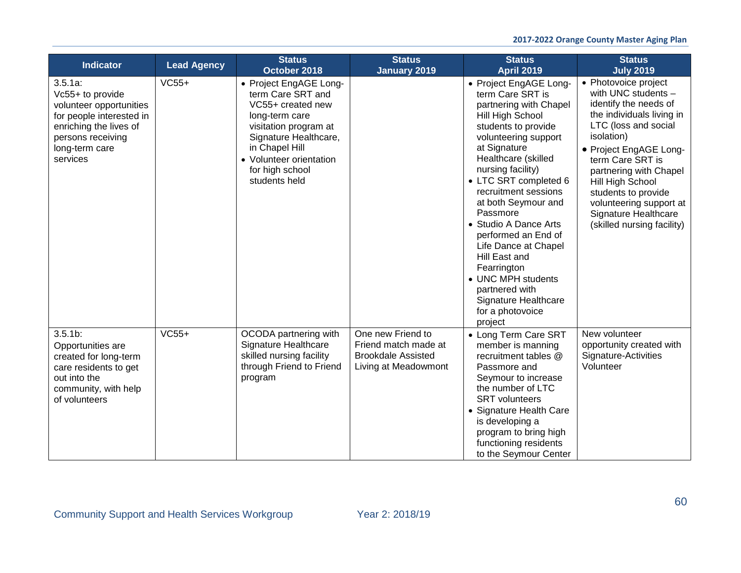| Indicator | Lead Agency | Status October 2018 | Status January 2019 | Status April 2019 | Status July 2019 |
|---|---|---|---|---|---|
| 3.5.1a: Vc55+ to provide volunteer opportunities for people interested in enriching the lives of persons receiving long-term care services | VC55+ | • Project EngAGE Long-term Care SRT and VC55+ created new long-term care visitation program at Signature Healthcare, in Chapel Hill<br>• Volunteer orientation for high school students held | | • Project EngAGE Long-term Care SRT is partnering with Chapel Hill High School students to provide volunteering support at Signature Healthcare (skilled nursing facility)<br>• LTC SRT completed 6 recruitment sessions at both Seymour and Passmore<br>• Studio A Dance Arts performed an End of Life Dance at Chapel Hill East and Fearrington<br>• UNC MPH students partnered with Signature Healthcare for a photovoice project | • Photovoice project with UNC students – identify the needs of the individuals living in LTC (loss and social isolation)<br>• Project EngAGE Long-term Care SRT is partnering with Chapel Hill High School students to provide volunteering support at Signature Healthcare (skilled nursing facility) |
| 3.5.1b: Opportunities are created for long-term care residents to get out into the community, with help of volunteers | VC55+ | OCODA partnering with Signature Healthcare skilled nursing facility through Friend to Friend program | One new Friend to Friend match made at Brookdale Assisted Living at Meadowmont | • Long Term Care SRT member is manning recruitment tables @ Passmore and Seymour to increase the number of LTC SRT volunteers<br>• Signature Health Care is developing a program to bring high functioning residents to the Seymour Center | New volunteer opportunity created with Signature-Activities Volunteer |

Community Support and Health Services Workgroup Year 2: 2018/19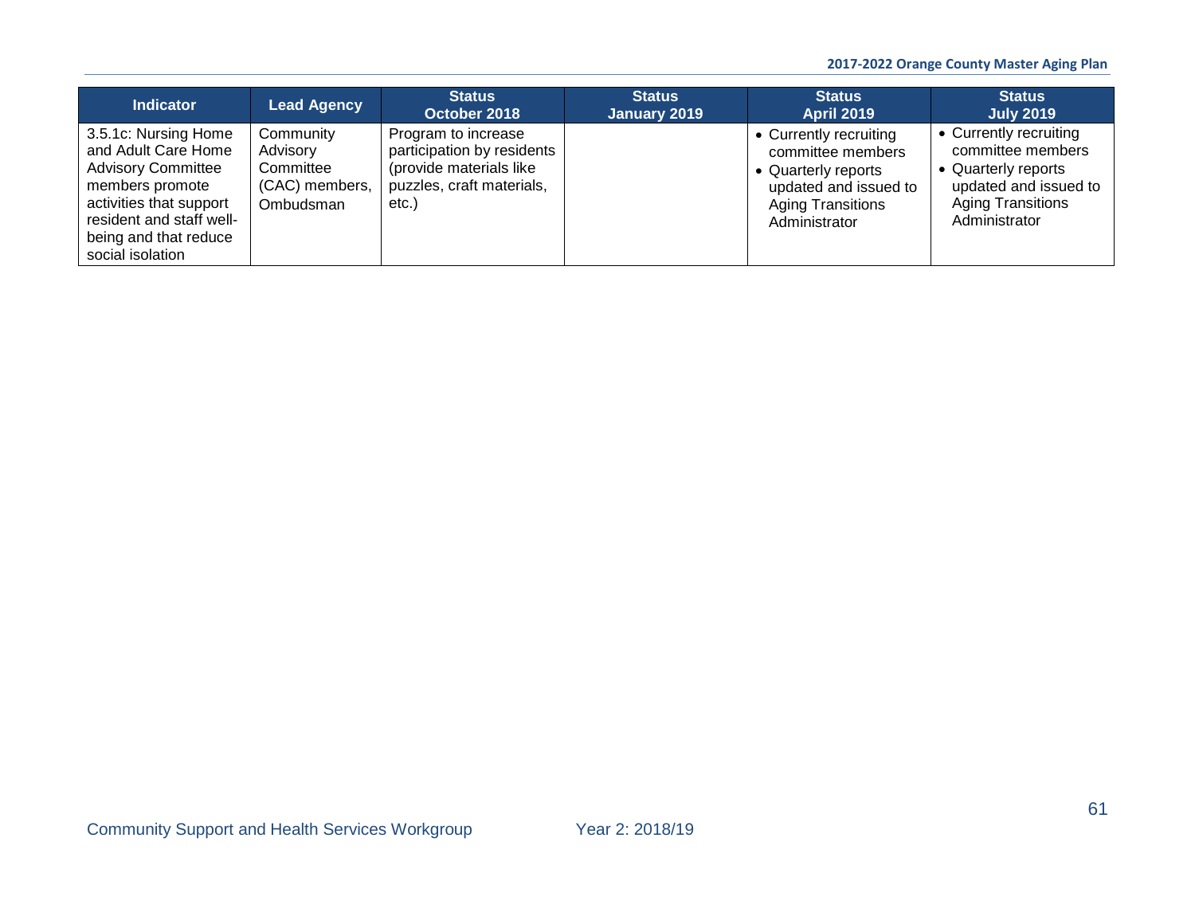| Indicator | Lead Agency | Status October 2018 | Status January 2019 | Status April 2019 | Status July 2019 |
|---|---|---|---|---|---|
| 3.5.1c: Nursing Home and Adult Care Home Advisory Committee members promote activities that support resident and staff well-being and that reduce social isolation | Community Advisory Committee (CAC) members, Ombudsman | Program to increase participation by residents (provide materials like puzzles, craft materials, etc.) | | • Currently recruiting committee members<br>• Quarterly reports updated and issued to Aging Transitions Administrator | • Currently recruiting committee members<br>• Quarterly reports updated and issued to Aging Transitions Administrator |

Community Support and Health Services Workgroup Year 2: 2018/19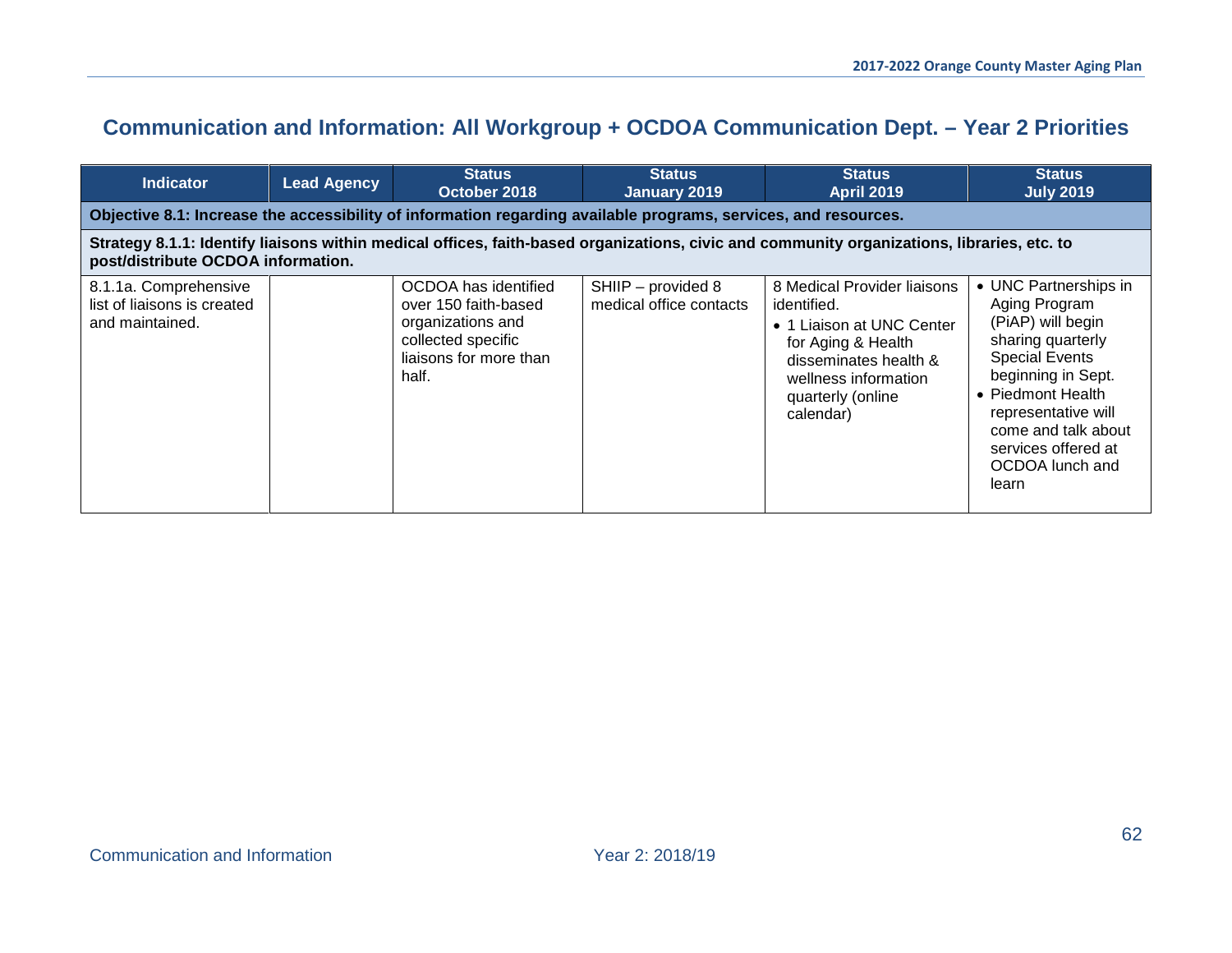## Communication and Information: All Workgroup + OCDOA Communication Dept. – Year 2 Priorities

| Indicator | Lead Agency | Status October 2018 | Status January 2019 | Status April 2019 | Status July 2019 |
|---|---|---|---|---|---|
| **Objective 8.1: Increase the accessibility of information regarding available programs, services, and resources.** | | | | | |
| **Strategy 8.1.1: Identify liaisons within medical offices, faith-based organizations, civic and community organizations, libraries, etc. to post/distribute OCDOA information.** | | | | | |
| 8.1.1a. Comprehensive list of liaisons is created and maintained. | | OCDOA has identified over 150 faith-based organizations and collected specific liaisons for more than half. | SHIIP – provided 8 medical office contacts | 8 Medical Provider liaisons identified.<br>• 1 Liaison at UNC Center for Aging & Health disseminates health & wellness information quarterly (online calendar) | • UNC Partnerships in Aging Program (PiAP) will begin sharing quarterly Special Events beginning in Sept.<br>• Piedmont Health representative will come and talk about services offered at OCDOA lunch and learn |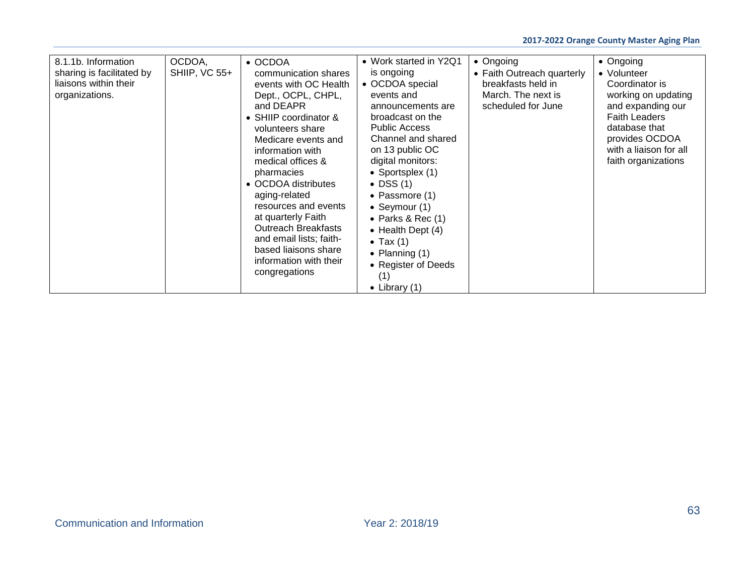| | | | | | |
|---|---|---|---|---|---|
| 8.1.1b. Information sharing is facilitated by liaisons within their organizations. | OCDOA, SHIIP, VC 55+ | • OCDOA communication shares events with OC Health Dept., OCPL, CHPL, and DEAPR<br>• SHIIP coordinator & volunteers share Medicare events and information with medical offices & pharmacies<br>• OCDOA distributes aging-related resources and events at quarterly Faith Outreach Breakfasts and email lists; faith-based liaisons share information with their congregations | • Work started in Y2Q1 is ongoing<br>• OCDOA special events and announcements are broadcast on the Public Access Channel and shared on 13 public OC digital monitors:<br>• Sportsplex (1)<br>• DSS (1)<br>• Passmore (1)<br>• Seymour (1)<br>• Parks & Rec (1)<br>• Health Dept (4)<br>• Tax (1)<br>• Planning (1)<br>• Register of Deeds (1)<br>• Library (1) | • Ongoing<br>• Faith Outreach quarterly breakfasts held in March. The next is scheduled for June | • Ongoing<br>• Volunteer Coordinator is working on updating and expanding our Faith Leaders database that provides OCDOA with a liaison for all faith organizations |

Communication and Information

Year 2: 2018/19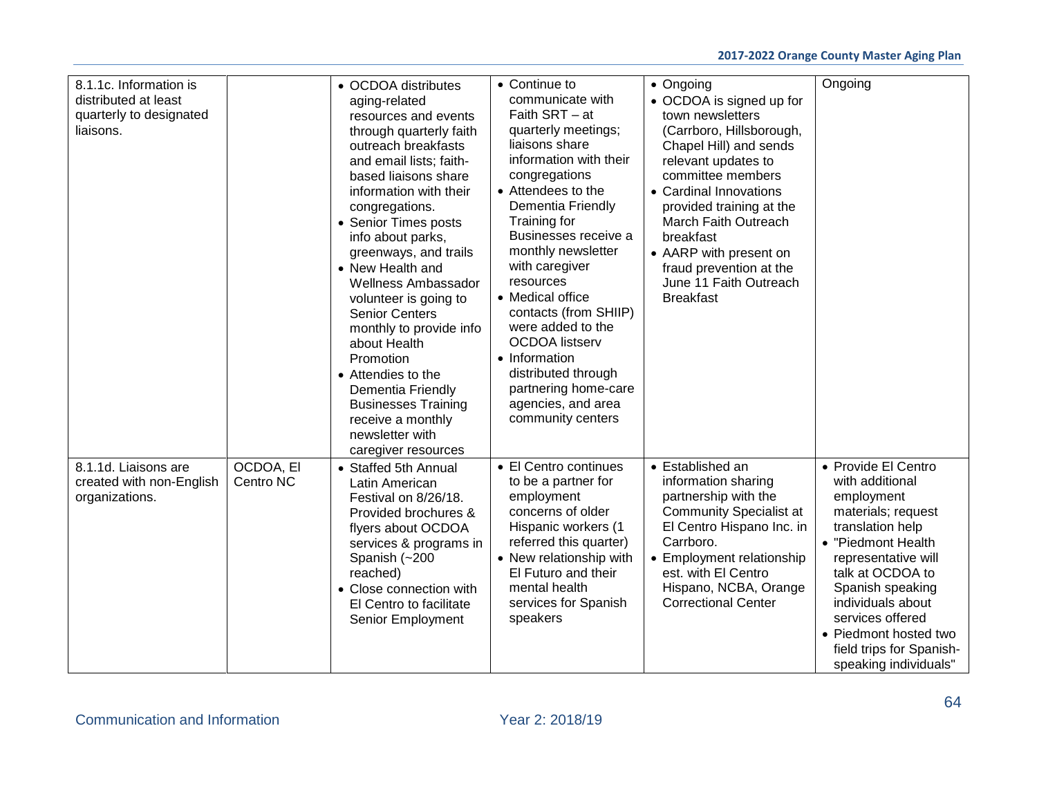| | | | | | |
|---|---|---|---|---|---|
| 8.1.1c. Information is distributed at least quarterly to designated liaisons. | | • OCDOA distributes aging-related resources and events through quarterly faith outreach breakfasts and email lists; faith-based liaisons share information with their congregations.<br>• Senior Times posts info about parks, greenways, and trails<br>• New Health and Wellness Ambassador volunteer is going to Senior Centers monthly to provide info about Health Promotion<br>• Attendies to the Dementia Friendly Businesses Training receive a monthly newsletter with caregiver resources | • Continue to communicate with Faith SRT – at quarterly meetings; liaisons share information with their congregations<br>• Attendees to the Dementia Friendly Training for Businesses receive a monthly newsletter with caregiver resources<br>• Medical office contacts (from SHIIP) were added to the OCDOA listserv<br>• Information distributed through partnering home-care agencies, and area community centers | • Ongoing<br>• OCDOA is signed up for town newsletters (Carrboro, Hillsborough, Chapel Hill) and sends relevant updates to committee members<br>• Cardinal Innovations provided training at the March Faith Outreach breakfast<br>• AARP with present on fraud prevention at the June 11 Faith Outreach Breakfast | Ongoing |
| 8.1.1d. Liaisons are created with non-English organizations. | OCDOA, El Centro NC | • Staffed 5th Annual Latin American Festival on 8/26/18. Provided brochures & flyers about OCDOA services & programs in Spanish (~200 reached)<br>• Close connection with El Centro to facilitate Senior Employment | • El Centro continues to be a partner for employment concerns of older Hispanic workers (1 referred this quarter)<br>• New relationship with El Futuro and their mental health services for Spanish speakers | • Established an information sharing partnership with the Community Specialist at El Centro Hispano Inc. in Carrboro.<br>• Employment relationship est. with El Centro Hispano, NCBA, Orange Correctional Center | • Provide El Centro with additional employment materials; request translation help<br>• "Piedmont Health representative will talk at OCDOA to Spanish speaking individuals about services offered<br>• Piedmont hosted two field trips for Spanish-speaking individuals" |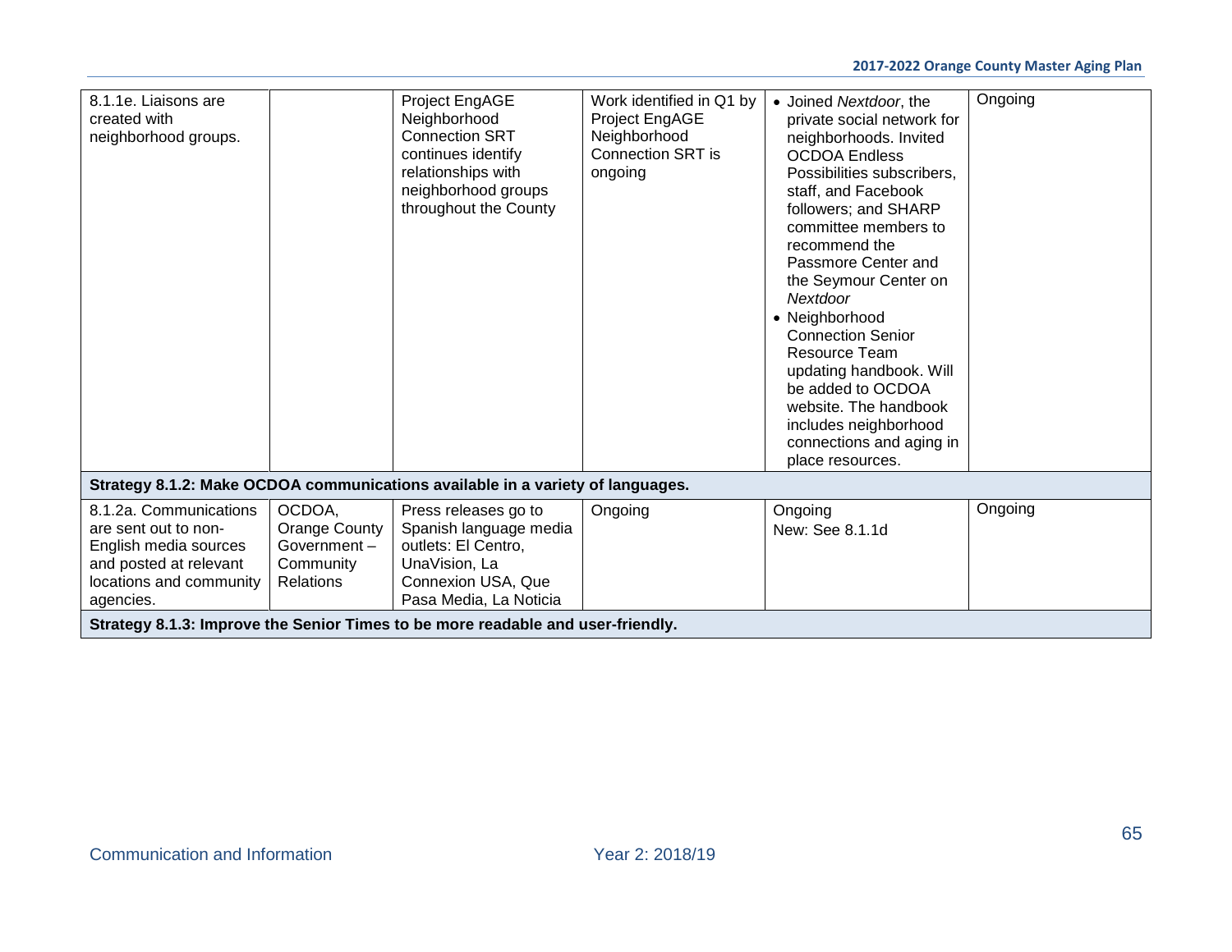| | | | | | |
|---|---|---|---|---|---|
| 8.1.1e. Liaisons are created with neighborhood groups. | | Project EngAGE Neighborhood Connection SRT continues identify relationships with neighborhood groups throughout the County | Work identified in Q1 by Project EngAGE Neighborhood Connection SRT is ongoing | • Joined *Nextdoor*, the private social network for neighborhoods. Invited OCDOA Endless Possibilities subscribers, staff, and Facebook followers; and SHARP committee members to recommend the Passmore Center and the Seymour Center on *Nextdoor*<br>• Neighborhood Connection Senior Resource Team updating handbook. Will be added to OCDOA website. The handbook includes neighborhood connections and aging in place resources. | Ongoing |
| **Strategy 8.1.2: Make OCDOA communications available in a variety of languages.** | | | | | |
| 8.1.2a. Communications are sent out to non-English media sources and posted at relevant locations and community agencies. | OCDOA, Orange County Government – Community Relations | Press releases go to Spanish language media outlets: El Centro, UnaVision, La Connexion USA, Que Pasa Media, La Noticia | Ongoing | Ongoing<br>New: See 8.1.1d | Ongoing |
| **Strategy 8.1.3: Improve the Senior Times to be more readable and user-friendly.** | | | | | |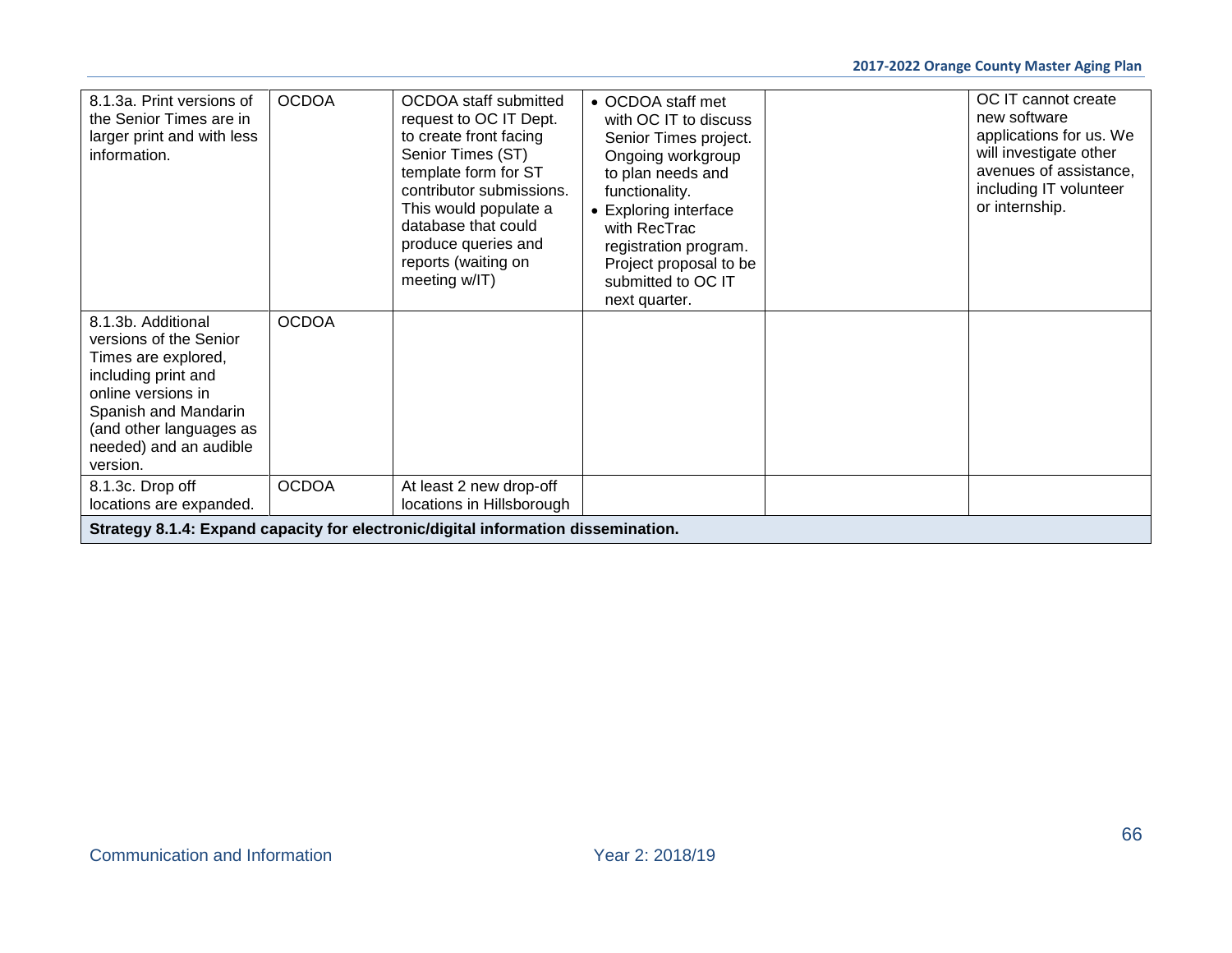| | | | | | |
|---|---|---|---|---|---|
| 8.1.3a. Print versions of the Senior Times are in larger print and with less information. | OCDOA | OCDOA staff submitted request to OC IT Dept. to create front facing Senior Times (ST) template form for ST contributor submissions. This would populate a database that could produce queries and reports (waiting on meeting w/IT) | • OCDOA staff met with OC IT to discuss Senior Times project. Ongoing workgroup to plan needs and functionality. • Exploring interface with RecTrac registration program. Project proposal to be submitted to OC IT next quarter. | | OC IT cannot create new software applications for us. We will investigate other avenues of assistance, including IT volunteer or internship. |
| 8.1.3b. Additional versions of the Senior Times are explored, including print and online versions in Spanish and Mandarin (and other languages as needed) and an audible version. | OCDOA | | | | |
| 8.1.3c. Drop off locations are expanded. | OCDOA | At least 2 new drop-off locations in Hillsborough | | | |
| **Strategy 8.1.4: Expand capacity for electronic/digital information dissemination.** | | | | | |

Communication and Information

Year 2: 2018/19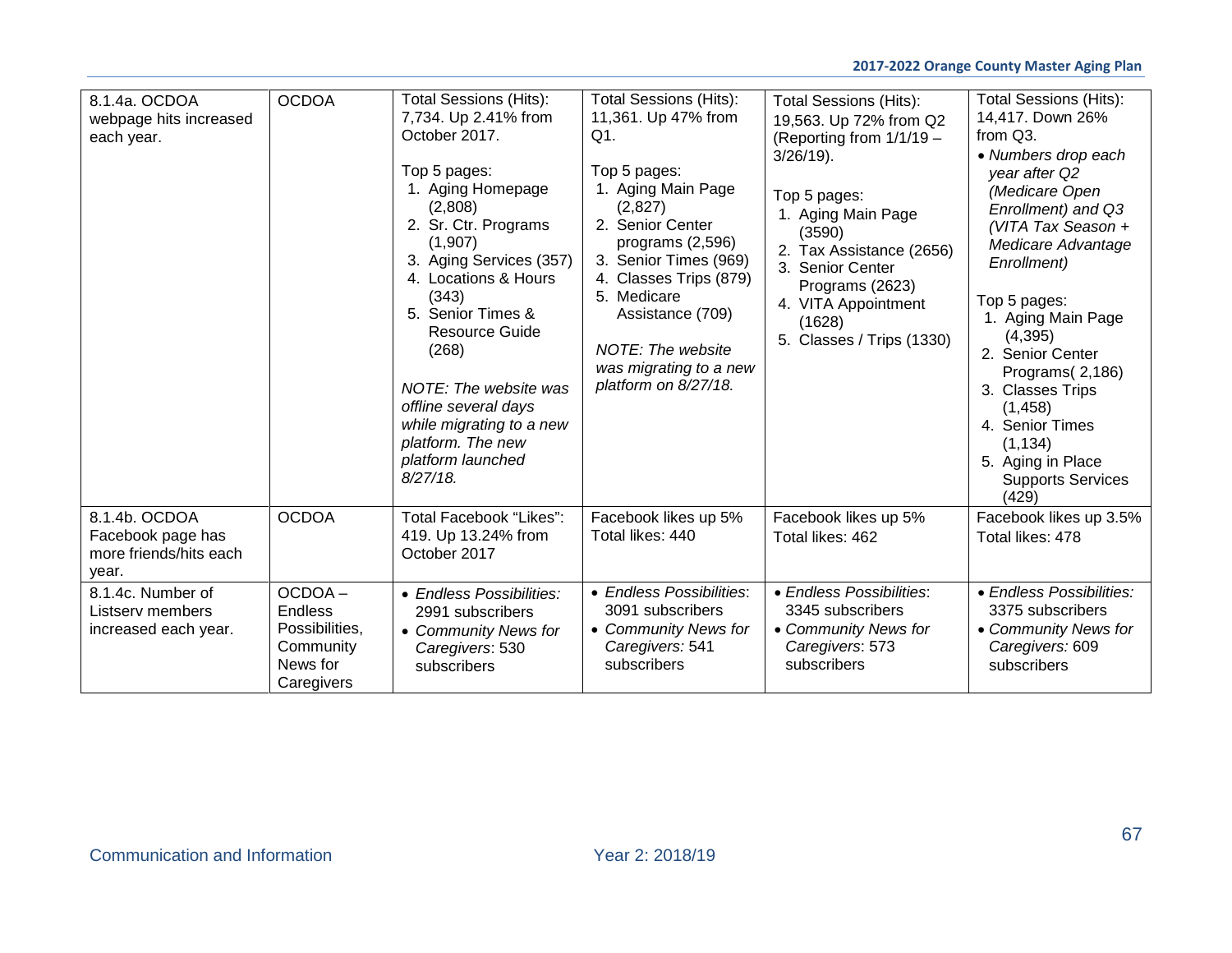| 8.1.4a. OCDOA webpage hits increased each year. | OCDOA | Total Sessions (Hits): 7,734. Up 2.41% from October 2017.<br><br>Top 5 pages:<br>1. Aging Homepage (2,808)<br>2. Sr. Ctr. Programs (1,907)<br>3. Aging Services (357)<br>4. Locations & Hours (343)<br>5. Senior Times & Resource Guide (268)<br><br>*NOTE: The website was offline several days while migrating to a new platform. The new platform launched 8/27/18.* | Total Sessions (Hits): 11,361. Up 47% from Q1.<br><br>Top 5 pages:<br>1. Aging Main Page (2,827)<br>2. Senior Center programs (2,596)<br>3. Senior Times (969)<br>4. Classes Trips (879)<br>5. Medicare Assistance (709)<br><br>*NOTE: The website was migrating to a new platform on 8/27/18.* | Total Sessions (Hits): 19,563. Up 72% from Q2 (Reporting from 1/1/19 – 3/26/19).<br><br>Top 5 pages:<br>1. Aging Main Page (3590)<br>2. Tax Assistance (2656)<br>3. Senior Center Programs (2623)<br>4. VITA Appointment (1628)<br>5. Classes / Trips (1330) | Total Sessions (Hits): 14,417. Down 26% from Q3.<br>• *Numbers drop each year after Q2 (Medicare Open Enrollment) and Q3 (VITA Tax Season + Medicare Advantage Enrollment)*<br><br>Top 5 pages:<br>1. Aging Main Page (4,395)<br>2. Senior Center Programs( 2,186)<br>3. Classes Trips (1,458)<br>4. Senior Times (1,134)<br>5. Aging in Place Supports Services (429) |
|---|---|---|---|---|---|
| 8.1.4b. OCDOA Facebook page has more friends/hits each year. | OCDOA | Total Facebook "Likes": 419. Up 13.24% from October 2017 | Facebook likes up 5%<br>Total likes: 440 | Facebook likes up 5%<br>Total likes: 462 | Facebook likes up 3.5%<br>Total likes: 478 |
| 8.1.4c. Number of Listserv members increased each year. | OCDOA – Endless Possibilities, Community News for Caregivers | • *Endless Possibilities:* 2991 subscribers<br>• *Community News for Caregivers*: 530 subscribers | • *Endless Possibilities*: 3091 subscribers<br>• *Community News for Caregivers:* 541 subscribers | • *Endless Possibilities*: 3345 subscribers<br>• *Community News for Caregivers*: 573 subscribers | • *Endless Possibilities:* 3375 subscribers<br>• *Community News for Caregivers:* 609 subscribers |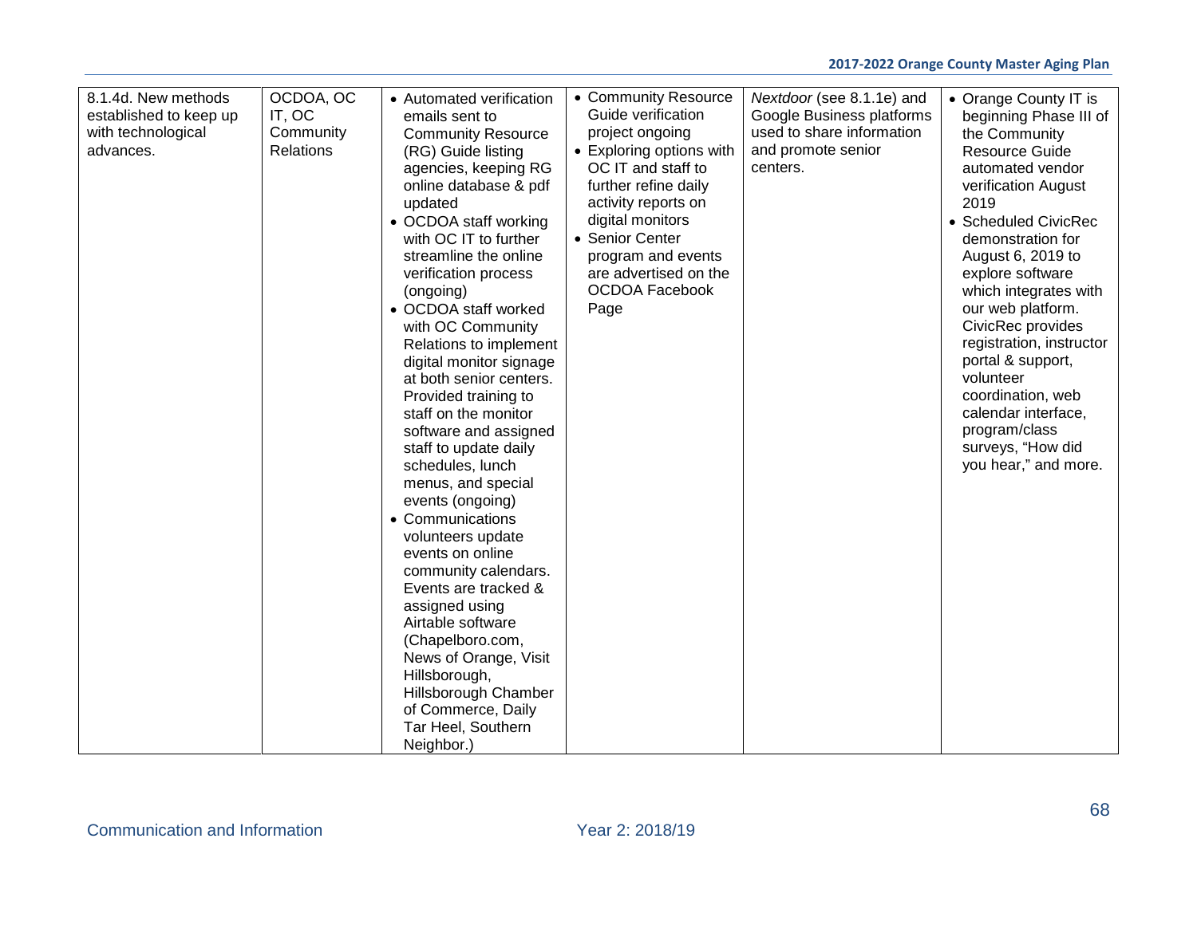| 8.1.4d. New methods established to keep up with technological advances. | OCDOA, OC IT, OC Community Relations | • Automated verification emails sent to Community Resource (RG) Guide listing agencies, keeping RG online database & pdf updated<br>• OCDOA staff working with OC IT to further streamline the online verification process (ongoing)<br>• OCDOA staff worked with OC Community Relations to implement digital monitor signage at both senior centers. Provided training to staff on the monitor software and assigned staff to update daily schedules, lunch menus, and special events (ongoing)<br>• Communications volunteers update events on online community calendars. Events are tracked & assigned using Airtable software (Chapelboro.com, News of Orange, Visit Hillsborough, Hillsborough Chamber of Commerce, Daily Tar Heel, Southern Neighbor.) | • Community Resource Guide verification project ongoing<br>• Exploring options with OC IT and staff to further refine daily activity reports on digital monitors<br>• Senior Center program and events are advertised on the OCDOA Facebook Page | *Nextdoor* (see 8.1.1e) and Google Business platforms used to share information and promote senior centers. | • Orange County IT is beginning Phase III of the Community Resource Guide automated vendor verification August 2019<br>• Scheduled CivicRec demonstration for August 6, 2019 to explore software which integrates with our web platform. CivicRec provides registration, instructor portal & support, volunteer coordination, web calendar interface, program/class surveys, "How did you hear," and more. |
|---|---|---|---|---|---|

Communication and Information | Year 2: 2018/19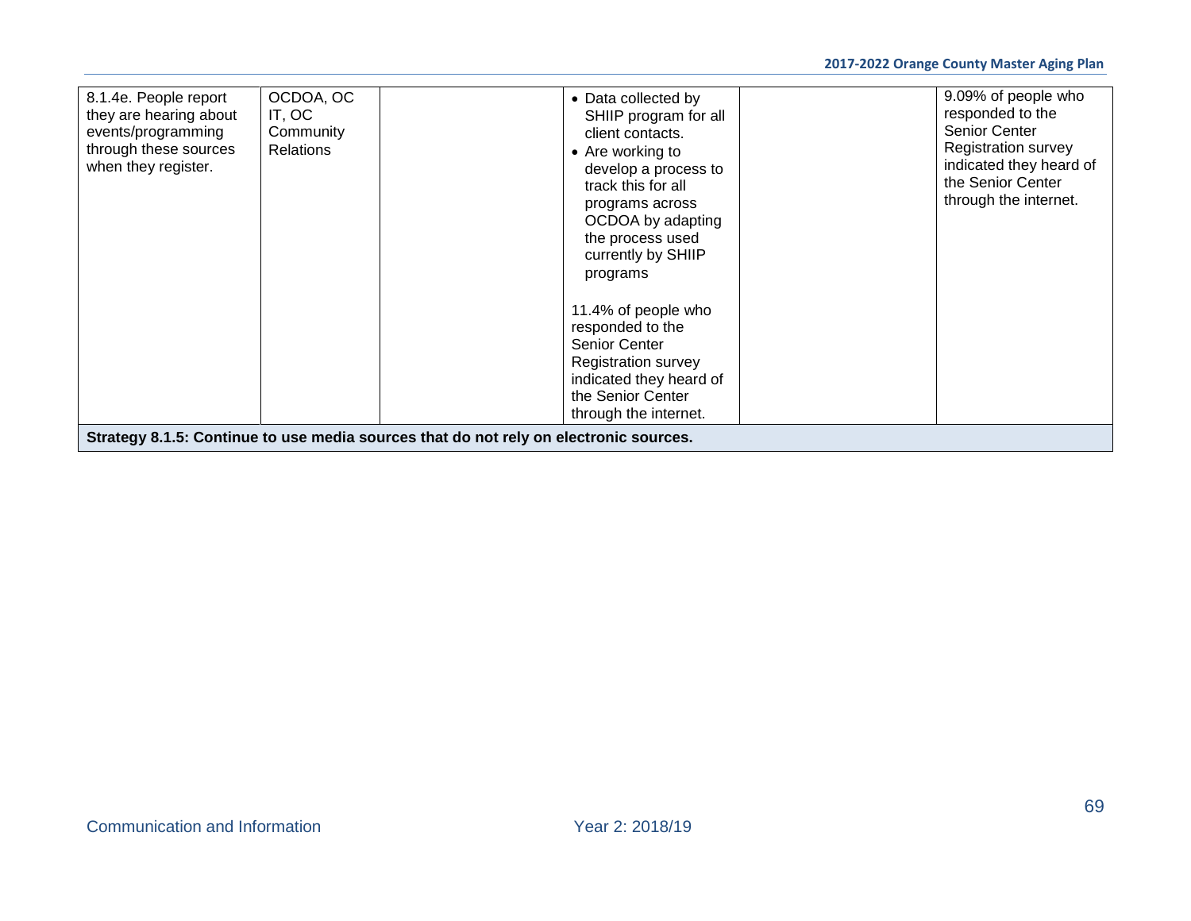| | | | | | |
|---|---|---|---|---|---|
| 8.1.4e. People report they are hearing about events/programming through these sources when they register. | OCDOA, OC IT, OC Community Relations | | • Data collected by SHIIP program for all client contacts.<br>• Are working to develop a process to track this for all programs across OCDOA by adapting the process used currently by SHIIP programs<br><br>11.4% of people who responded to the Senior Center Registration survey indicated they heard of the Senior Center through the internet. | | 9.09% of people who responded to the Senior Center Registration survey indicated they heard of the Senior Center through the internet. |
| **Strategy 8.1.5: Continue to use media sources that do not rely on electronic sources.** | | | | | |

Communication and Information — Year 2: 2018/19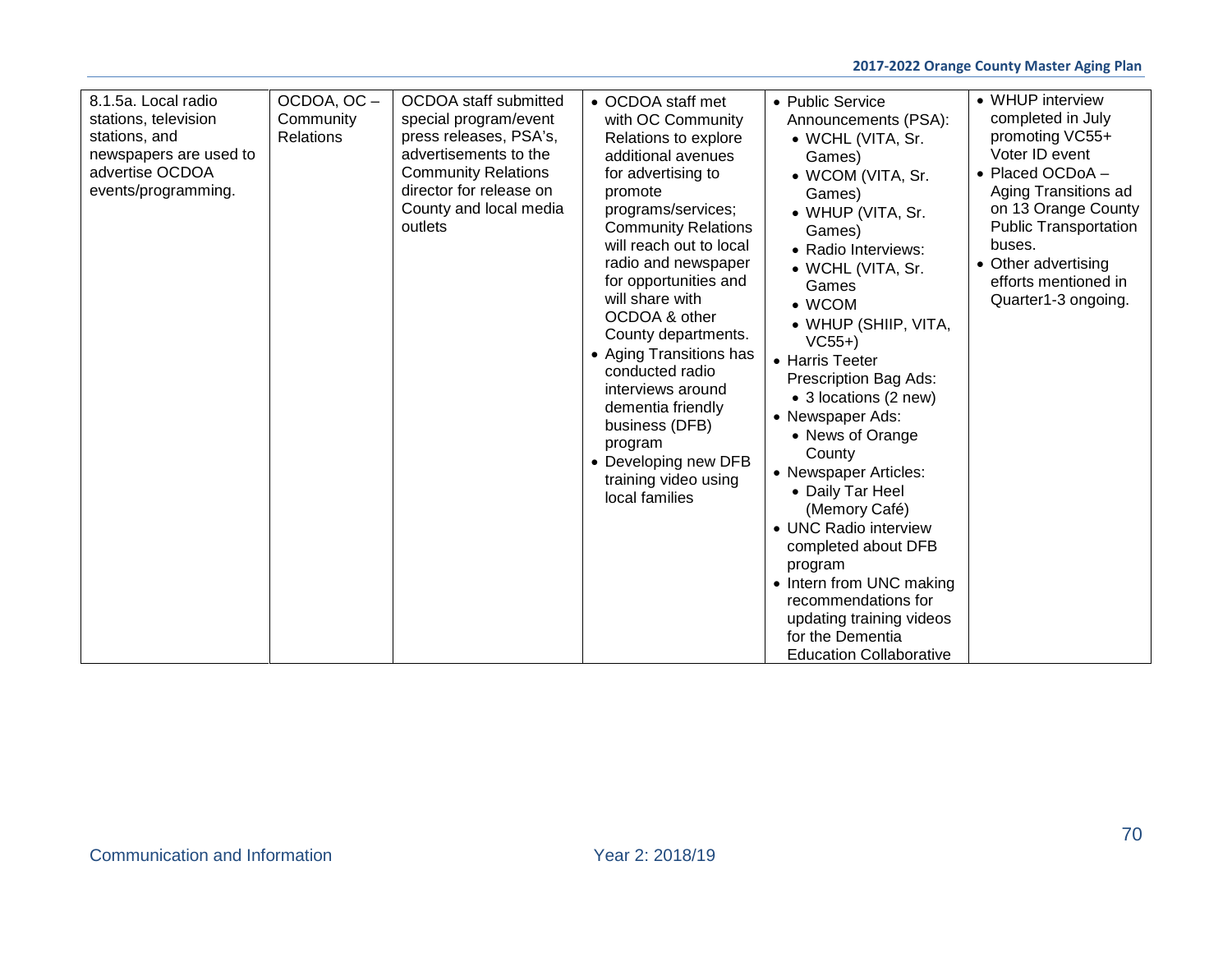| 8.1.5a. Local radio stations, television stations, and newspapers are used to advertise OCDOA events/programming. | OCDOA, OC – Community Relations | OCDOA staff submitted special program/event press releases, PSA's, advertisements to the Community Relations director for release on County and local media outlets | • OCDOA staff met with OC Community Relations to explore additional avenues for advertising to promote programs/services; Community Relations will reach out to local radio and newspaper for opportunities and will share with OCDOA & other County departments.<br>• Aging Transitions has conducted radio interviews around dementia friendly business (DFB) program<br>• Developing new DFB training video using local families | • Public Service Announcements (PSA):<br>  • WCHL (VITA, Sr. Games)<br>  • WCOM (VITA, Sr. Games)<br>  • WHUP (VITA, Sr. Games)<br>  • Radio Interviews:<br>  • WCHL (VITA, Sr. Games<br>  • WCOM<br>  • WHUP (SHIIP, VITA, VC55+)<br>• Harris Teeter Prescription Bag Ads:<br>  • 3 locations (2 new)<br>• Newspaper Ads:<br>  • News of Orange County<br>• Newspaper Articles:<br>  • Daily Tar Heel (Memory Café)<br>• UNC Radio interview completed about DFB program<br>• Intern from UNC making recommendations for updating training videos for the Dementia Education Collaborative | • WHUP interview completed in July promoting VC55+ Voter ID event<br>• Placed OCDoA – Aging Transitions ad on 13 Orange County Public Transportation buses.<br>• Other advertising efforts mentioned in Quarter1-3 ongoing. |
|---|---|---|---|---|---|

Communication and Information — Year 2: 2018/19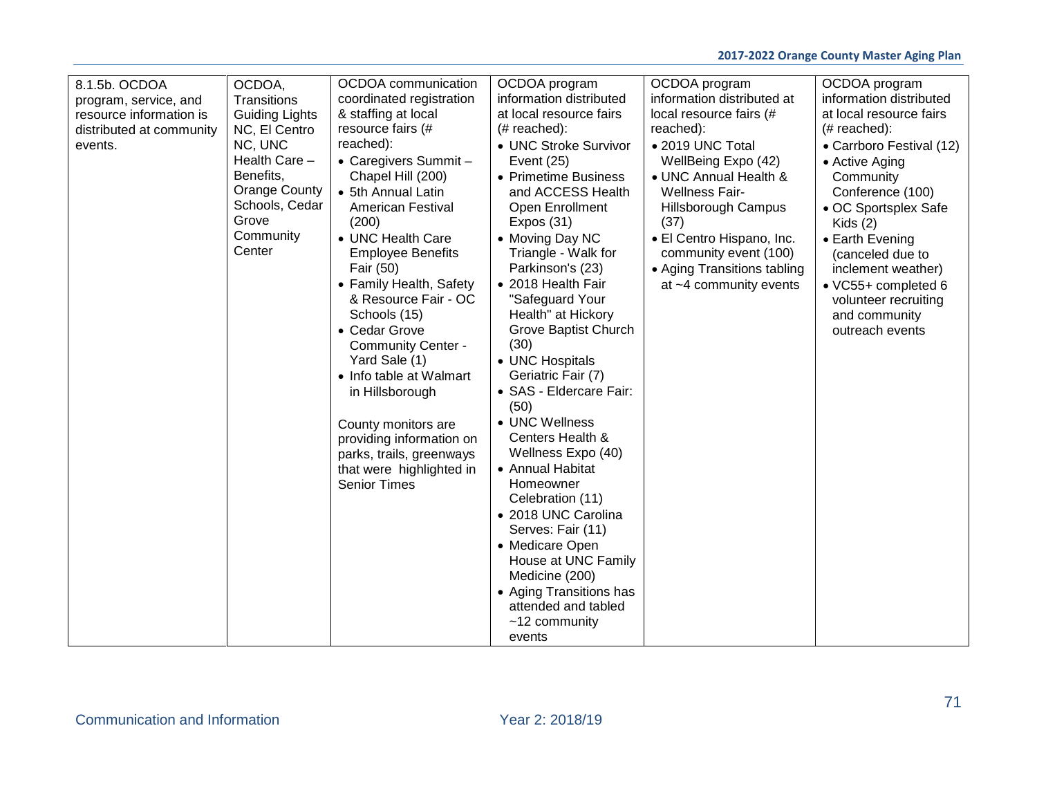| 8.1.5b. OCDOA program, service, and resource information is distributed at community events. | OCDOA, Transitions Guiding Lights NC, El Centro NC, UNC Health Care – Benefits, Orange County Schools, Cedar Grove Community Center | OCDOA communication coordinated registration & staffing at local resource fairs (# reached):<br>• Caregivers Summit – Chapel Hill (200)<br>• 5th Annual Latin American Festival (200)<br>• UNC Health Care Employee Benefits Fair (50)<br>• Family Health, Safety & Resource Fair - OC Schools (15)<br>• Cedar Grove Community Center - Yard Sale (1)<br>• Info table at Walmart in Hillsborough<br><br>County monitors are providing information on parks, trails, greenways that were highlighted in Senior Times | OCDOA program information distributed at local resource fairs (# reached):<br>• UNC Stroke Survivor Event (25)<br>• Primetime Business and ACCESS Health Open Enrollment Expos (31)<br>• Moving Day NC Triangle - Walk for Parkinson's (23)<br>• 2018 Health Fair "Safeguard Your Health" at Hickory Grove Baptist Church (30)<br>• UNC Hospitals Geriatric Fair (7)<br>• SAS - Eldercare Fair: (50)<br>• UNC Wellness Centers Health & Wellness Expo (40)<br>• Annual Habitat Homeowner Celebration (11)<br>• 2018 UNC Carolina Serves: Fair (11)<br>• Medicare Open House at UNC Family Medicine (200)<br>• Aging Transitions has attended and tabled ~12 community events | OCDOA program information distributed at local resource fairs (# reached):<br>• 2019 UNC Total WellBeing Expo (42)<br>• UNC Annual Health & Wellness Fair-Hillsborough Campus (37)<br>• El Centro Hispano, Inc. community event (100)<br>• Aging Transitions tabling at ~4 community events | OCDOA program information distributed at local resource fairs (# reached):<br>• Carrboro Festival (12)<br>• Active Aging Community Conference (100)<br>• OC Sportsplex Safe Kids (2)<br>• Earth Evening (canceled due to inclement weather)<br>• VC55+ completed 6 volunteer recruiting and community outreach events |
|---|---|---|---|---|---|

Communication and Information | Year 2: 2018/19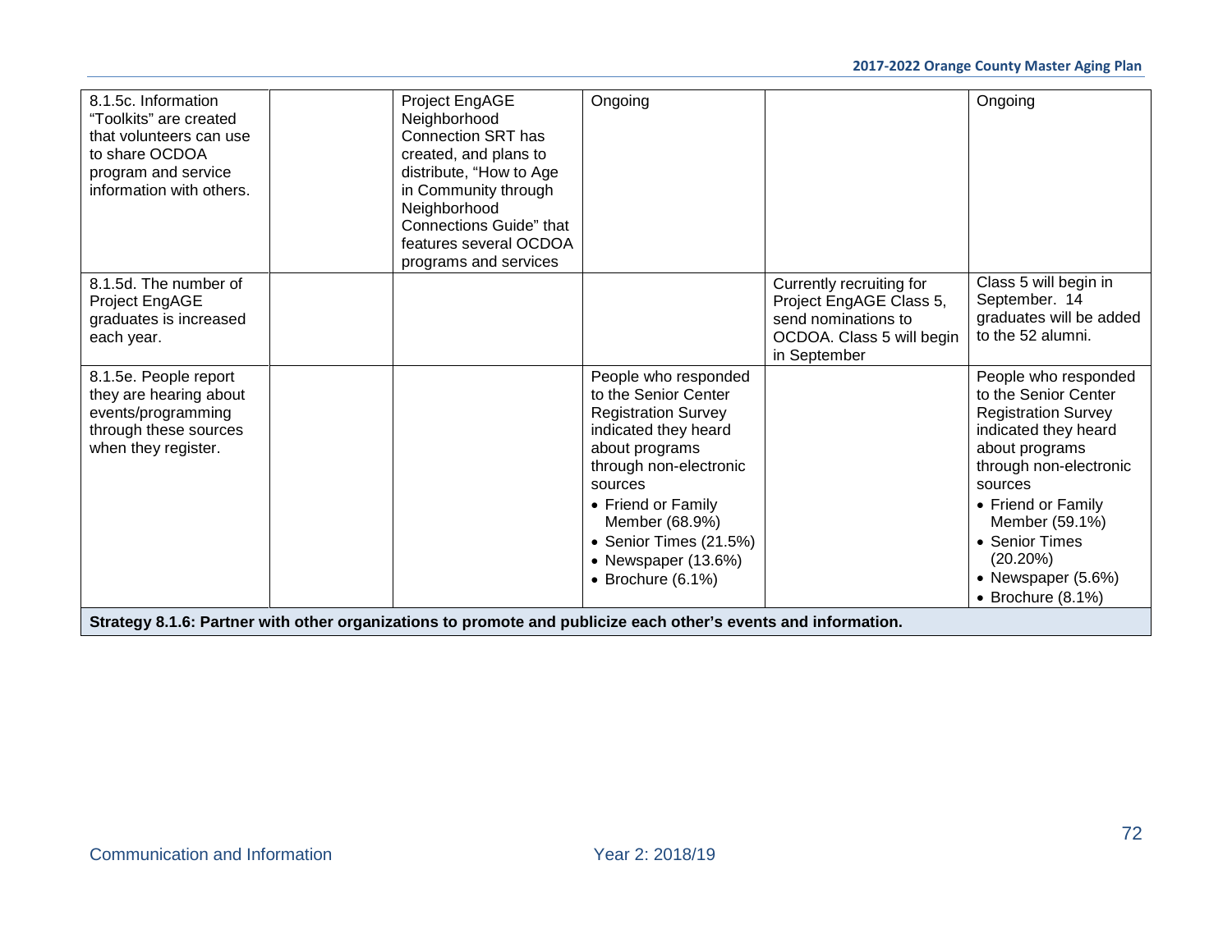| | | | | | |
|---|---|---|---|---|---|
| 8.1.5c. Information “Toolkits” are created that volunteers can use to share OCDOA program and service information with others. | | Project EngAGE Neighborhood Connection SRT has created, and plans to distribute, “How to Age in Community through Neighborhood Connections Guide” that features several OCDOA programs and services | Ongoing | | Ongoing |
| 8.1.5d. The number of Project EngAGE graduates is increased each year. | | | | Currently recruiting for Project EngAGE Class 5, send nominations to OCDOA. Class 5 will begin in September | Class 5 will begin in September. 14 graduates will be added to the 52 alumni. |
| 8.1.5e. People report they are hearing about events/programming through these sources when they register. | | | People who responded to the Senior Center Registration Survey indicated they heard about programs through non-electronic sources<br>• Friend or Family Member (68.9%)<br>• Senior Times (21.5%)<br>• Newspaper (13.6%)<br>• Brochure (6.1%) | | People who responded to the Senior Center Registration Survey indicated they heard about programs through non-electronic sources<br>• Friend or Family Member (59.1%)<br>• Senior Times (20.20%)<br>• Newspaper (5.6%)<br>• Brochure (8.1%) |
| **Strategy 8.1.6: Partner with other organizations to promote and publicize each other’s events and information.** | | | | | |

Communication and Information Year 2: 2018/19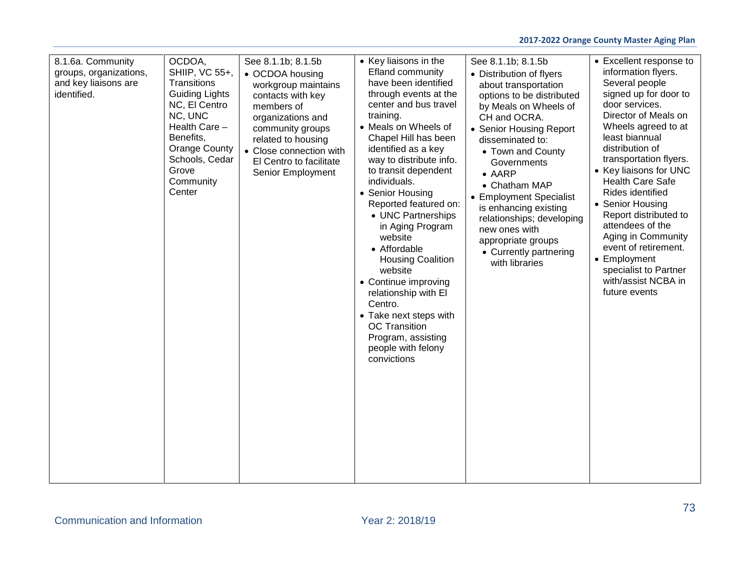| | | | | | |
|---|---|---|---|---|---|
| 8.1.6a. Community groups, organizations, and key liaisons are identified. | OCDOA, SHIIP, VC 55+, Transitions Guiding Lights NC, El Centro NC, UNC Health Care – Benefits, Orange County Schools, Cedar Grove Community Center | See 8.1.1b; 8.1.5b<br>• OCDOA housing workgroup maintains contacts with key members of organizations and community groups related to housing<br>• Close connection with El Centro to facilitate Senior Employment | • Key liaisons in the Efland community have been identified through events at the center and bus travel training.<br>• Meals on Wheels of Chapel Hill has been identified as a key way to distribute info. to transit dependent individuals.<br>• Senior Housing Reported featured on:<br>&nbsp;&nbsp;• UNC Partnerships in Aging Program website<br>&nbsp;&nbsp;• Affordable Housing Coalition website<br>• Continue improving relationship with El Centro.<br>• Take next steps with OC Transition Program, assisting people with felony convictions | See 8.1.1b; 8.1.5b<br>• Distribution of flyers about transportation options to be distributed by Meals on Wheels of CH and OCRA.<br>• Senior Housing Report disseminated to:<br>&nbsp;&nbsp;• Town and County Governments<br>&nbsp;&nbsp;• AARP<br>&nbsp;&nbsp;• Chatham MAP<br>• Employment Specialist is enhancing existing relationships; developing new ones with appropriate groups<br>&nbsp;&nbsp;• Currently partnering with libraries | • Excellent response to information flyers. Several people signed up for door to door services. Director of Meals on Wheels agreed to at least biannual distribution of transportation flyers.<br>• Key liaisons for UNC Health Care Safe Rides identified<br>• Senior Housing Report distributed to attendees of the Aging in Community event of retirement.<br>• Employment specialist to Partner with/assist NCBA in future events |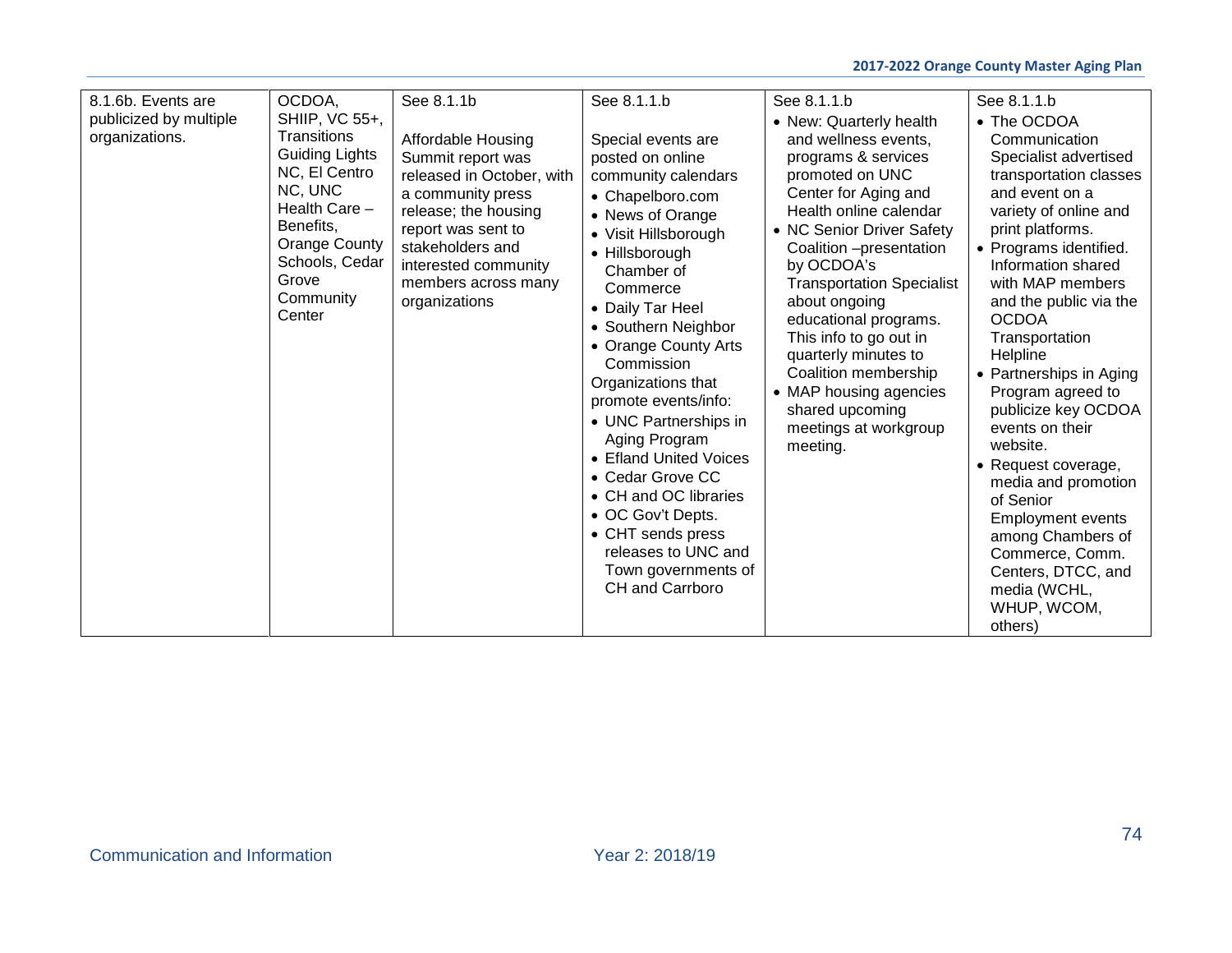| 8.1.6b. Events are publicized by multiple organizations. | OCDOA, SHIIP, VC 55+, Transitions Guiding Lights NC, El Centro NC, UNC Health Care – Benefits, Orange County Schools, Cedar Grove Community Center | See 8.1.1b<br><br>Affordable Housing Summit report was released in October, with a community press release; the housing report was sent to stakeholders and interested community members across many organizations | See 8.1.1.b<br><br>Special events are posted on online community calendars<br>• Chapelboro.com<br>• News of Orange<br>• Visit Hillsborough<br>• Hillsborough Chamber of Commerce<br>• Daily Tar Heel<br>• Southern Neighbor<br>• Orange County Arts Commission<br>Organizations that promote events/info:<br>• UNC Partnerships in Aging Program<br>• Efland United Voices<br>• Cedar Grove CC<br>• CH and OC libraries<br>• OC Gov't Depts.<br>• CHT sends press releases to UNC and Town governments of CH and Carrboro | See 8.1.1.b<br>• New: Quarterly health and wellness events, programs & services promoted on UNC Center for Aging and Health online calendar<br>• NC Senior Driver Safety Coalition –presentation by OCDOA's Transportation Specialist about ongoing educational programs. This info to go out in quarterly minutes to Coalition membership<br>• MAP housing agencies shared upcoming meetings at workgroup meeting. | See 8.1.1.b<br>• The OCDOA Communication Specialist advertised transportation classes and event on a variety of online and print platforms.<br>• Programs identified. Information shared with MAP members and the public via the OCDOA Transportation Helpline<br>• Partnerships in Aging Program agreed to publicize key OCDOA events on their website.<br>• Request coverage, media and promotion of Senior Employment events among Chambers of Commerce, Comm. Centers, DTCC, and media (WCHL, WHUP, WCOM, others) |
|---|---|---|---|---|---|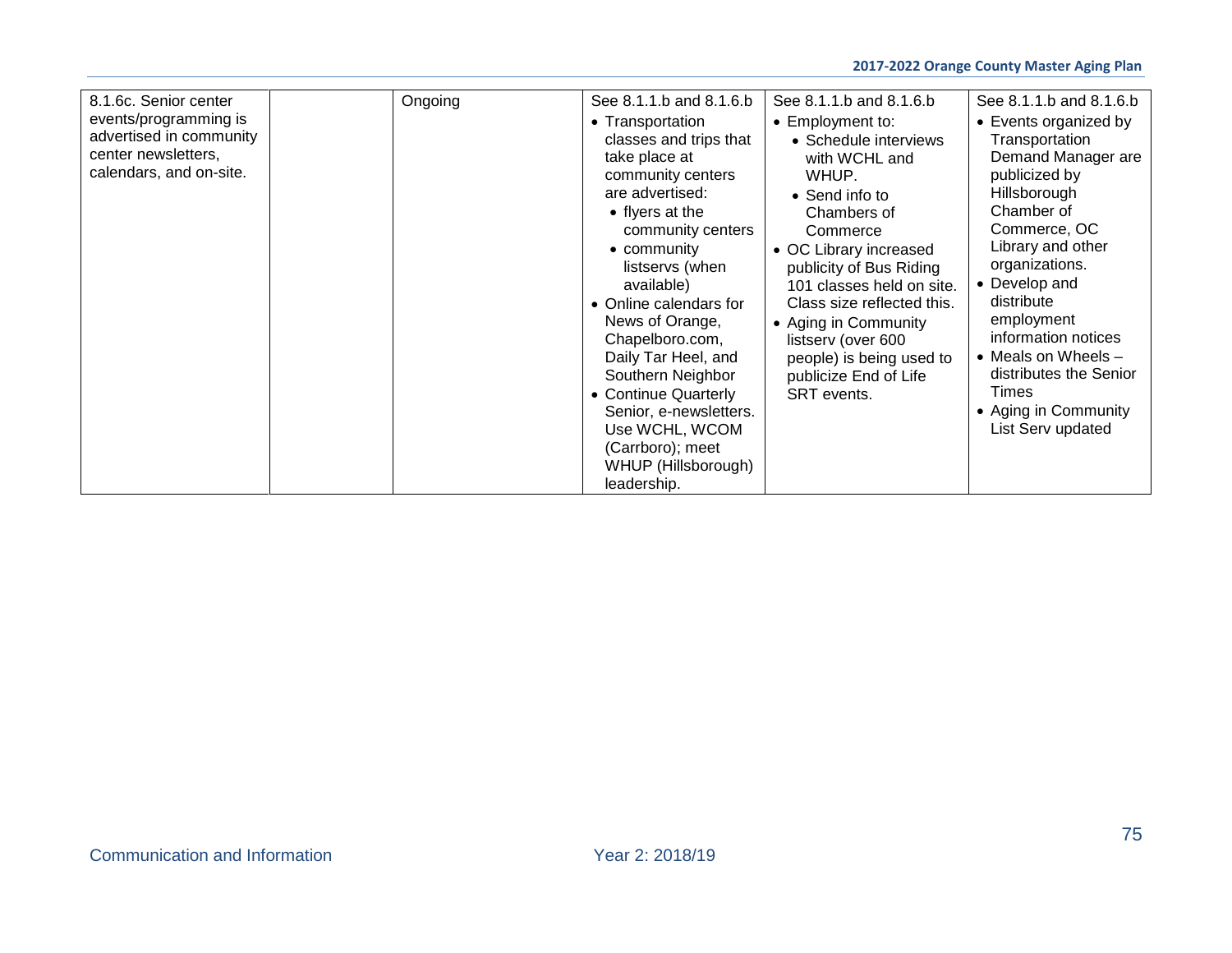| | | | | | |
|---|---|---|---|---|---|
| 8.1.6c. Senior center events/programming is advertised in community center newsletters, calendars, and on-site. | | Ongoing | See 8.1.1.b and 8.1.6.b<br>• Transportation classes and trips that take place at community centers are advertised:<br>  • flyers at the community centers<br>  • community listservs (when available)<br>• Online calendars for News of Orange, Chapelboro.com, Daily Tar Heel, and Southern Neighbor<br>• Continue Quarterly Senior, e-newsletters. Use WCHL, WCOM (Carrboro); meet WHUP (Hillsborough) leadership. | See 8.1.1.b and 8.1.6.b<br>• Employment to:<br>  • Schedule interviews with WCHL and WHUP.<br>  • Send info to Chambers of Commerce<br>• OC Library increased publicity of Bus Riding 101 classes held on site. Class size reflected this.<br>• Aging in Community listserv (over 600 people) is being used to publicize End of Life SRT events. | See 8.1.1.b and 8.1.6.b<br>• Events organized by Transportation Demand Manager are publicized by Hillsborough Chamber of Commerce, OC Library and other organizations.<br>• Develop and distribute employment information notices<br>• Meals on Wheels – distributes the Senior Times<br>• Aging in Community List Serv updated |

Communication and Information

Year 2: 2018/19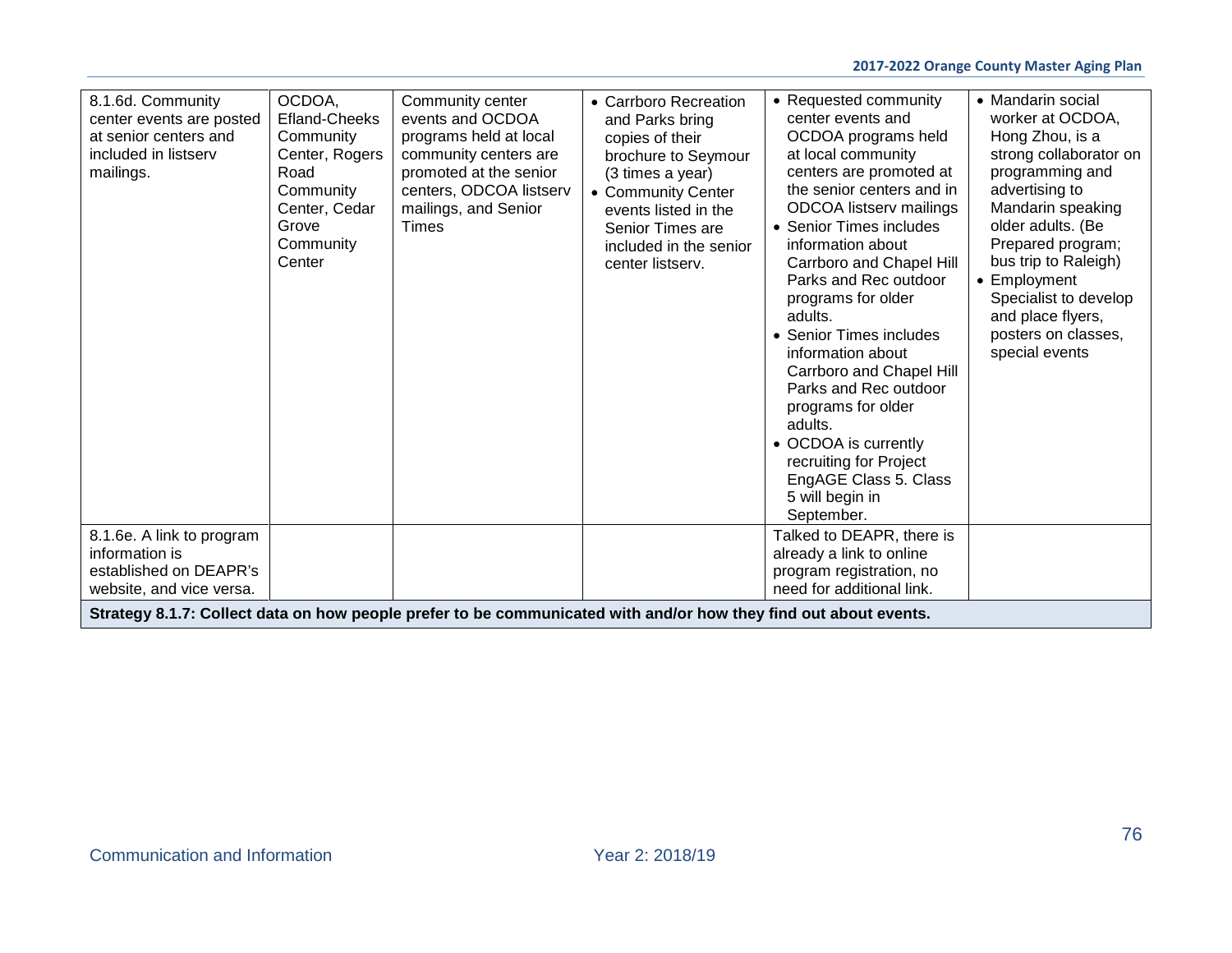| | | | | | |
|---|---|---|---|---|---|
| 8.1.6d. Community center events are posted at senior centers and included in listserv mailings. | OCDOA, Efland-Cheeks Community Center, Rogers Road Community Center, Cedar Grove Community Center | Community center events and OCDOA programs held at local community centers are promoted at the senior centers, ODCOA listserv mailings, and Senior Times | • Carrboro Recreation and Parks bring copies of their brochure to Seymour (3 times a year)<br>• Community Center events listed in the Senior Times are included in the senior center listserv. | • Requested community center events and OCDOA programs held at local community centers are promoted at the senior centers and in ODCOA listserv mailings<br>• Senior Times includes information about Carrboro and Chapel Hill Parks and Rec outdoor programs for older adults.<br>• Senior Times includes information about Carrboro and Chapel Hill Parks and Rec outdoor programs for older adults.<br>• OCDOA is currently recruiting for Project EngAGE Class 5. Class 5 will begin in September. | • Mandarin social worker at OCDOA, Hong Zhou, is a strong collaborator on programming and advertising to Mandarin speaking older adults. (Be Prepared program; bus trip to Raleigh)<br>• Employment Specialist to develop and place flyers, posters on classes, special events |
| 8.1.6e. A link to program information is established on DEAPR's website, and vice versa. | | | | Talked to DEAPR, there is already a link to online program registration, no need for additional link. | |
| **Strategy 8.1.7: Collect data on how people prefer to be communicated with and/or how they find out about events.** | | | | | |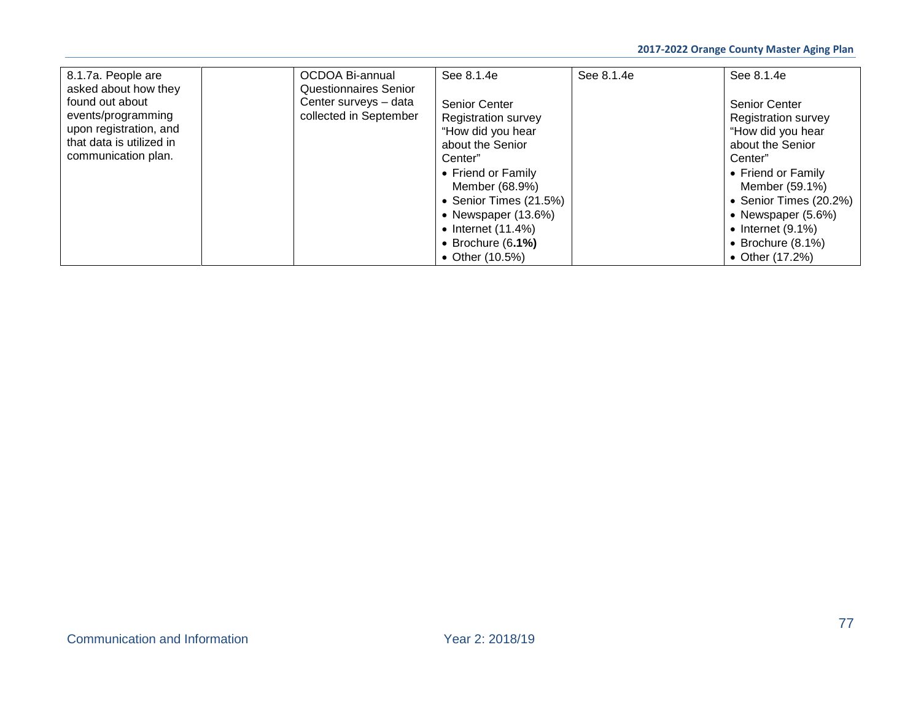| | | | | | |
|---|---|---|---|---|---|
| 8.1.7a. People are asked about how they found out about events/programming upon registration, and that data is utilized in communication plan. | | OCDOA Bi-annual Questionnaires Senior Center surveys – data collected in September | See 8.1.4e<br><br>Senior Center Registration survey "How did you hear about the Senior Center"<br>• Friend or Family Member (68.9%)<br>• Senior Times (21.5%)<br>• Newspaper (13.6%)<br>• Internet (11.4%)<br>• Brochure (6**.1%)**<br>• Other (10.5%) | See 8.1.4e | See 8.1.4e<br><br>Senior Center Registration survey "How did you hear about the Senior Center"<br>• Friend or Family Member (59.1%)<br>• Senior Times (20.2%)<br>• Newspaper (5.6%)<br>• Internet (9.1%)<br>• Brochure (8.1%)<br>• Other (17.2%) |

Communication and Information

Year 2: 2018/19